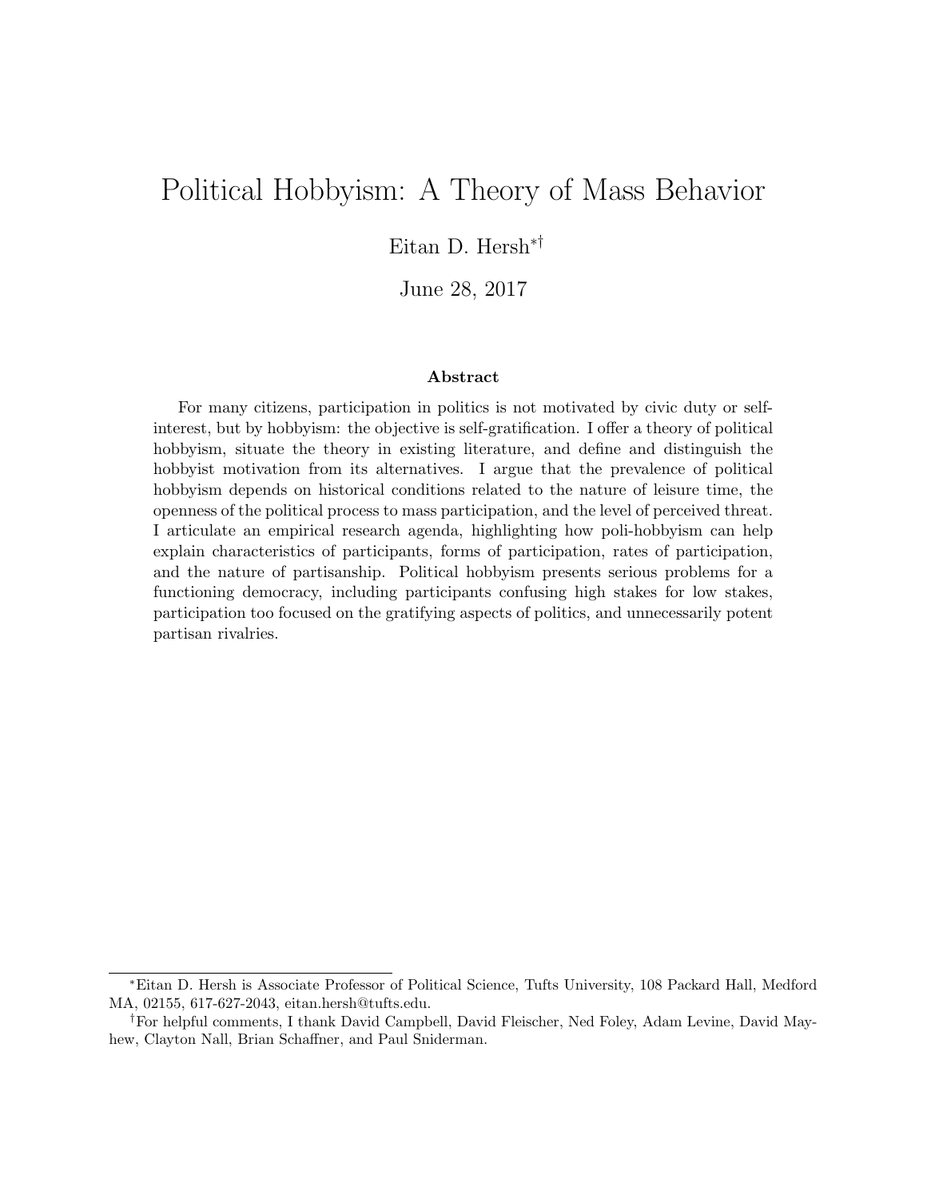# Political Hobbyism: A Theory of Mass Behavior

Eitan D. Hersh[*][†]

June 28, 2017

### Abstract

For many citizens, participation in politics is not motivated by civic duty or self-interest, but by hobbyism: the objective is self-gratification. I offer a theory of political hobbyism, situate the theory in existing literature, and define and distinguish the hobbyist motivation from its alternatives. I argue that the prevalence of political hobbyism depends on historical conditions related to the nature of leisure time, the openness of the political process to mass participation, and the level of perceived threat. I articulate an empirical research agenda, highlighting how poli-hobbyism can help explain characteristics of participants, forms of participation, rates of participation, and the nature of partisanship. Political hobbyism presents serious problems for a functioning democracy, including participants confusing high stakes for low stakes, participation too focused on the gratifying aspects of politics, and unnecessarily potent partisan rivalries.

---

[*] Eitan D. Hersh is Associate Professor of Political Science, Tufts University, 108 Packard Hall, Medford MA, 02155, 617-627-2043, eitan.hersh@tufts.edu.

[†] For helpful comments, I thank David Campbell, David Fleischer, Ned Foley, Adam Levine, David Mayhew, Clayton Nall, Brian Schaffner, and Paul Sniderman.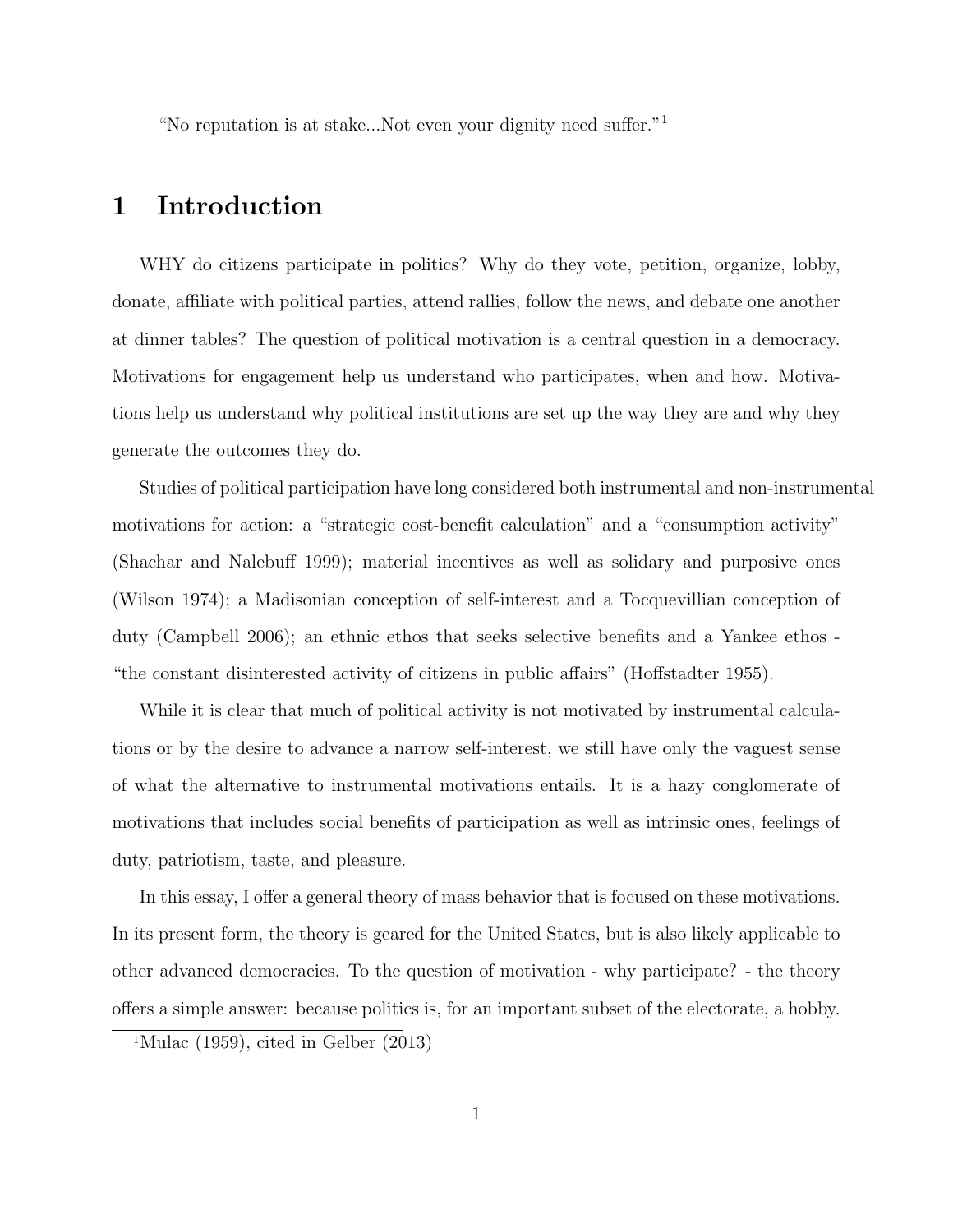"No reputation is at stake...Not even your dignity need suffer."[1]

# 1 Introduction

WHY do citizens participate in politics? Why do they vote, petition, organize, lobby, donate, affiliate with political parties, attend rallies, follow the news, and debate one another at dinner tables? The question of political motivation is a central question in a democracy. Motivations for engagement help us understand who participates, when and how. Motivations help us understand why political institutions are set up the way they are and why they generate the outcomes they do.

Studies of political participation have long considered both instrumental and non-instrumental motivations for action: a "strategic cost-benefit calculation" and a "consumption activity" (Shachar and Nalebuff 1999); material incentives as well as solidary and purposive ones (Wilson 1974); a Madisonian conception of self-interest and a Tocquevillian conception of duty (Campbell 2006); an ethnic ethos that seeks selective benefits and a Yankee ethos - "the constant disinterested activity of citizens in public affairs" (Hoffstadter 1955).

While it is clear that much of political activity is not motivated by instrumental calculations or by the desire to advance a narrow self-interest, we still have only the vaguest sense of what the alternative to instrumental motivations entails. It is a hazy conglomerate of motivations that includes social benefits of participation as well as intrinsic ones, feelings of duty, patriotism, taste, and pleasure.

In this essay, I offer a general theory of mass behavior that is focused on these motivations. In its present form, the theory is geared for the United States, but is also likely applicable to other advanced democracies. To the question of motivation - why participate? - the theory offers a simple answer: because politics is, for an important subset of the electorate, a hobby.

[1] Mulac (1959), cited in Gelber (2013)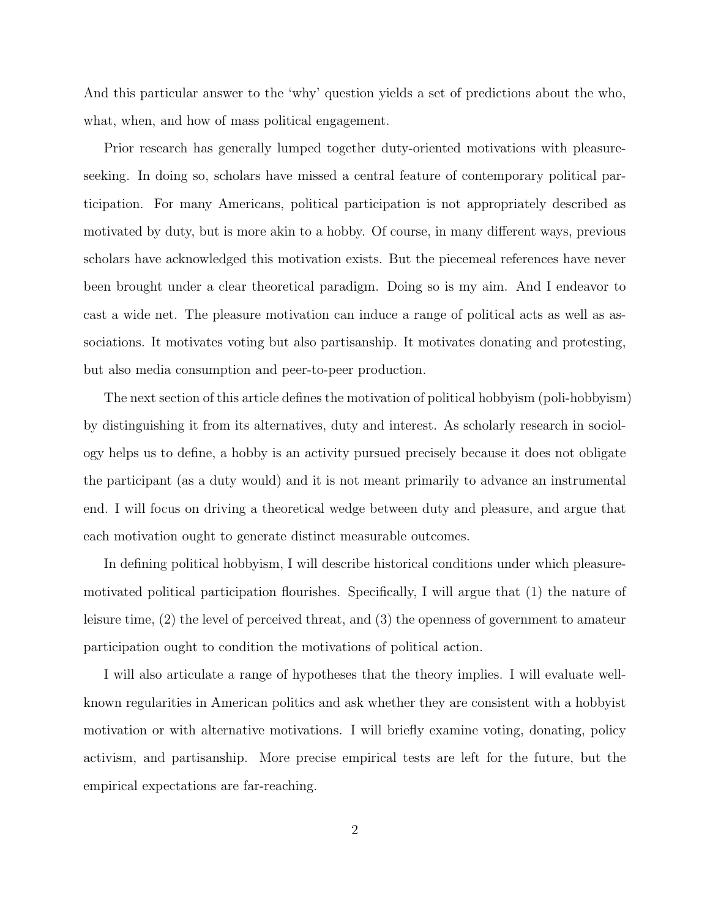And this particular answer to the 'why' question yields a set of predictions about the who, what, when, and how of mass political engagement.

Prior research has generally lumped together duty-oriented motivations with pleasure-seeking. In doing so, scholars have missed a central feature of contemporary political participation. For many Americans, political participation is not appropriately described as motivated by duty, but is more akin to a hobby. Of course, in many different ways, previous scholars have acknowledged this motivation exists. But the piecemeal references have never been brought under a clear theoretical paradigm. Doing so is my aim. And I endeavor to cast a wide net. The pleasure motivation can induce a range of political acts as well as associations. It motivates voting but also partisanship. It motivates donating and protesting, but also media consumption and peer-to-peer production.

The next section of this article defines the motivation of political hobbyism (poli-hobbyism) by distinguishing it from its alternatives, duty and interest. As scholarly research in sociology helps us to define, a hobby is an activity pursued precisely because it does not obligate the participant (as a duty would) and it is not meant primarily to advance an instrumental end. I will focus on driving a theoretical wedge between duty and pleasure, and argue that each motivation ought to generate distinct measurable outcomes.

In defining political hobbyism, I will describe historical conditions under which pleasure-motivated political participation flourishes. Specifically, I will argue that (1) the nature of leisure time, (2) the level of perceived threat, and (3) the openness of government to amateur participation ought to condition the motivations of political action.

I will also articulate a range of hypotheses that the theory implies. I will evaluate well-known regularities in American politics and ask whether they are consistent with a hobbyist motivation or with alternative motivations. I will briefly examine voting, donating, policy activism, and partisanship. More precise empirical tests are left for the future, but the empirical expectations are far-reaching.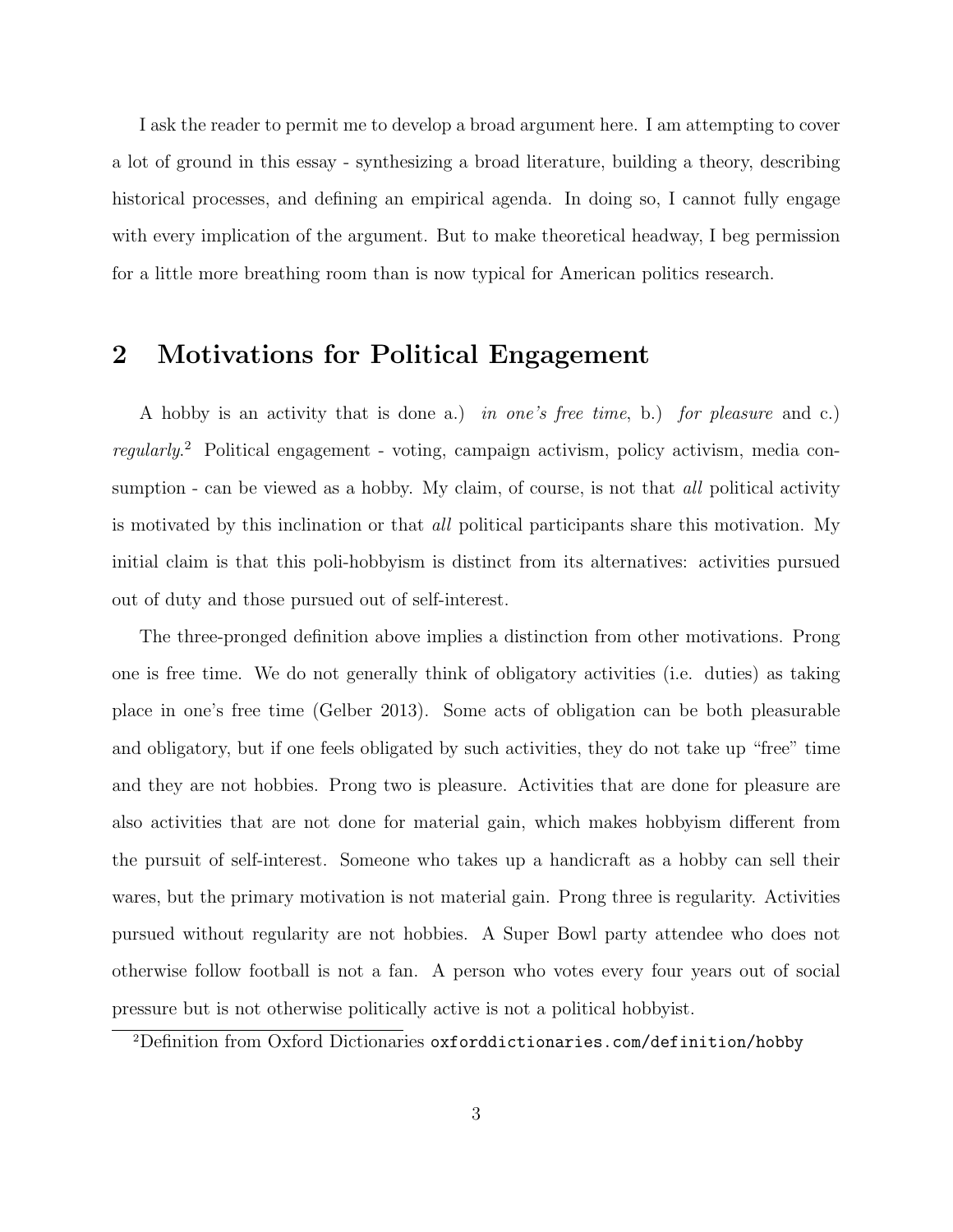I ask the reader to permit me to develop a broad argument here. I am attempting to cover a lot of ground in this essay - synthesizing a broad literature, building a theory, describing historical processes, and defining an empirical agenda. In doing so, I cannot fully engage with every implication of the argument. But to make theoretical headway, I beg permission for a little more breathing room than is now typical for American politics research.

## 2 Motivations for Political Engagement

A hobby is an activity that is done a.) *in one's free time*, b.) *for pleasure* and c.) *regularly*.[2] Political engagement - voting, campaign activism, policy activism, media consumption - can be viewed as a hobby. My claim, of course, is not that *all* political activity is motivated by this inclination or that *all* political participants share this motivation. My initial claim is that this poli-hobbyism is distinct from its alternatives: activities pursued out of duty and those pursued out of self-interest.

The three-pronged definition above implies a distinction from other motivations. Prong one is free time. We do not generally think of obligatory activities (i.e. duties) as taking place in one's free time (Gelber 2013). Some acts of obligation can be both pleasurable and obligatory, but if one feels obligated by such activities, they do not take up "free" time and they are not hobbies. Prong two is pleasure. Activities that are done for pleasure are also activities that are not done for material gain, which makes hobbyism different from the pursuit of self-interest. Someone who takes up a handicraft as a hobby can sell their wares, but the primary motivation is not material gain. Prong three is regularity. Activities pursued without regularity are not hobbies. A Super Bowl party attendee who does not otherwise follow football is not a fan. A person who votes every four years out of social pressure but is not otherwise politically active is not a political hobbyist.

[2] Definition from Oxford Dictionaries `oxforddictionaries.com/definition/hobby`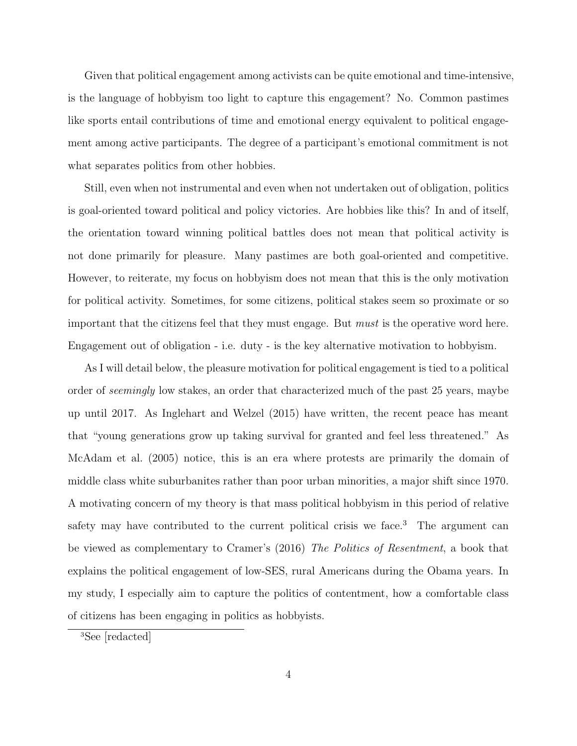Given that political engagement among activists can be quite emotional and time-intensive, is the language of hobbyism too light to capture this engagement? No. Common pastimes like sports entail contributions of time and emotional energy equivalent to political engagement among active participants. The degree of a participant's emotional commitment is not what separates politics from other hobbies.

Still, even when not instrumental and even when not undertaken out of obligation, politics is goal-oriented toward political and policy victories. Are hobbies like this? In and of itself, the orientation toward winning political battles does not mean that political activity is not done primarily for pleasure. Many pastimes are both goal-oriented and competitive. However, to reiterate, my focus on hobbyism does not mean that this is the only motivation for political activity. Sometimes, for some citizens, political stakes seem so proximate or so important that the citizens feel that they must engage. But *must* is the operative word here. Engagement out of obligation - i.e. duty - is the key alternative motivation to hobbyism.

As I will detail below, the pleasure motivation for political engagement is tied to a political order of *seemingly* low stakes, an order that characterized much of the past 25 years, maybe up until 2017. As Inglehart and Welzel (2015) have written, the recent peace has meant that "young generations grow up taking survival for granted and feel less threatened." As McAdam et al. (2005) notice, this is an era where protests are primarily the domain of middle class white suburbanites rather than poor urban minorities, a major shift since 1970. A motivating concern of my theory is that mass political hobbyism in this period of relative safety may have contributed to the current political crisis we face.[3] The argument can be viewed as complementary to Cramer's (2016) *The Politics of Resentment*, a book that explains the political engagement of low-SES, rural Americans during the Obama years. In my study, I especially aim to capture the politics of contentment, how a comfortable class of citizens has been engaging in politics as hobbyists.

[3] See [redacted]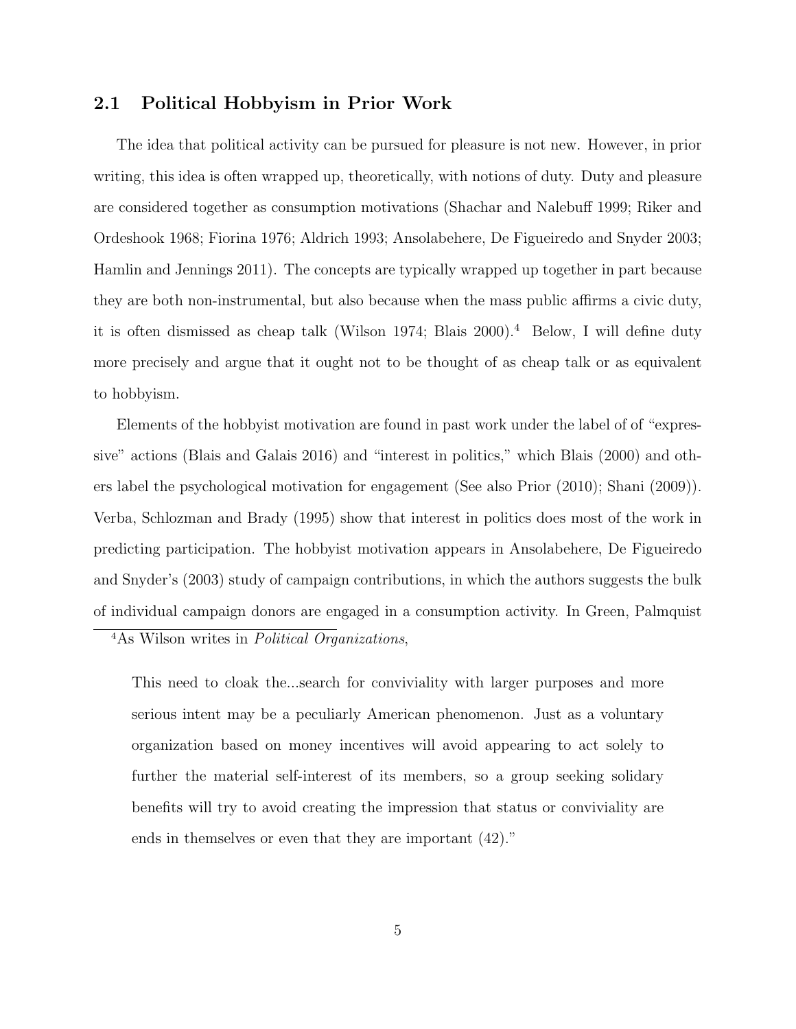## 2.1 Political Hobbyism in Prior Work

The idea that political activity can be pursued for pleasure is not new. However, in prior writing, this idea is often wrapped up, theoretically, with notions of duty. Duty and pleasure are considered together as consumption motivations (Shachar and Nalebuff 1999; Riker and Ordeshook 1968; Fiorina 1976; Aldrich 1993; Ansolabehere, De Figueiredo and Snyder 2003; Hamlin and Jennings 2011). The concepts are typically wrapped up together in part because they are both non-instrumental, but also because when the mass public affirms a civic duty, it is often dismissed as cheap talk (Wilson 1974; Blais 2000).[4] Below, I will define duty more precisely and argue that it ought not to be thought of as cheap talk or as equivalent to hobbyism.

Elements of the hobbyist motivation are found in past work under the label of of "expressive" actions (Blais and Galais 2016) and "interest in politics," which Blais (2000) and others label the psychological motivation for engagement (See also Prior (2010); Shani (2009)). Verba, Schlozman and Brady (1995) show that interest in politics does most of the work in predicting participation. The hobbyist motivation appears in Ansolabehere, De Figueiredo and Snyder's (2003) study of campaign contributions, in which the authors suggests the bulk of individual campaign donors are engaged in a consumption activity. In Green, Palmquist

[4]As Wilson writes in *Political Organizations*,

> This need to cloak the...search for conviviality with larger purposes and more serious intent may be a peculiarly American phenomenon. Just as a voluntary organization based on money incentives will avoid appearing to act solely to further the material self-interest of its members, so a group seeking solidary benefits will try to avoid creating the impression that status or conviviality are ends in themselves or even that they are important (42)."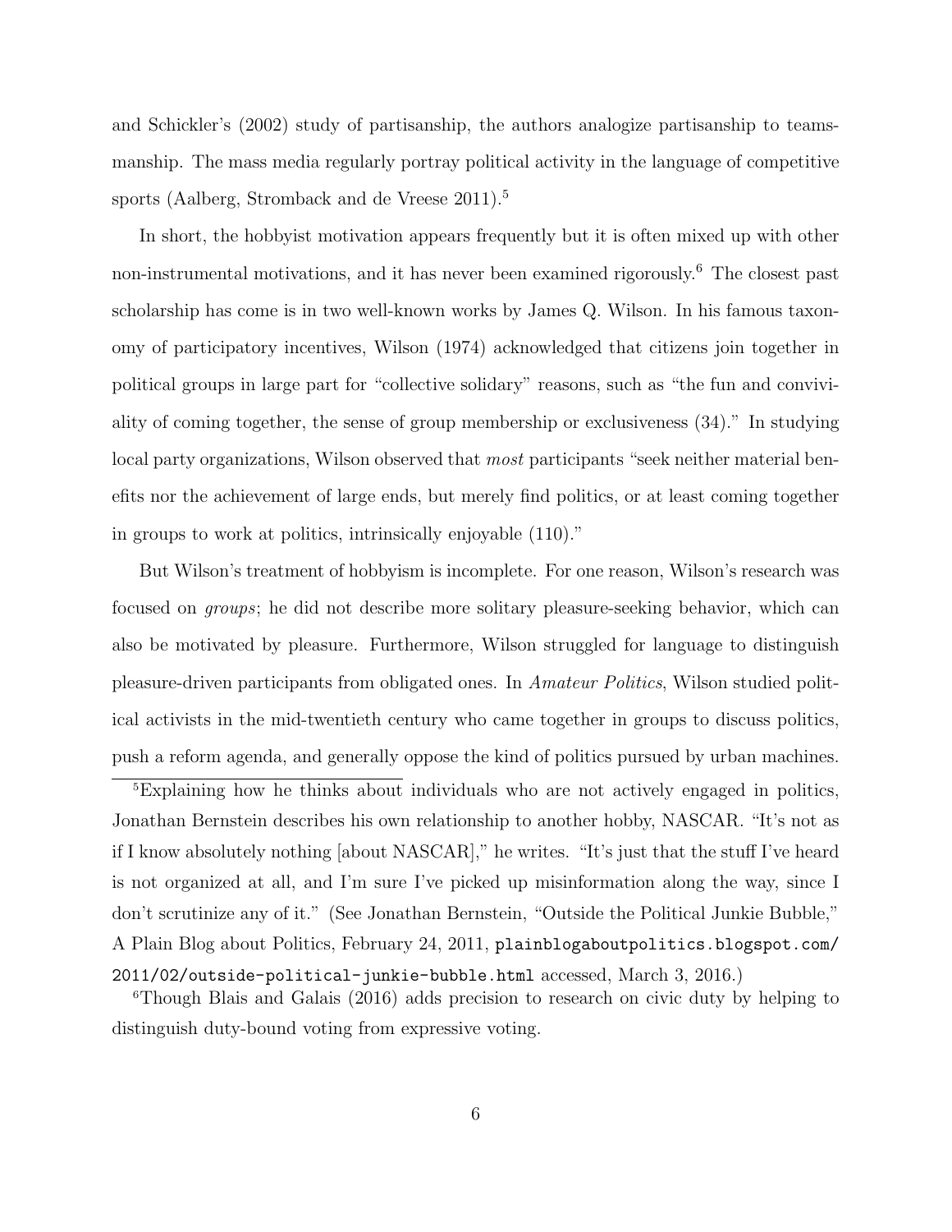and Schickler's (2002) study of partisanship, the authors analogize partisanship to teamsmanship. The mass media regularly portray political activity in the language of competitive sports (Aalberg, Stromback and de Vreese 2011).[5]

In short, the hobbyist motivation appears frequently but it is often mixed up with other non-instrumental motivations, and it has never been examined rigorously.[6] The closest past scholarship has come is in two well-known works by James Q. Wilson. In his famous taxonomy of participatory incentives, Wilson (1974) acknowledged that citizens join together in political groups in large part for "collective solidary" reasons, such as "the fun and conviviality of coming together, the sense of group membership or exclusiveness (34)." In studying local party organizations, Wilson observed that *most* participants "seek neither material benefits nor the achievement of large ends, but merely find politics, or at least coming together in groups to work at politics, intrinsically enjoyable (110)."

But Wilson's treatment of hobbyism is incomplete. For one reason, Wilson's research was focused on *groups*; he did not describe more solitary pleasure-seeking behavior, which can also be motivated by pleasure. Furthermore, Wilson struggled for language to distinguish pleasure-driven participants from obligated ones. In *Amateur Politics*, Wilson studied political activists in the mid-twentieth century who came together in groups to discuss politics, push a reform agenda, and generally oppose the kind of politics pursued by urban machines.

[5] Explaining how he thinks about individuals who are not actively engaged in politics, Jonathan Bernstein describes his own relationship to another hobby, NASCAR. "It's not as if I know absolutely nothing [about NASCAR]," he writes. "It's just that the stuff I've heard is not organized at all, and I'm sure I've picked up misinformation along the way, since I don't scrutinize any of it." (See Jonathan Bernstein, "Outside the Political Junkie Bubble," A Plain Blog about Politics, February 24, 2011, `plainblogaboutpolitics.blogspot.com/2011/02/outside-political-junkie-bubble.html` accessed, March 3, 2016.)

[6] Though Blais and Galais (2016) adds precision to research on civic duty by helping to distinguish duty-bound voting from expressive voting.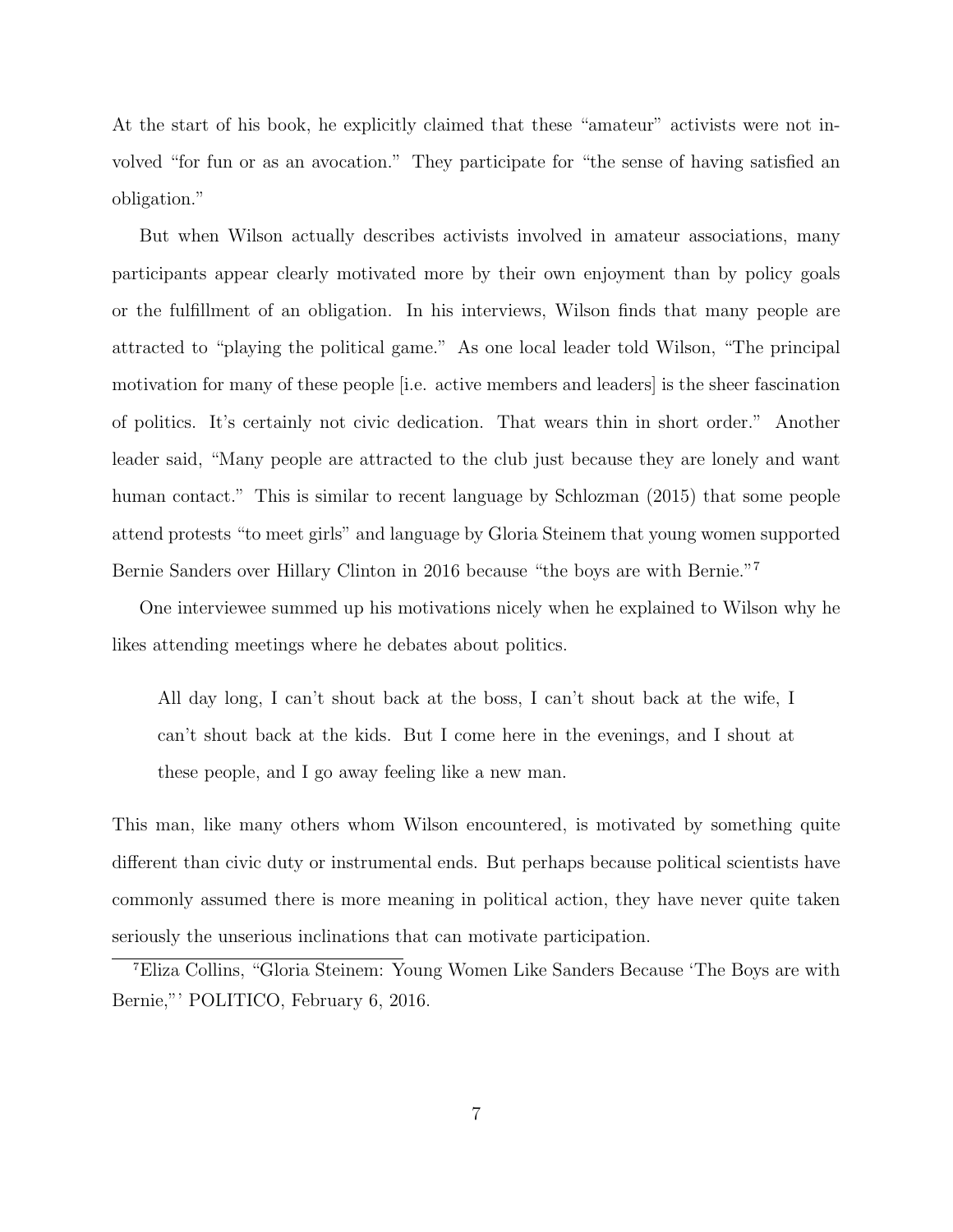At the start of his book, he explicitly claimed that these "amateur" activists were not involved "for fun or as an avocation." They participate for "the sense of having satisfied an obligation."

But when Wilson actually describes activists involved in amateur associations, many participants appear clearly motivated more by their own enjoyment than by policy goals or the fulfillment of an obligation. In his interviews, Wilson finds that many people are attracted to "playing the political game." As one local leader told Wilson, "The principal motivation for many of these people [i.e. active members and leaders] is the sheer fascination of politics. It's certainly not civic dedication. That wears thin in short order." Another leader said, "Many people are attracted to the club just because they are lonely and want human contact." This is similar to recent language by Schlozman (2015) that some people attend protests "to meet girls" and language by Gloria Steinem that young women supported Bernie Sanders over Hillary Clinton in 2016 because "the boys are with Bernie."[7]

One interviewee summed up his motivations nicely when he explained to Wilson why he likes attending meetings where he debates about politics.

> All day long, I can't shout back at the boss, I can't shout back at the wife, I can't shout back at the kids. But I come here in the evenings, and I shout at these people, and I go away feeling like a new man.

This man, like many others whom Wilson encountered, is motivated by something quite different than civic duty or instrumental ends. But perhaps because political scientists have commonly assumed there is more meaning in political action, they have never quite taken seriously the unserious inclinations that can motivate participation.

[7] Eliza Collins, "Gloria Steinem: Young Women Like Sanders Because 'The Boys are with Bernie,"' POLITICO, February 6, 2016.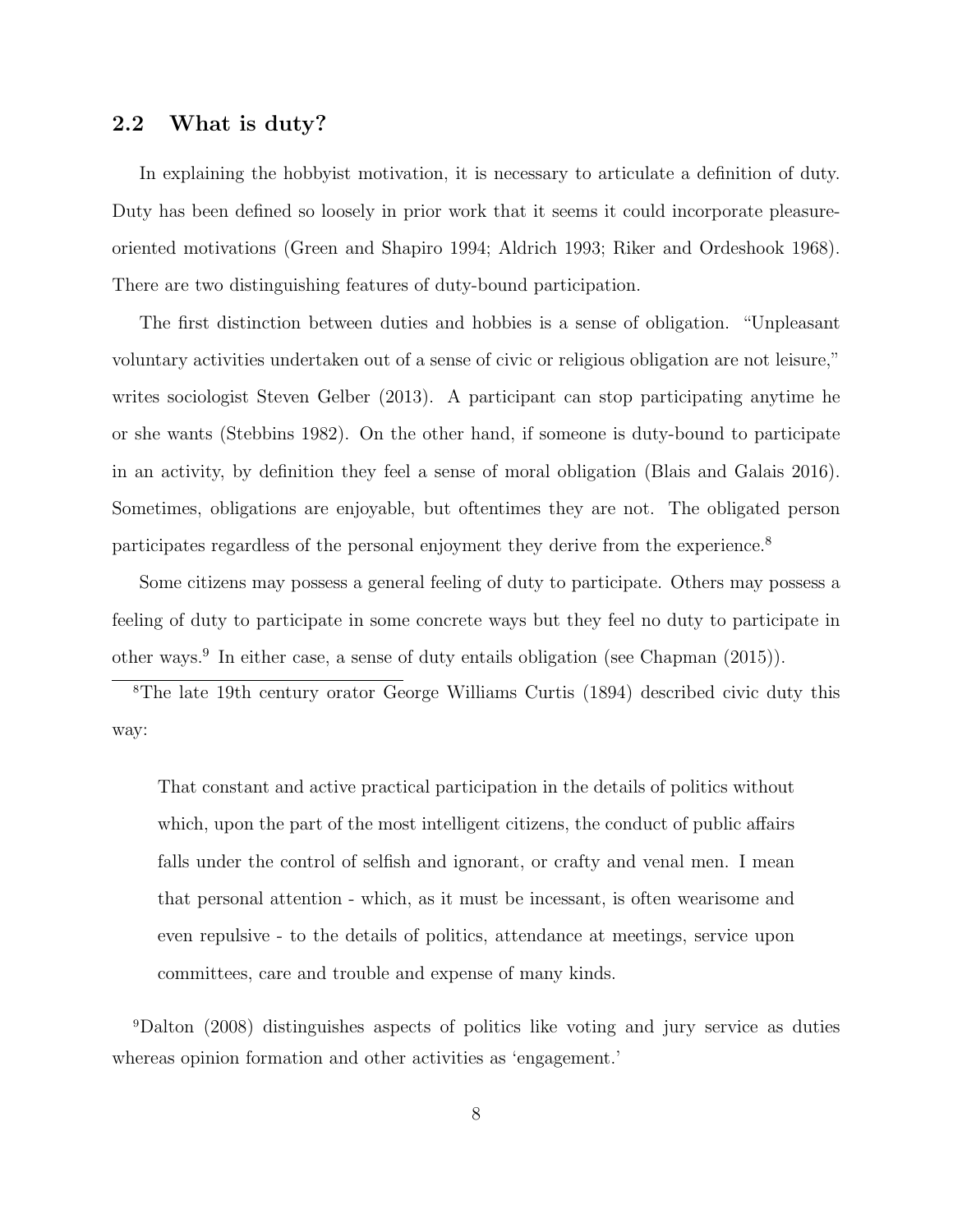## 2.2 What is duty?

In explaining the hobbyist motivation, it is necessary to articulate a definition of duty. Duty has been defined so loosely in prior work that it seems it could incorporate pleasure-oriented motivations (Green and Shapiro 1994; Aldrich 1993; Riker and Ordeshook 1968). There are two distinguishing features of duty-bound participation.

The first distinction between duties and hobbies is a sense of obligation. "Unpleasant voluntary activities undertaken out of a sense of civic or religious obligation are not leisure," writes sociologist Steven Gelber (2013). A participant can stop participating anytime he or she wants (Stebbins 1982). On the other hand, if someone is duty-bound to participate in an activity, by definition they feel a sense of moral obligation (Blais and Galais 2016). Sometimes, obligations are enjoyable, but oftentimes they are not. The obligated person participates regardless of the personal enjoyment they derive from the experience.[8]

Some citizens may possess a general feeling of duty to participate. Others may possess a feeling of duty to participate in some concrete ways but they feel no duty to participate in other ways.[9] In either case, a sense of duty entails obligation (see Chapman (2015)).

---

[8]The late 19th century orator George Williams Curtis (1894) described civic duty this way:

> That constant and active practical participation in the details of politics without which, upon the part of the most intelligent citizens, the conduct of public affairs falls under the control of selfish and ignorant, or crafty and venal men. I mean that personal attention - which, as it must be incessant, is often wearisome and even repulsive - to the details of politics, attendance at meetings, service upon committees, care and trouble and expense of many kinds.

[9]Dalton (2008) distinguishes aspects of politics like voting and jury service as duties whereas opinion formation and other activities as 'engagement.'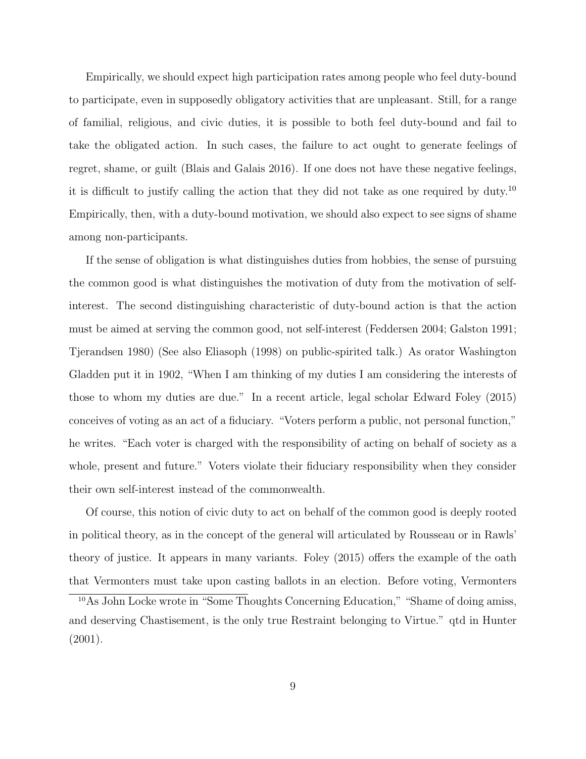Empirically, we should expect high participation rates among people who feel duty-bound to participate, even in supposedly obligatory activities that are unpleasant. Still, for a range of familial, religious, and civic duties, it is possible to both feel duty-bound and fail to take the obligated action. In such cases, the failure to act ought to generate feelings of regret, shame, or guilt (Blais and Galais 2016). If one does not have these negative feelings, it is difficult to justify calling the action that they did not take as one required by duty.[10] Empirically, then, with a duty-bound motivation, we should also expect to see signs of shame among non-participants.

If the sense of obligation is what distinguishes duties from hobbies, the sense of pursuing the common good is what distinguishes the motivation of duty from the motivation of self-interest. The second distinguishing characteristic of duty-bound action is that the action must be aimed at serving the common good, not self-interest (Feddersen 2004; Galston 1991; Tjerandsen 1980) (See also Eliasoph (1998) on public-spirited talk.) As orator Washington Gladden put it in 1902, "When I am thinking of my duties I am considering the interests of those to whom my duties are due." In a recent article, legal scholar Edward Foley (2015) conceives of voting as an act of a fiduciary. "Voters perform a public, not personal function," he writes. "Each voter is charged with the responsibility of acting on behalf of society as a whole, present and future." Voters violate their fiduciary responsibility when they consider their own self-interest instead of the commonwealth.

Of course, this notion of civic duty to act on behalf of the common good is deeply rooted in political theory, as in the concept of the general will articulated by Rousseau or in Rawls' theory of justice. It appears in many variants. Foley (2015) offers the example of the oath that Vermonters must take upon casting ballots in an election. Before voting, Vermonters

[10] As John Locke wrote in "Some Thoughts Concerning Education," "Shame of doing amiss, and deserving Chastisement, is the only true Restraint belonging to Virtue." qtd in Hunter (2001).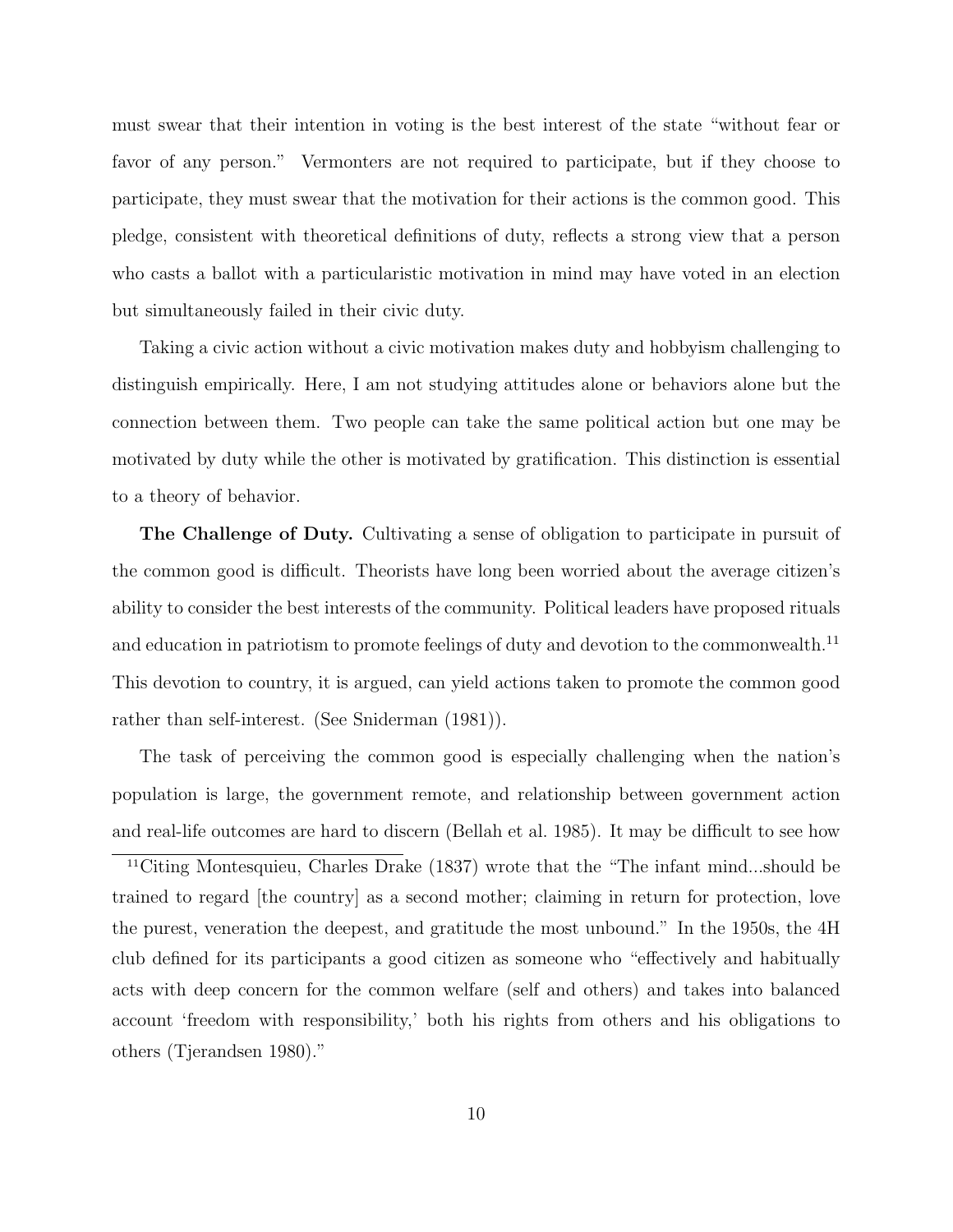must swear that their intention in voting is the best interest of the state "without fear or favor of any person." Vermonters are not required to participate, but if they choose to participate, they must swear that the motivation for their actions is the common good. This pledge, consistent with theoretical definitions of duty, reflects a strong view that a person who casts a ballot with a particularistic motivation in mind may have voted in an election but simultaneously failed in their civic duty.

Taking a civic action without a civic motivation makes duty and hobbyism challenging to distinguish empirically. Here, I am not studying attitudes alone or behaviors alone but the connection between them. Two people can take the same political action but one may be motivated by duty while the other is motivated by gratification. This distinction is essential to a theory of behavior.

**The Challenge of Duty.** Cultivating a sense of obligation to participate in pursuit of the common good is difficult. Theorists have long been worried about the average citizen's ability to consider the best interests of the community. Political leaders have proposed rituals and education in patriotism to promote feelings of duty and devotion to the commonwealth.[11] This devotion to country, it is argued, can yield actions taken to promote the common good rather than self-interest. (See Sniderman (1981)).

The task of perceiving the common good is especially challenging when the nation's population is large, the government remote, and relationship between government action and real-life outcomes are hard to discern (Bellah et al. 1985). It may be difficult to see how

[11] Citing Montesquieu, Charles Drake (1837) wrote that the "The infant mind...should be trained to regard [the country] as a second mother; claiming in return for protection, love the purest, veneration the deepest, and gratitude the most unbound." In the 1950s, the 4H club defined for its participants a good citizen as someone who "effectively and habitually acts with deep concern for the common welfare (self and others) and takes into balanced account 'freedom with responsibility,' both his rights from others and his obligations to others (Tjerandsen 1980)."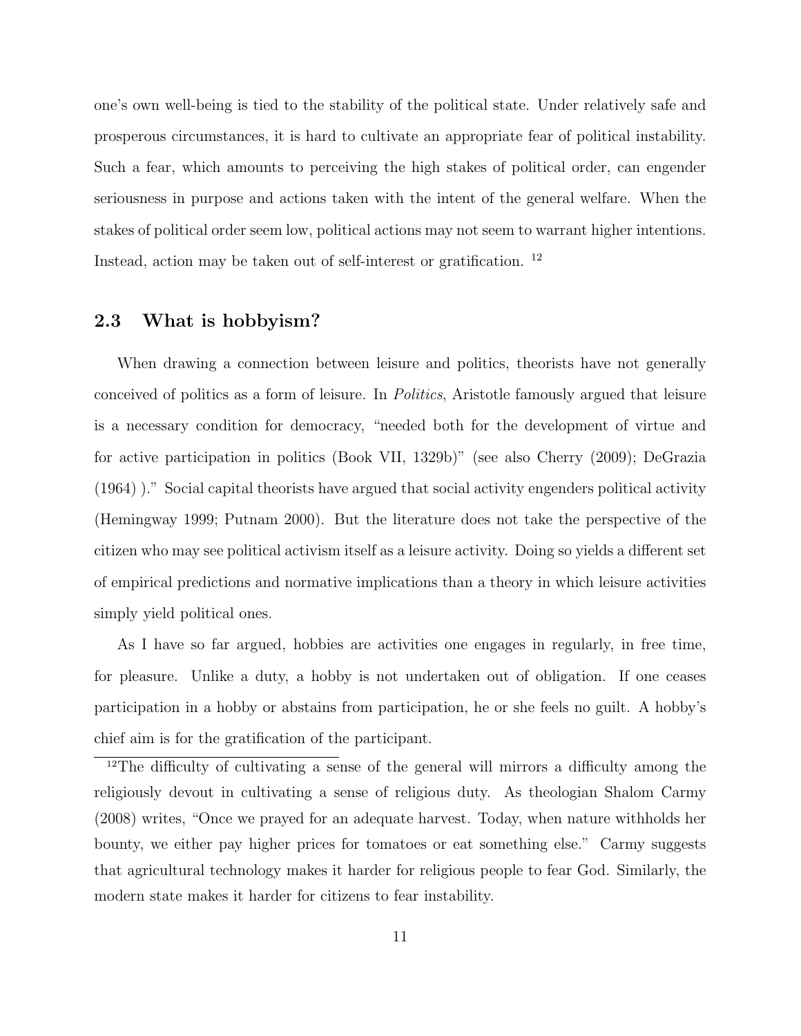one's own well-being is tied to the stability of the political state. Under relatively safe and prosperous circumstances, it is hard to cultivate an appropriate fear of political instability. Such a fear, which amounts to perceiving the high stakes of political order, can engender seriousness in purpose and actions taken with the intent of the general welfare. When the stakes of political order seem low, political actions may not seem to warrant higher intentions. Instead, action may be taken out of self-interest or gratification. [12]

## 2.3 What is hobbyism?

When drawing a connection between leisure and politics, theorists have not generally conceived of politics as a form of leisure. In *Politics*, Aristotle famously argued that leisure is a necessary condition for democracy, "needed both for the development of virtue and for active participation in politics (Book VII, 1329b)" (see also Cherry (2009); DeGrazia (1964) )." Social capital theorists have argued that social activity engenders political activity (Hemingway 1999; Putnam 2000). But the literature does not take the perspective of the citizen who may see political activism itself as a leisure activity. Doing so yields a different set of empirical predictions and normative implications than a theory in which leisure activities simply yield political ones.

As I have so far argued, hobbies are activities one engages in regularly, in free time, for pleasure. Unlike a duty, a hobby is not undertaken out of obligation. If one ceases participation in a hobby or abstains from participation, he or she feels no guilt. A hobby's chief aim is for the gratification of the participant.

[12] The difficulty of cultivating a sense of the general will mirrors a difficulty among the religiously devout in cultivating a sense of religious duty. As theologian Shalom Carmy (2008) writes, "Once we prayed for an adequate harvest. Today, when nature withholds her bounty, we either pay higher prices for tomatoes or eat something else." Carmy suggests that agricultural technology makes it harder for religious people to fear God. Similarly, the modern state makes it harder for citizens to fear instability.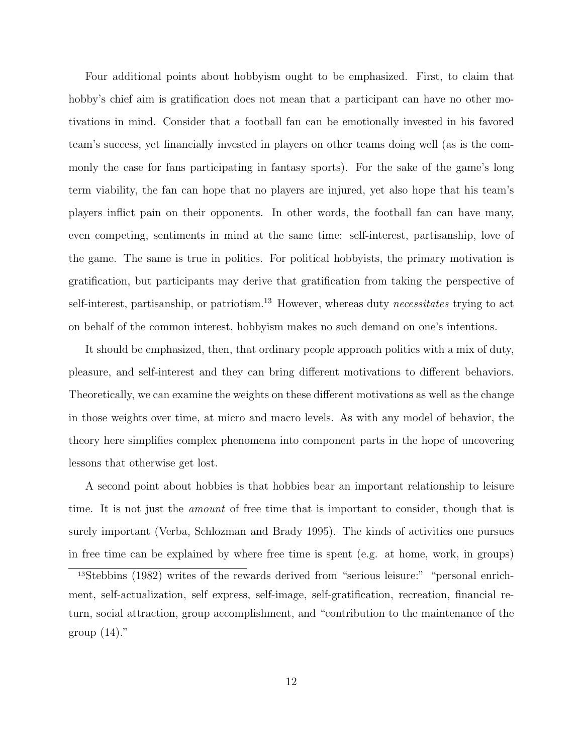Four additional points about hobbyism ought to be emphasized. First, to claim that hobby's chief aim is gratification does not mean that a participant can have no other motivations in mind. Consider that a football fan can be emotionally invested in his favored team's success, yet financially invested in players on other teams doing well (as is the commonly the case for fans participating in fantasy sports). For the sake of the game's long term viability, the fan can hope that no players are injured, yet also hope that his team's players inflict pain on their opponents. In other words, the football fan can have many, even competing, sentiments in mind at the same time: self-interest, partisanship, love of the game. The same is true in politics. For political hobbyists, the primary motivation is gratification, but participants may derive that gratification from taking the perspective of self-interest, partisanship, or patriotism.[13] However, whereas duty *necessitates* trying to act on behalf of the common interest, hobbyism makes no such demand on one's intentions.

It should be emphasized, then, that ordinary people approach politics with a mix of duty, pleasure, and self-interest and they can bring different motivations to different behaviors. Theoretically, we can examine the weights on these different motivations as well as the change in those weights over time, at micro and macro levels. As with any model of behavior, the theory here simplifies complex phenomena into component parts in the hope of uncovering lessons that otherwise get lost.

A second point about hobbies is that hobbies bear an important relationship to leisure time. It is not just the *amount* of free time that is important to consider, though that is surely important (Verba, Schlozman and Brady 1995). The kinds of activities one pursues in free time can be explained by where free time is spent (e.g. at home, work, in groups)

[13] Stebbins (1982) writes of the rewards derived from "serious leisure:" "personal enrichment, self-actualization, self express, self-image, self-gratification, recreation, financial return, social attraction, group accomplishment, and "contribution to the maintenance of the group (14)."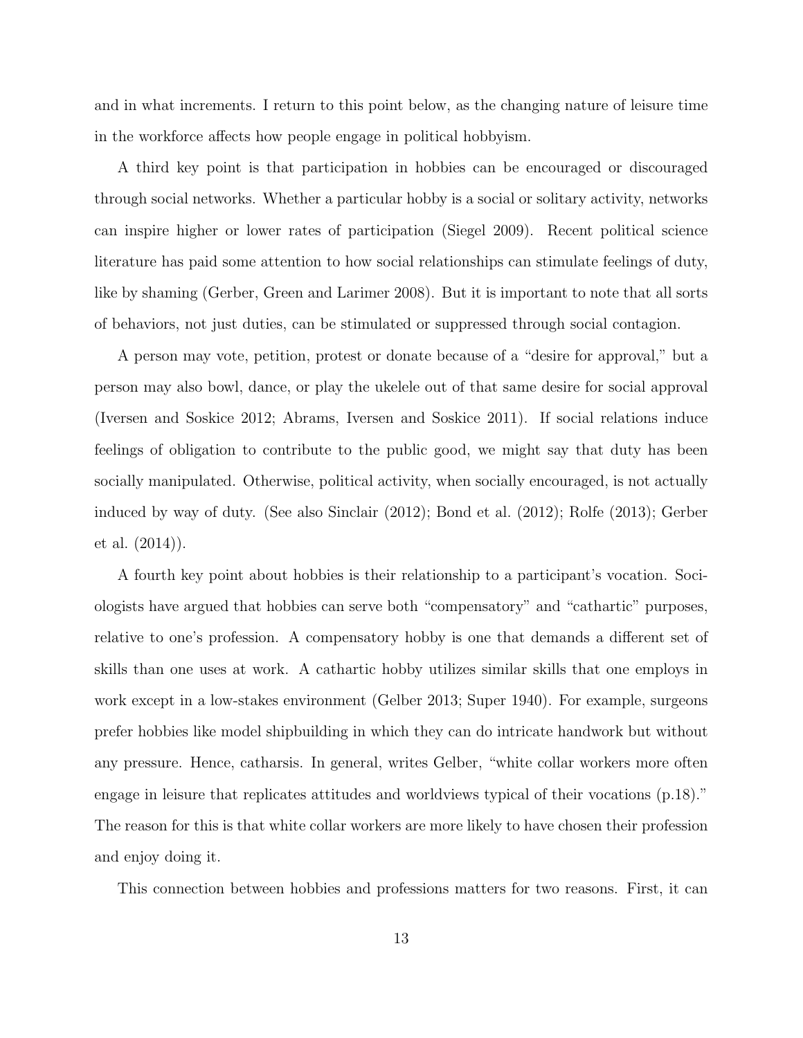and in what increments. I return to this point below, as the changing nature of leisure time in the workforce affects how people engage in political hobbyism.

A third key point is that participation in hobbies can be encouraged or discouraged through social networks. Whether a particular hobby is a social or solitary activity, networks can inspire higher or lower rates of participation (Siegel 2009). Recent political science literature has paid some attention to how social relationships can stimulate feelings of duty, like by shaming (Gerber, Green and Larimer 2008). But it is important to note that all sorts of behaviors, not just duties, can be stimulated or suppressed through social contagion.

A person may vote, petition, protest or donate because of a "desire for approval," but a person may also bowl, dance, or play the ukelele out of that same desire for social approval (Iversen and Soskice 2012; Abrams, Iversen and Soskice 2011). If social relations induce feelings of obligation to contribute to the public good, we might say that duty has been socially manipulated. Otherwise, political activity, when socially encouraged, is not actually induced by way of duty. (See also Sinclair (2012); Bond et al. (2012); Rolfe (2013); Gerber et al. (2014)).

A fourth key point about hobbies is their relationship to a participant's vocation. Sociologists have argued that hobbies can serve both "compensatory" and "cathartic" purposes, relative to one's profession. A compensatory hobby is one that demands a different set of skills than one uses at work. A cathartic hobby utilizes similar skills that one employs in work except in a low-stakes environment (Gelber 2013; Super 1940). For example, surgeons prefer hobbies like model shipbuilding in which they can do intricate handwork but without any pressure. Hence, catharsis. In general, writes Gelber, "white collar workers more often engage in leisure that replicates attitudes and worldviews typical of their vocations (p.18)." The reason for this is that white collar workers are more likely to have chosen their profession and enjoy doing it.

This connection between hobbies and professions matters for two reasons. First, it can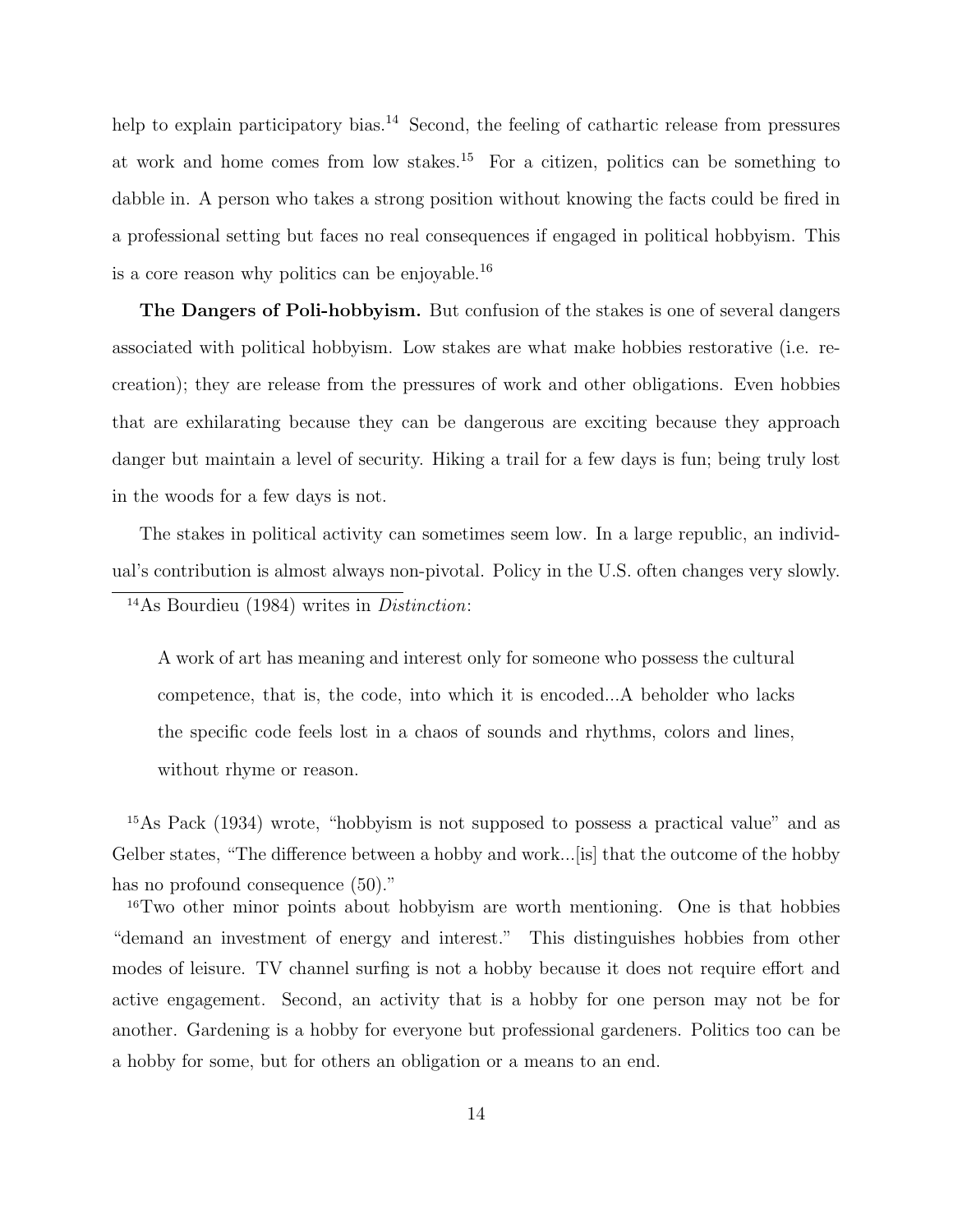help to explain participatory bias.[14] Second, the feeling of cathartic release from pressures at work and home comes from low stakes.[15] For a citizen, politics can be something to dabble in. A person who takes a strong position without knowing the facts could be fired in a professional setting but faces no real consequences if engaged in political hobbyism. This is a core reason why politics can be enjoyable.[16]

**The Dangers of Poli-hobbyism.** But confusion of the stakes is one of several dangers associated with political hobbyism. Low stakes are what make hobbies restorative (i.e. re-creation); they are release from the pressures of work and other obligations. Even hobbies that are exhilarating because they can be dangerous are exciting because they approach danger but maintain a level of security. Hiking a trail for a few days is fun; being truly lost in the woods for a few days is not.

The stakes in political activity can sometimes seem low. In a large republic, an individual's contribution is almost always non-pivotal. Policy in the U.S. often changes very slowly.

---

[14]As Bourdieu (1984) writes in *Distinction*:

> A work of art has meaning and interest only for someone who possess the cultural competence, that is, the code, into which it is encoded...A beholder who lacks the specific code feels lost in a chaos of sounds and rhythms, colors and lines, without rhyme or reason.

[15]As Pack (1934) wrote, "hobbyism is not supposed to possess a practical value" and as Gelber states, "The difference between a hobby and work...[is] that the outcome of the hobby has no profound consequence (50)."

[16]Two other minor points about hobbyism are worth mentioning. One is that hobbies "demand an investment of energy and interest." This distinguishes hobbies from other modes of leisure. TV channel surfing is not a hobby because it does not require effort and active engagement. Second, an activity that is a hobby for one person may not be for another. Gardening is a hobby for everyone but professional gardeners. Politics too can be a hobby for some, but for others an obligation or a means to an end.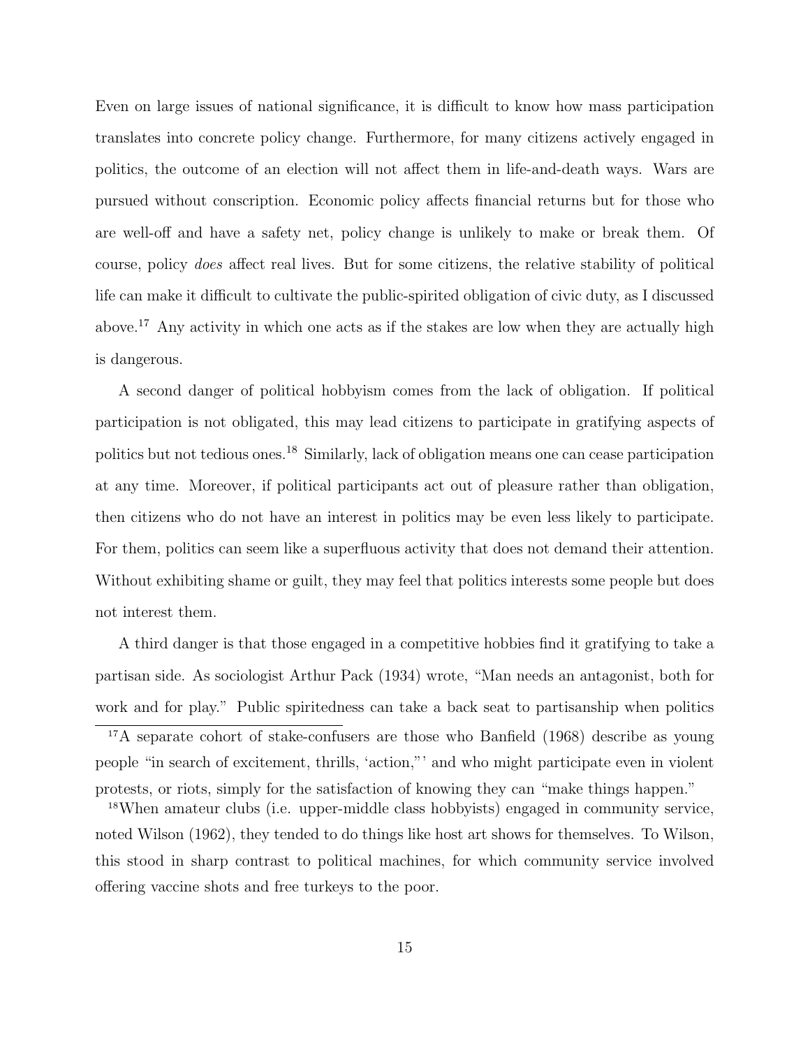Even on large issues of national significance, it is difficult to know how mass participation translates into concrete policy change. Furthermore, for many citizens actively engaged in politics, the outcome of an election will not affect them in life-and-death ways. Wars are pursued without conscription. Economic policy affects financial returns but for those who are well-off and have a safety net, policy change is unlikely to make or break them. Of course, policy *does* affect real lives. But for some citizens, the relative stability of political life can make it difficult to cultivate the public-spirited obligation of civic duty, as I discussed above.[17] Any activity in which one acts as if the stakes are low when they are actually high is dangerous.

A second danger of political hobbyism comes from the lack of obligation. If political participation is not obligated, this may lead citizens to participate in gratifying aspects of politics but not tedious ones.[18] Similarly, lack of obligation means one can cease participation at any time. Moreover, if political participants act out of pleasure rather than obligation, then citizens who do not have an interest in politics may be even less likely to participate. For them, politics can seem like a superfluous activity that does not demand their attention. Without exhibiting shame or guilt, they may feel that politics interests some people but does not interest them.

A third danger is that those engaged in a competitive hobbies find it gratifying to take a partisan side. As sociologist Arthur Pack (1934) wrote, "Man needs an antagonist, both for work and for play." Public spiritedness can take a back seat to partisanship when politics

[17] A separate cohort of stake-confusers are those who Banfield (1968) describe as young people "in search of excitement, thrills, 'action,"' and who might participate even in violent protests, or riots, simply for the satisfaction of knowing they can "make things happen."

[18] When amateur clubs (i.e. upper-middle class hobbyists) engaged in community service, noted Wilson (1962), they tended to do things like host art shows for themselves. To Wilson, this stood in sharp contrast to political machines, for which community service involved offering vaccine shots and free turkeys to the poor.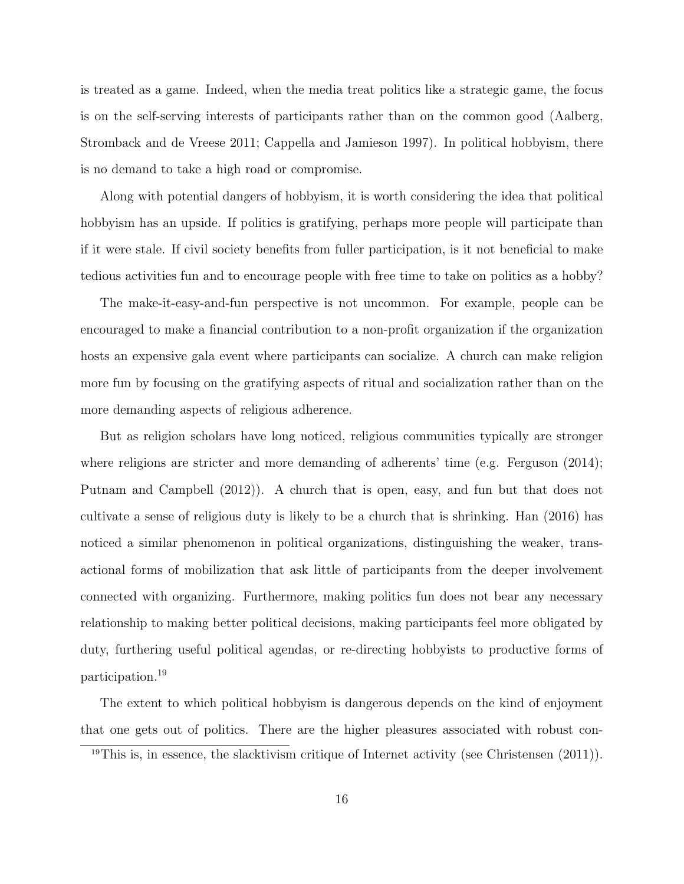is treated as a game. Indeed, when the media treat politics like a strategic game, the focus is on the self-serving interests of participants rather than on the common good (Aalberg, Stromback and de Vreese 2011; Cappella and Jamieson 1997). In political hobbyism, there is no demand to take a high road or compromise.

Along with potential dangers of hobbyism, it is worth considering the idea that political hobbyism has an upside. If politics is gratifying, perhaps more people will participate than if it were stale. If civil society benefits from fuller participation, is it not beneficial to make tedious activities fun and to encourage people with free time to take on politics as a hobby?

The make-it-easy-and-fun perspective is not uncommon. For example, people can be encouraged to make a financial contribution to a non-profit organization if the organization hosts an expensive gala event where participants can socialize. A church can make religion more fun by focusing on the gratifying aspects of ritual and socialization rather than on the more demanding aspects of religious adherence.

But as religion scholars have long noticed, religious communities typically are stronger where religions are stricter and more demanding of adherents' time (e.g. Ferguson (2014); Putnam and Campbell (2012)). A church that is open, easy, and fun but that does not cultivate a sense of religious duty is likely to be a church that is shrinking. Han (2016) has noticed a similar phenomenon in political organizations, distinguishing the weaker, transactional forms of mobilization that ask little of participants from the deeper involvement connected with organizing. Furthermore, making politics fun does not bear any necessary relationship to making better political decisions, making participants feel more obligated by duty, furthering useful political agendas, or re-directing hobbyists to productive forms of participation.[19]

The extent to which political hobbyism is dangerous depends on the kind of enjoyment that one gets out of politics. There are the higher pleasures associated with robust con-

[19] This is, in essence, the slacktivism critique of Internet activity (see Christensen (2011)).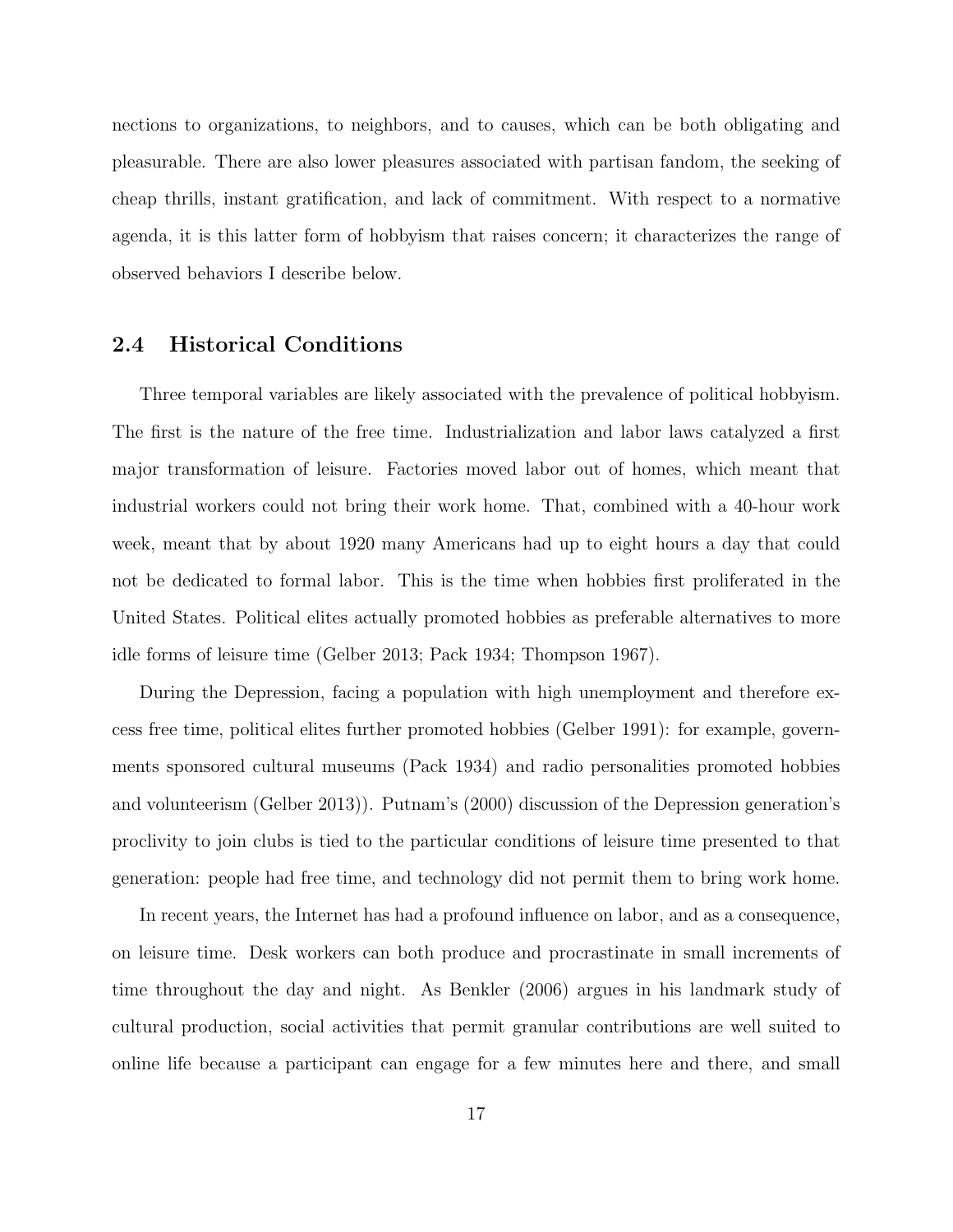nections to organizations, to neighbors, and to causes, which can be both obligating and pleasurable. There are also lower pleasures associated with partisan fandom, the seeking of cheap thrills, instant gratification, and lack of commitment. With respect to a normative agenda, it is this latter form of hobbyism that raises concern; it characterizes the range of observed behaviors I describe below.

## 2.4 Historical Conditions

Three temporal variables are likely associated with the prevalence of political hobbyism. The first is the nature of the free time. Industrialization and labor laws catalyzed a first major transformation of leisure. Factories moved labor out of homes, which meant that industrial workers could not bring their work home. That, combined with a 40-hour work week, meant that by about 1920 many Americans had up to eight hours a day that could not be dedicated to formal labor. This is the time when hobbies first proliferated in the United States. Political elites actually promoted hobbies as preferable alternatives to more idle forms of leisure time (Gelber 2013; Pack 1934; Thompson 1967).

During the Depression, facing a population with high unemployment and therefore excess free time, political elites further promoted hobbies (Gelber 1991): for example, governments sponsored cultural museums (Pack 1934) and radio personalities promoted hobbies and volunteerism (Gelber 2013)). Putnam's (2000) discussion of the Depression generation's proclivity to join clubs is tied to the particular conditions of leisure time presented to that generation: people had free time, and technology did not permit them to bring work home.

In recent years, the Internet has had a profound influence on labor, and as a consequence, on leisure time. Desk workers can both produce and procrastinate in small increments of time throughout the day and night. As Benkler (2006) argues in his landmark study of cultural production, social activities that permit granular contributions are well suited to online life because a participant can engage for a few minutes here and there, and small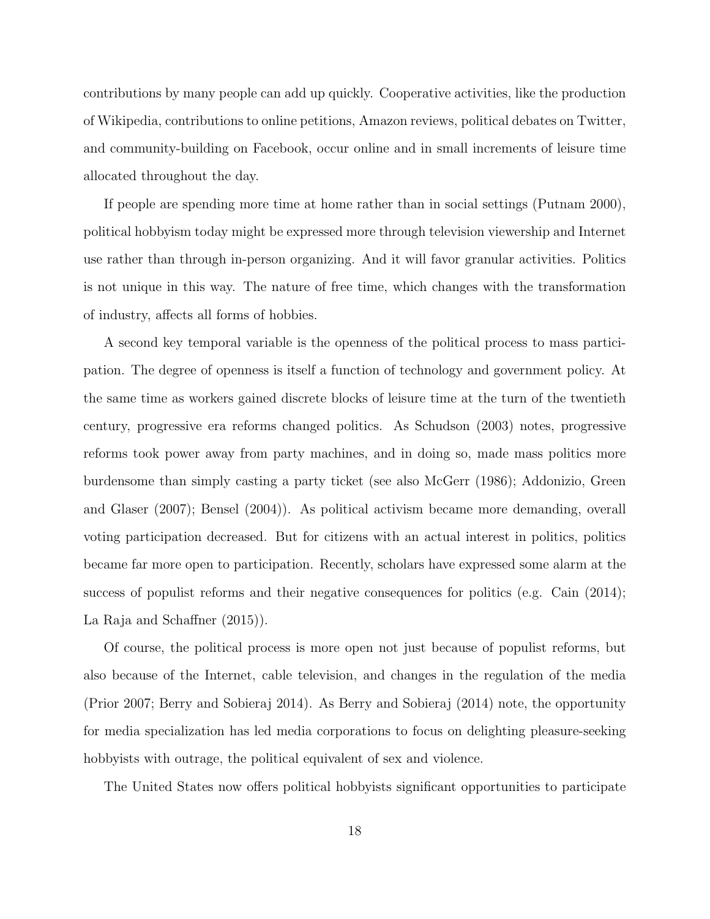contributions by many people can add up quickly. Cooperative activities, like the production of Wikipedia, contributions to online petitions, Amazon reviews, political debates on Twitter, and community-building on Facebook, occur online and in small increments of leisure time allocated throughout the day.

If people are spending more time at home rather than in social settings (Putnam 2000), political hobbyism today might be expressed more through television viewership and Internet use rather than through in-person organizing. And it will favor granular activities. Politics is not unique in this way. The nature of free time, which changes with the transformation of industry, affects all forms of hobbies.

A second key temporal variable is the openness of the political process to mass participation. The degree of openness is itself a function of technology and government policy. At the same time as workers gained discrete blocks of leisure time at the turn of the twentieth century, progressive era reforms changed politics. As Schudson (2003) notes, progressive reforms took power away from party machines, and in doing so, made mass politics more burdensome than simply casting a party ticket (see also McGerr (1986); Addonizio, Green and Glaser (2007); Bensel (2004)). As political activism became more demanding, overall voting participation decreased. But for citizens with an actual interest in politics, politics became far more open to participation. Recently, scholars have expressed some alarm at the success of populist reforms and their negative consequences for politics (e.g. Cain (2014); La Raja and Schaffner (2015)).

Of course, the political process is more open not just because of populist reforms, but also because of the Internet, cable television, and changes in the regulation of the media (Prior 2007; Berry and Sobieraj 2014). As Berry and Sobieraj (2014) note, the opportunity for media specialization has led media corporations to focus on delighting pleasure-seeking hobbyists with outrage, the political equivalent of sex and violence.

The United States now offers political hobbyists significant opportunities to participate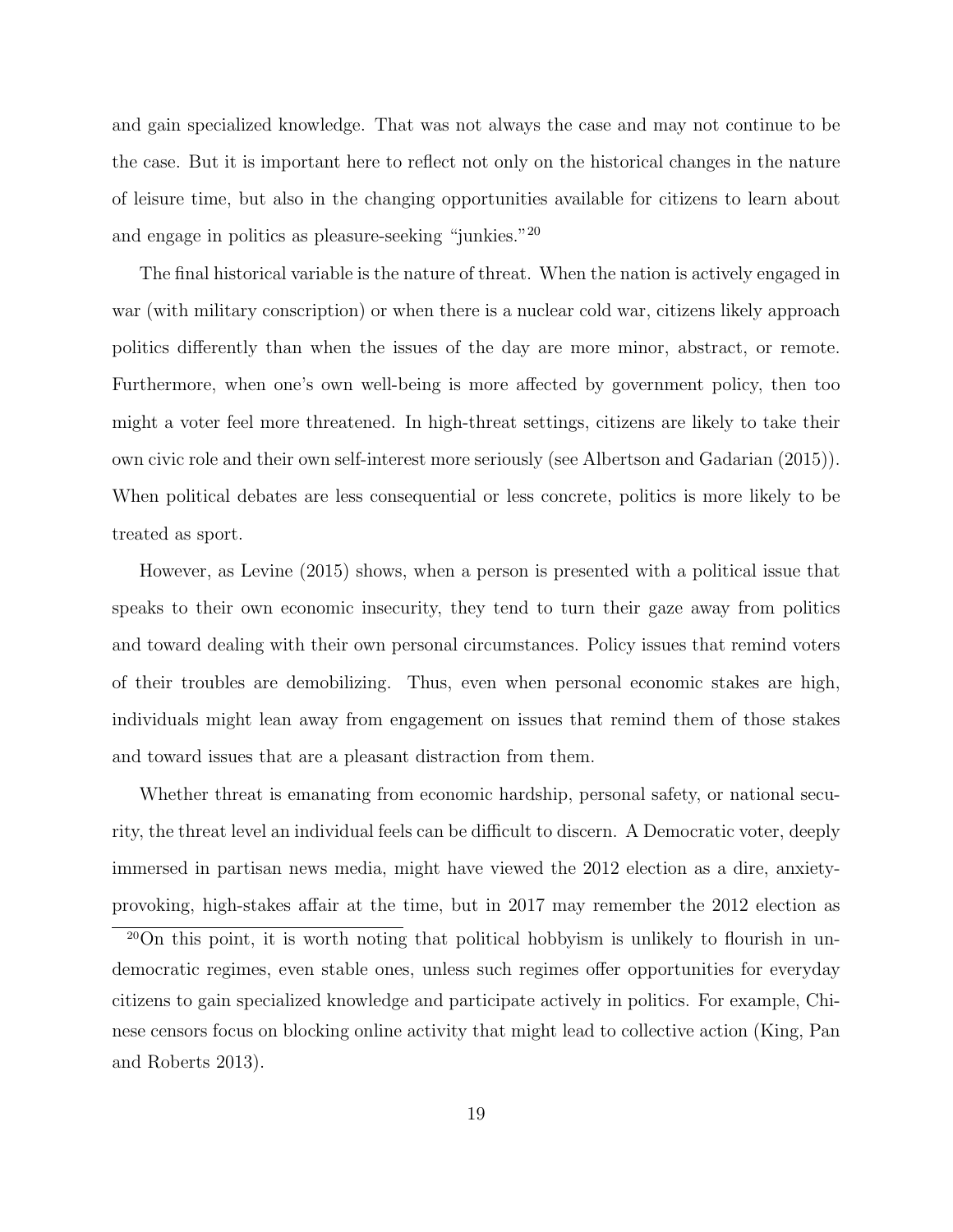and gain specialized knowledge. That was not always the case and may not continue to be the case. But it is important here to reflect not only on the historical changes in the nature of leisure time, but also in the changing opportunities available for citizens to learn about and engage in politics as pleasure-seeking "junkies."[20]

The final historical variable is the nature of threat. When the nation is actively engaged in war (with military conscription) or when there is a nuclear cold war, citizens likely approach politics differently than when the issues of the day are more minor, abstract, or remote. Furthermore, when one's own well-being is more affected by government policy, then too might a voter feel more threatened. In high-threat settings, citizens are likely to take their own civic role and their own self-interest more seriously (see Albertson and Gadarian (2015)). When political debates are less consequential or less concrete, politics is more likely to be treated as sport.

However, as Levine (2015) shows, when a person is presented with a political issue that speaks to their own economic insecurity, they tend to turn their gaze away from politics and toward dealing with their own personal circumstances. Policy issues that remind voters of their troubles are demobilizing. Thus, even when personal economic stakes are high, individuals might lean away from engagement on issues that remind them of those stakes and toward issues that are a pleasant distraction from them.

Whether threat is emanating from economic hardship, personal safety, or national security, the threat level an individual feels can be difficult to discern. A Democratic voter, deeply immersed in partisan news media, might have viewed the 2012 election as a dire, anxiety-provoking, high-stakes affair at the time, but in 2017 may remember the 2012 election as

[20]On this point, it is worth noting that political hobbyism is unlikely to flourish in undemocratic regimes, even stable ones, unless such regimes offer opportunities for everyday citizens to gain specialized knowledge and participate actively in politics. For example, Chinese censors focus on blocking online activity that might lead to collective action (King, Pan and Roberts 2013).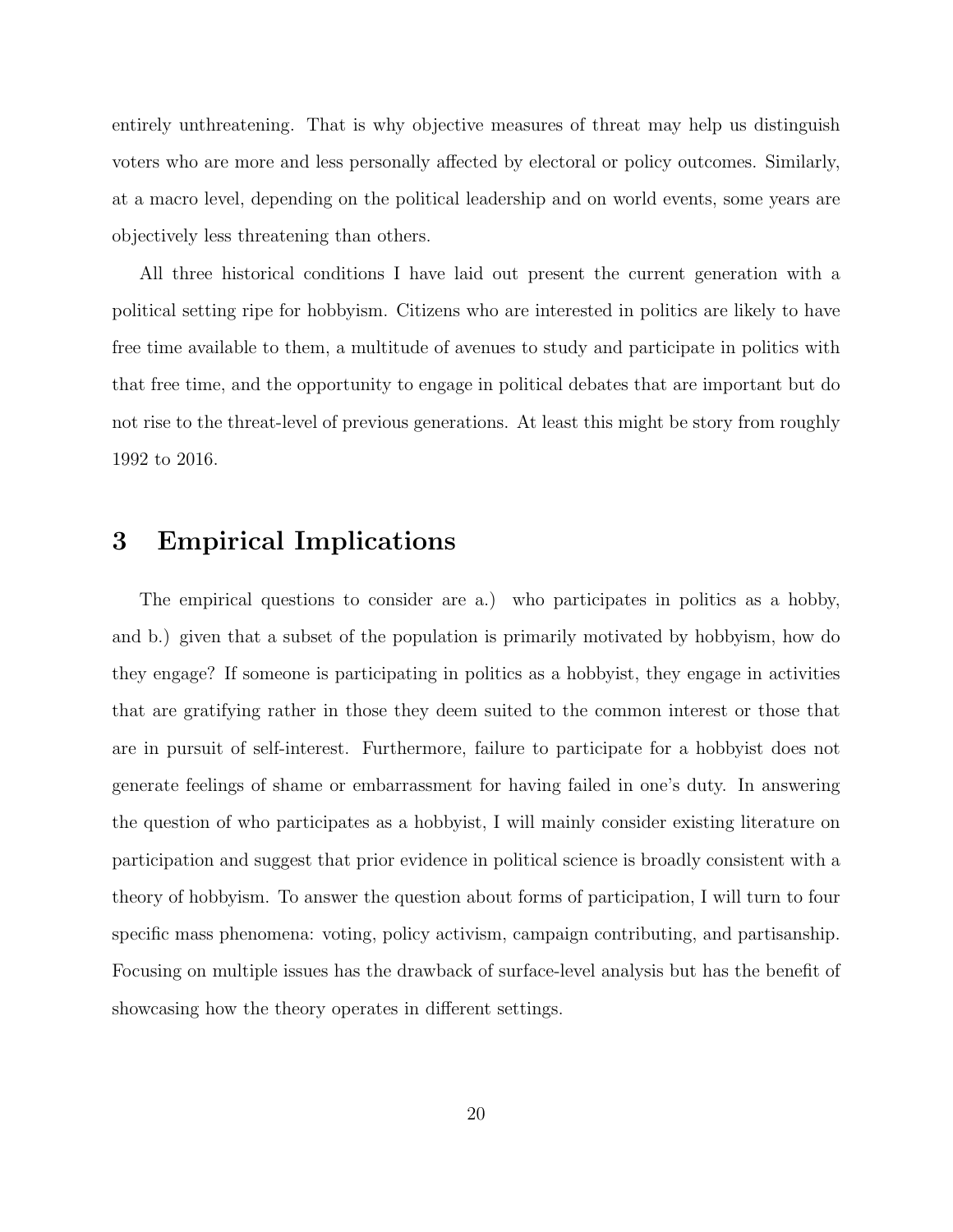entirely unthreatening. That is why objective measures of threat may help us distinguish voters who are more and less personally affected by electoral or policy outcomes. Similarly, at a macro level, depending on the political leadership and on world events, some years are objectively less threatening than others.

All three historical conditions I have laid out present the current generation with a political setting ripe for hobbyism. Citizens who are interested in politics are likely to have free time available to them, a multitude of avenues to study and participate in politics with that free time, and the opportunity to engage in political debates that are important but do not rise to the threat-level of previous generations. At least this might be story from roughly 1992 to 2016.

# 3 Empirical Implications

The empirical questions to consider are a.) who participates in politics as a hobby, and b.) given that a subset of the population is primarily motivated by hobbyism, how do they engage? If someone is participating in politics as a hobbyist, they engage in activities that are gratifying rather in those they deem suited to the common interest or those that are in pursuit of self-interest. Furthermore, failure to participate for a hobbyist does not generate feelings of shame or embarrassment for having failed in one's duty. In answering the question of who participates as a hobbyist, I will mainly consider existing literature on participation and suggest that prior evidence in political science is broadly consistent with a theory of hobbyism. To answer the question about forms of participation, I will turn to four specific mass phenomena: voting, policy activism, campaign contributing, and partisanship. Focusing on multiple issues has the drawback of surface-level analysis but has the benefit of showcasing how the theory operates in different settings.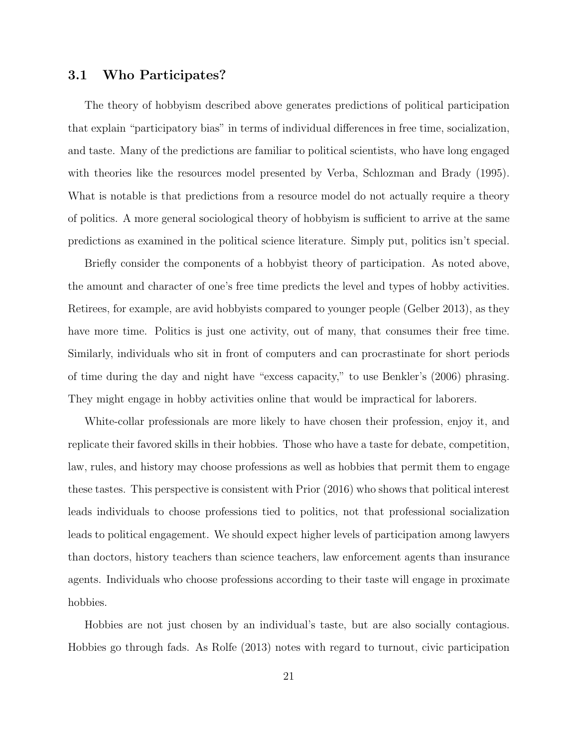### 3.1 Who Participates?

The theory of hobbyism described above generates predictions of political participation that explain "participatory bias" in terms of individual differences in free time, socialization, and taste. Many of the predictions are familiar to political scientists, who have long engaged with theories like the resources model presented by Verba, Schlozman and Brady (1995). What is notable is that predictions from a resource model do not actually require a theory of politics. A more general sociological theory of hobbyism is sufficient to arrive at the same predictions as examined in the political science literature. Simply put, politics isn't special.

Briefly consider the components of a hobbyist theory of participation. As noted above, the amount and character of one's free time predicts the level and types of hobby activities. Retirees, for example, are avid hobbyists compared to younger people (Gelber 2013), as they have more time. Politics is just one activity, out of many, that consumes their free time. Similarly, individuals who sit in front of computers and can procrastinate for short periods of time during the day and night have "excess capacity," to use Benkler's (2006) phrasing. They might engage in hobby activities online that would be impractical for laborers.

White-collar professionals are more likely to have chosen their profession, enjoy it, and replicate their favored skills in their hobbies. Those who have a taste for debate, competition, law, rules, and history may choose professions as well as hobbies that permit them to engage these tastes. This perspective is consistent with Prior (2016) who shows that political interest leads individuals to choose professions tied to politics, not that professional socialization leads to political engagement. We should expect higher levels of participation among lawyers than doctors, history teachers than science teachers, law enforcement agents than insurance agents. Individuals who choose professions according to their taste will engage in proximate hobbies.

Hobbies are not just chosen by an individual's taste, but are also socially contagious. Hobbies go through fads. As Rolfe (2013) notes with regard to turnout, civic participation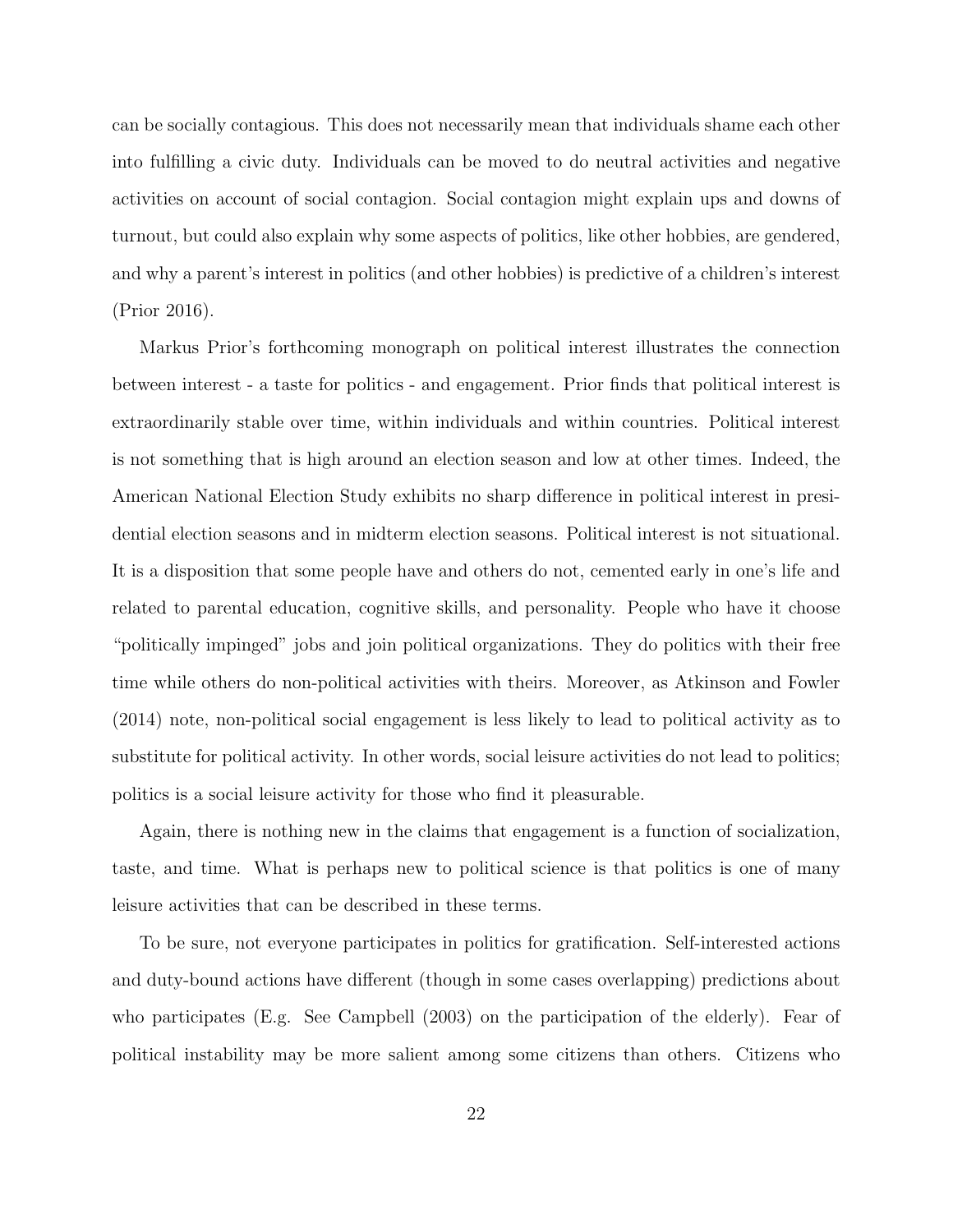can be socially contagious. This does not necessarily mean that individuals shame each other into fulfilling a civic duty. Individuals can be moved to do neutral activities and negative activities on account of social contagion. Social contagion might explain ups and downs of turnout, but could also explain why some aspects of politics, like other hobbies, are gendered, and why a parent's interest in politics (and other hobbies) is predictive of a children's interest (Prior 2016).

Markus Prior's forthcoming monograph on political interest illustrates the connection between interest - a taste for politics - and engagement. Prior finds that political interest is extraordinarily stable over time, within individuals and within countries. Political interest is not something that is high around an election season and low at other times. Indeed, the American National Election Study exhibits no sharp difference in political interest in presidential election seasons and in midterm election seasons. Political interest is not situational. It is a disposition that some people have and others do not, cemented early in one's life and related to parental education, cognitive skills, and personality. People who have it choose "politically impinged" jobs and join political organizations. They do politics with their free time while others do non-political activities with theirs. Moreover, as Atkinson and Fowler (2014) note, non-political social engagement is less likely to lead to political activity as to substitute for political activity. In other words, social leisure activities do not lead to politics; politics is a social leisure activity for those who find it pleasurable.

Again, there is nothing new in the claims that engagement is a function of socialization, taste, and time. What is perhaps new to political science is that politics is one of many leisure activities that can be described in these terms.

To be sure, not everyone participates in politics for gratification. Self-interested actions and duty-bound actions have different (though in some cases overlapping) predictions about who participates (E.g. See Campbell (2003) on the participation of the elderly). Fear of political instability may be more salient among some citizens than others. Citizens who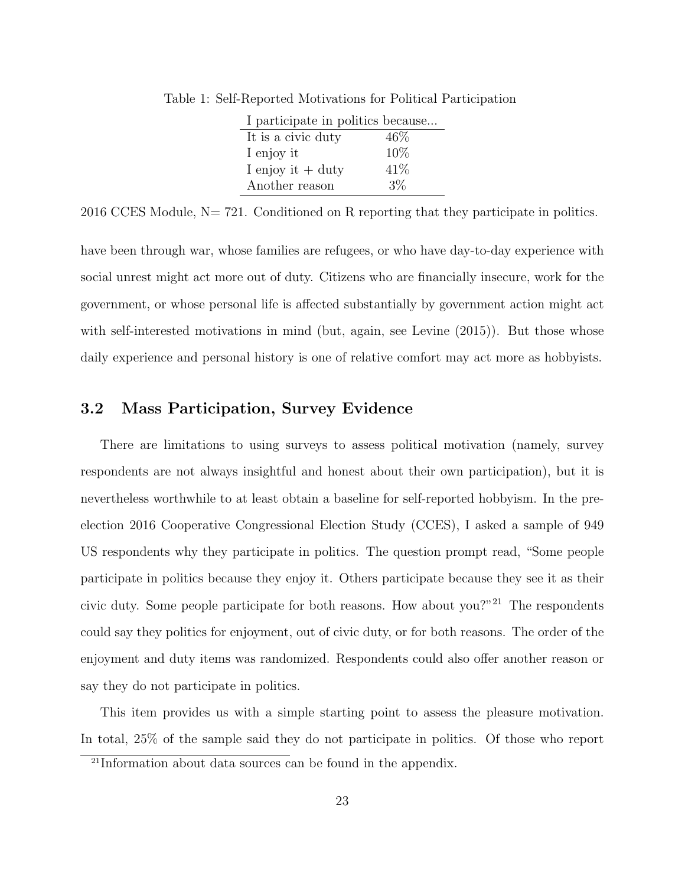Table 1: Self-Reported Motivations for Political Participation

| I participate in politics because... | |
|---|---|
| It is a civic duty | 46% |
| I enjoy it | 10% |
| I enjoy it + duty | 41% |
| Another reason | 3% |

2016 CCES Module, N= 721. Conditioned on R reporting that they participate in politics.

have been through war, whose families are refugees, or who have day-to-day experience with social unrest might act more out of duty. Citizens who are financially insecure, work for the government, or whose personal life is affected substantially by government action might act with self-interested motivations in mind (but, again, see Levine (2015)). But those whose daily experience and personal history is one of relative comfort may act more as hobbyists.

## 3.2 Mass Participation, Survey Evidence

There are limitations to using surveys to assess political motivation (namely, survey respondents are not always insightful and honest about their own participation), but it is nevertheless worthwhile to at least obtain a baseline for self-reported hobbyism. In the pre-election 2016 Cooperative Congressional Election Study (CCES), I asked a sample of 949 US respondents why they participate in politics. The question prompt read, "Some people participate in politics because they enjoy it. Others participate because they see it as their civic duty. Some people participate for both reasons. How about you?"[21] The respondents could say they politics for enjoyment, out of civic duty, or for both reasons. The order of the enjoyment and duty items was randomized. Respondents could also offer another reason or say they do not participate in politics.

This item provides us with a simple starting point to assess the pleasure motivation. In total, 25% of the sample said they do not participate in politics. Of those who report

[21] Information about data sources can be found in the appendix.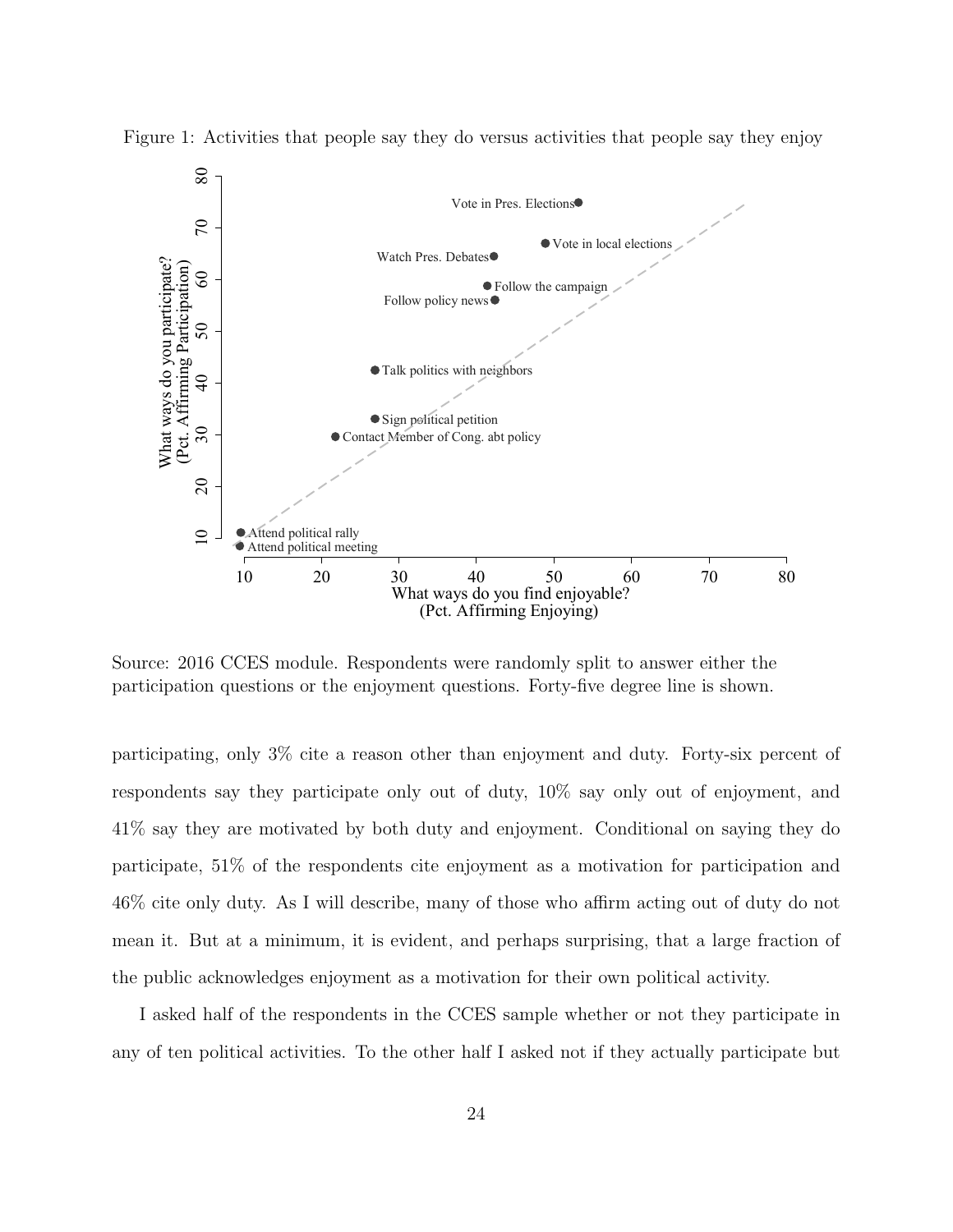Figure 1: Activities that people say they do versus activities that people say they enjoy

Source: 2016 CCES module. Respondents were randomly split to answer either the participation questions or the enjoyment questions. Forty-five degree line is shown.

participating, only 3% cite a reason other than enjoyment and duty. Forty-six percent of respondents say they participate only out of duty, 10% say only out of enjoyment, and 41% say they are motivated by both duty and enjoyment. Conditional on saying they do participate, 51% of the respondents cite enjoyment as a motivation for participation and 46% cite only duty. As I will describe, many of those who affirm acting out of duty do not mean it. But at a minimum, it is evident, and perhaps surprising, that a large fraction of the public acknowledges enjoyment as a motivation for their own political activity.

I asked half of the respondents in the CCES sample whether or not they participate in any of ten political activities. To the other half I asked not if they actually participate but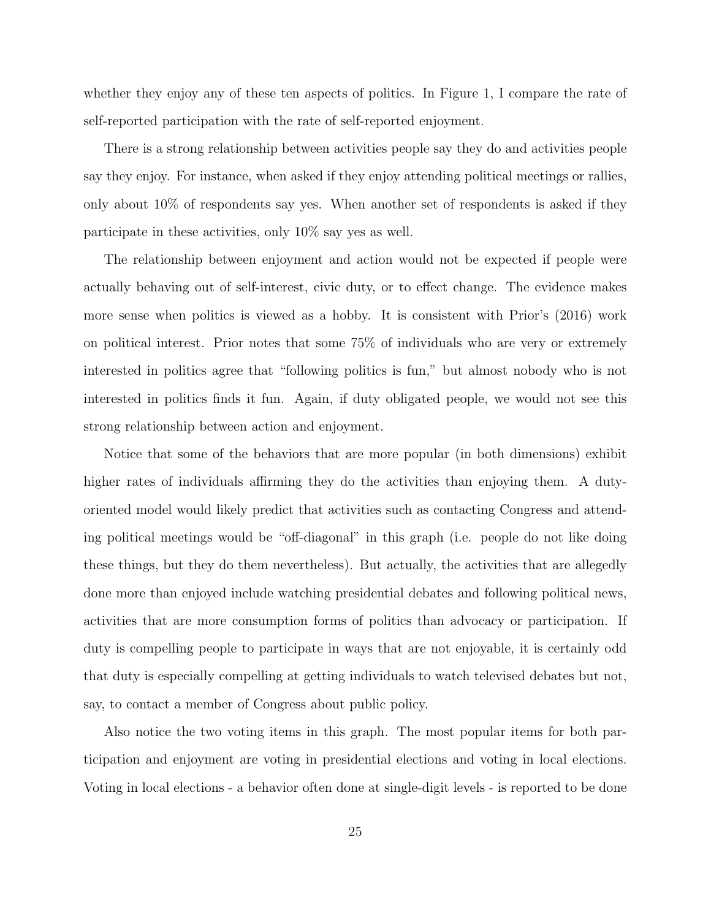whether they enjoy any of these ten aspects of politics. In Figure 1, I compare the rate of self-reported participation with the rate of self-reported enjoyment.

There is a strong relationship between activities people say they do and activities people say they enjoy. For instance, when asked if they enjoy attending political meetings or rallies, only about 10% of respondents say yes. When another set of respondents is asked if they participate in these activities, only 10% say yes as well.

The relationship between enjoyment and action would not be expected if people were actually behaving out of self-interest, civic duty, or to effect change. The evidence makes more sense when politics is viewed as a hobby. It is consistent with Prior's (2016) work on political interest. Prior notes that some 75% of individuals who are very or extremely interested in politics agree that "following politics is fun," but almost nobody who is not interested in politics finds it fun. Again, if duty obligated people, we would not see this strong relationship between action and enjoyment.

Notice that some of the behaviors that are more popular (in both dimensions) exhibit higher rates of individuals affirming they do the activities than enjoying them. A duty-oriented model would likely predict that activities such as contacting Congress and attending political meetings would be "off-diagonal" in this graph (i.e. people do not like doing these things, but they do them nevertheless). But actually, the activities that are allegedly done more than enjoyed include watching presidential debates and following political news, activities that are more consumption forms of politics than advocacy or participation. If duty is compelling people to participate in ways that are not enjoyable, it is certainly odd that duty is especially compelling at getting individuals to watch televised debates but not, say, to contact a member of Congress about public policy.

Also notice the two voting items in this graph. The most popular items for both participation and enjoyment are voting in presidential elections and voting in local elections. Voting in local elections - a behavior often done at single-digit levels - is reported to be done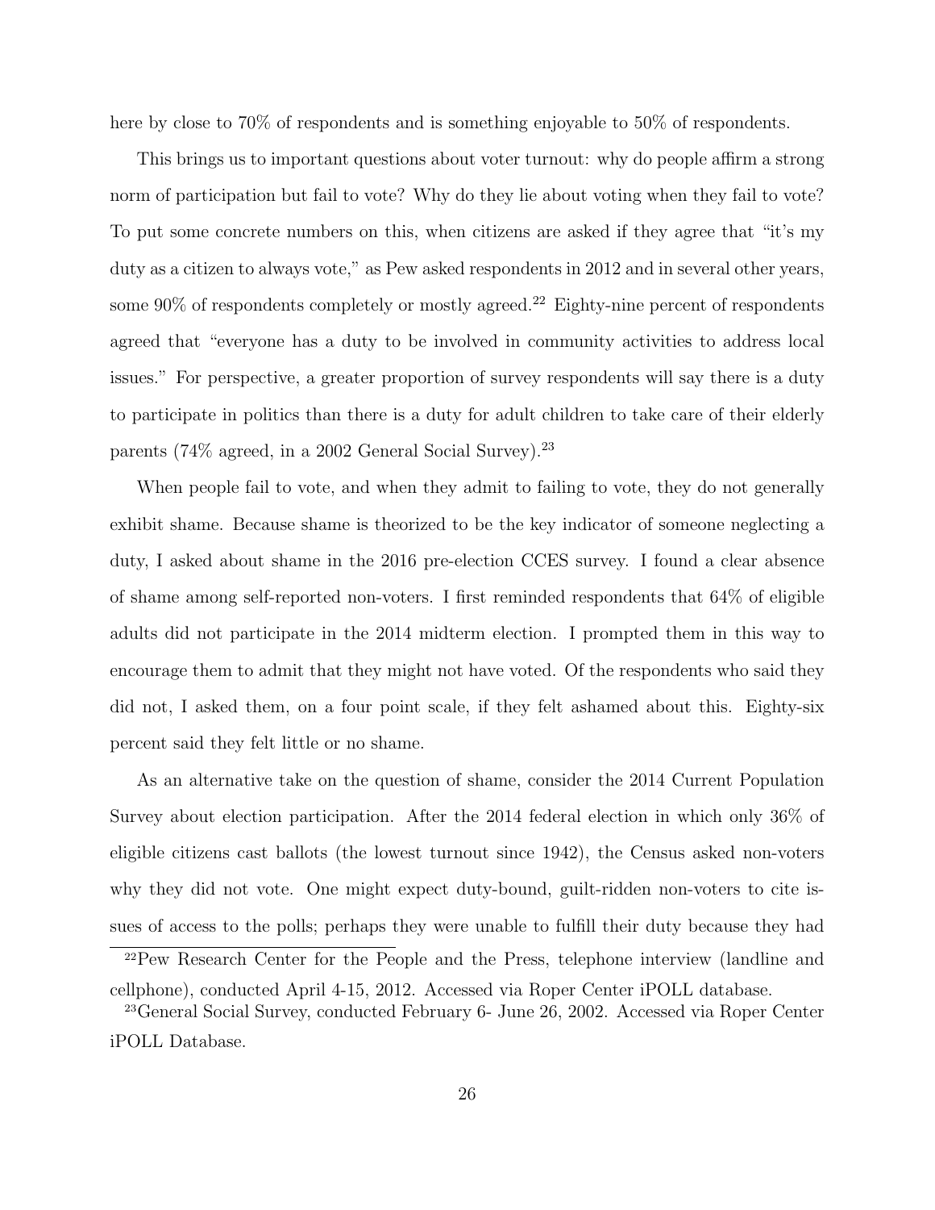here by close to 70% of respondents and is something enjoyable to 50% of respondents.

This brings us to important questions about voter turnout: why do people affirm a strong norm of participation but fail to vote? Why do they lie about voting when they fail to vote? To put some concrete numbers on this, when citizens are asked if they agree that "it's my duty as a citizen to always vote," as Pew asked respondents in 2012 and in several other years, some 90% of respondents completely or mostly agreed.[22] Eighty-nine percent of respondents agreed that "everyone has a duty to be involved in community activities to address local issues." For perspective, a greater proportion of survey respondents will say there is a duty to participate in politics than there is a duty for adult children to take care of their elderly parents (74% agreed, in a 2002 General Social Survey).[23]

When people fail to vote, and when they admit to failing to vote, they do not generally exhibit shame. Because shame is theorized to be the key indicator of someone neglecting a duty, I asked about shame in the 2016 pre-election CCES survey. I found a clear absence of shame among self-reported non-voters. I first reminded respondents that 64% of eligible adults did not participate in the 2014 midterm election. I prompted them in this way to encourage them to admit that they might not have voted. Of the respondents who said they did not, I asked them, on a four point scale, if they felt ashamed about this. Eighty-six percent said they felt little or no shame.

As an alternative take on the question of shame, consider the 2014 Current Population Survey about election participation. After the 2014 federal election in which only 36% of eligible citizens cast ballots (the lowest turnout since 1942), the Census asked non-voters why they did not vote. One might expect duty-bound, guilt-ridden non-voters to cite issues of access to the polls; perhaps they were unable to fulfill their duty because they had

[22] Pew Research Center for the People and the Press, telephone interview (landline and cellphone), conducted April 4-15, 2012. Accessed via Roper Center iPOLL database.

[23] General Social Survey, conducted February 6- June 26, 2002. Accessed via Roper Center iPOLL Database.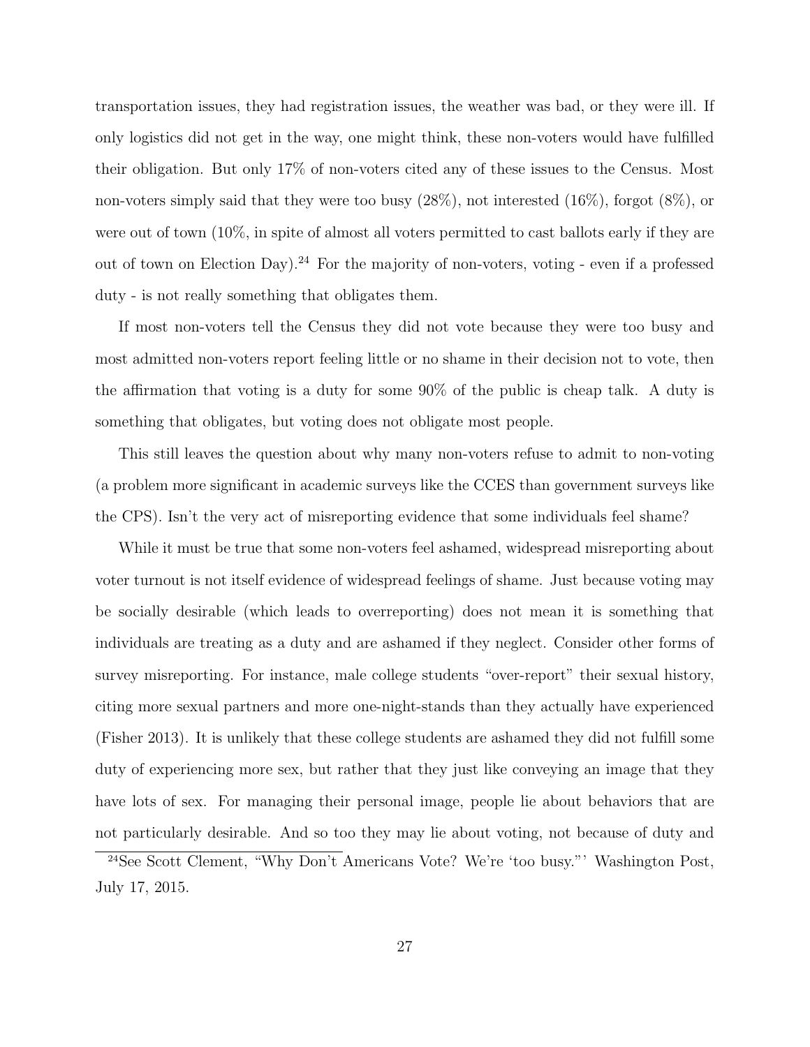transportation issues, they had registration issues, the weather was bad, or they were ill. If only logistics did not get in the way, one might think, these non-voters would have fulfilled their obligation. But only 17% of non-voters cited any of these issues to the Census. Most non-voters simply said that they were too busy (28%), not interested (16%), forgot (8%), or were out of town (10%, in spite of almost all voters permitted to cast ballots early if they are out of town on Election Day).[24] For the majority of non-voters, voting - even if a professed duty - is not really something that obligates them.

If most non-voters tell the Census they did not vote because they were too busy and most admitted non-voters report feeling little or no shame in their decision not to vote, then the affirmation that voting is a duty for some 90% of the public is cheap talk. A duty is something that obligates, but voting does not obligate most people.

This still leaves the question about why many non-voters refuse to admit to non-voting (a problem more significant in academic surveys like the CCES than government surveys like the CPS). Isn't the very act of misreporting evidence that some individuals feel shame?

While it must be true that some non-voters feel ashamed, widespread misreporting about voter turnout is not itself evidence of widespread feelings of shame. Just because voting may be socially desirable (which leads to overreporting) does not mean it is something that individuals are treating as a duty and are ashamed if they neglect. Consider other forms of survey misreporting. For instance, male college students "over-report" their sexual history, citing more sexual partners and more one-night-stands than they actually have experienced (Fisher 2013). It is unlikely that these college students are ashamed they did not fulfill some duty of experiencing more sex, but rather that they just like conveying an image that they have lots of sex. For managing their personal image, people lie about behaviors that are not particularly desirable. And so too they may lie about voting, not because of duty and

[24] See Scott Clement, "Why Don't Americans Vote? We're 'too busy."' Washington Post, July 17, 2015.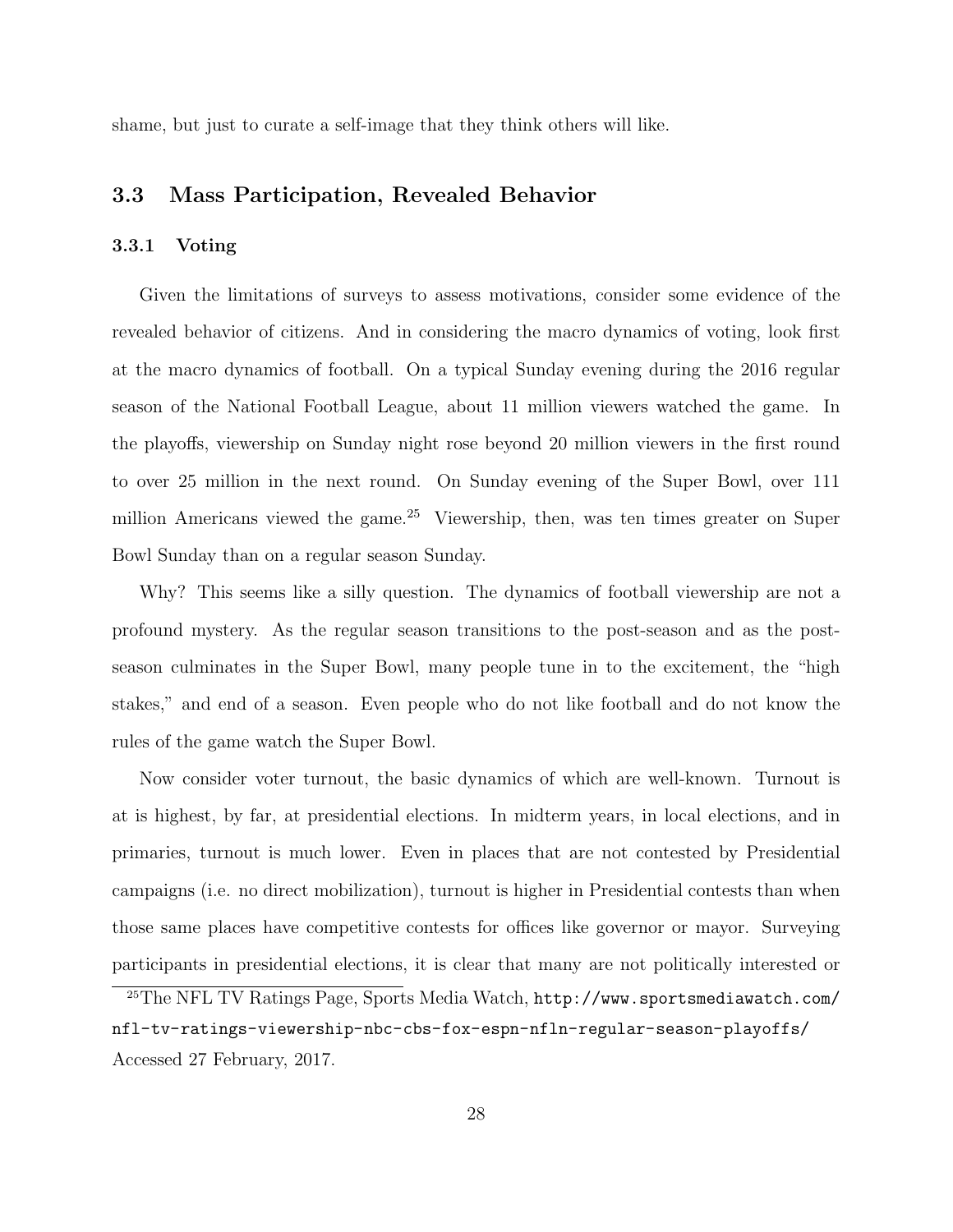shame, but just to curate a self-image that they think others will like.

## 3.3 Mass Participation, Revealed Behavior

### 3.3.1 Voting

Given the limitations of surveys to assess motivations, consider some evidence of the revealed behavior of citizens. And in considering the macro dynamics of voting, look first at the macro dynamics of football. On a typical Sunday evening during the 2016 regular season of the National Football League, about 11 million viewers watched the game. In the playoffs, viewership on Sunday night rose beyond 20 million viewers in the first round to over 25 million in the next round. On Sunday evening of the Super Bowl, over 111 million Americans viewed the game.[25] Viewership, then, was ten times greater on Super Bowl Sunday than on a regular season Sunday.

Why? This seems like a silly question. The dynamics of football viewership are not a profound mystery. As the regular season transitions to the post-season and as the post-season culminates in the Super Bowl, many people tune in to the excitement, the "high stakes," and end of a season. Even people who do not like football and do not know the rules of the game watch the Super Bowl.

Now consider voter turnout, the basic dynamics of which are well-known. Turnout is at is highest, by far, at presidential elections. In midterm years, in local elections, and in primaries, turnout is much lower. Even in places that are not contested by Presidential campaigns (i.e. no direct mobilization), turnout is higher in Presidential contests than when those same places have competitive contests for offices like governor or mayor. Surveying participants in presidential elections, it is clear that many are not politically interested or

[25] The NFL TV Ratings Page, Sports Media Watch, `http://www.sportsmediawatch.com/nfl-tv-ratings-viewership-nbc-cbs-fox-espn-nfln-regular-season-playoffs/` Accessed 27 February, 2017.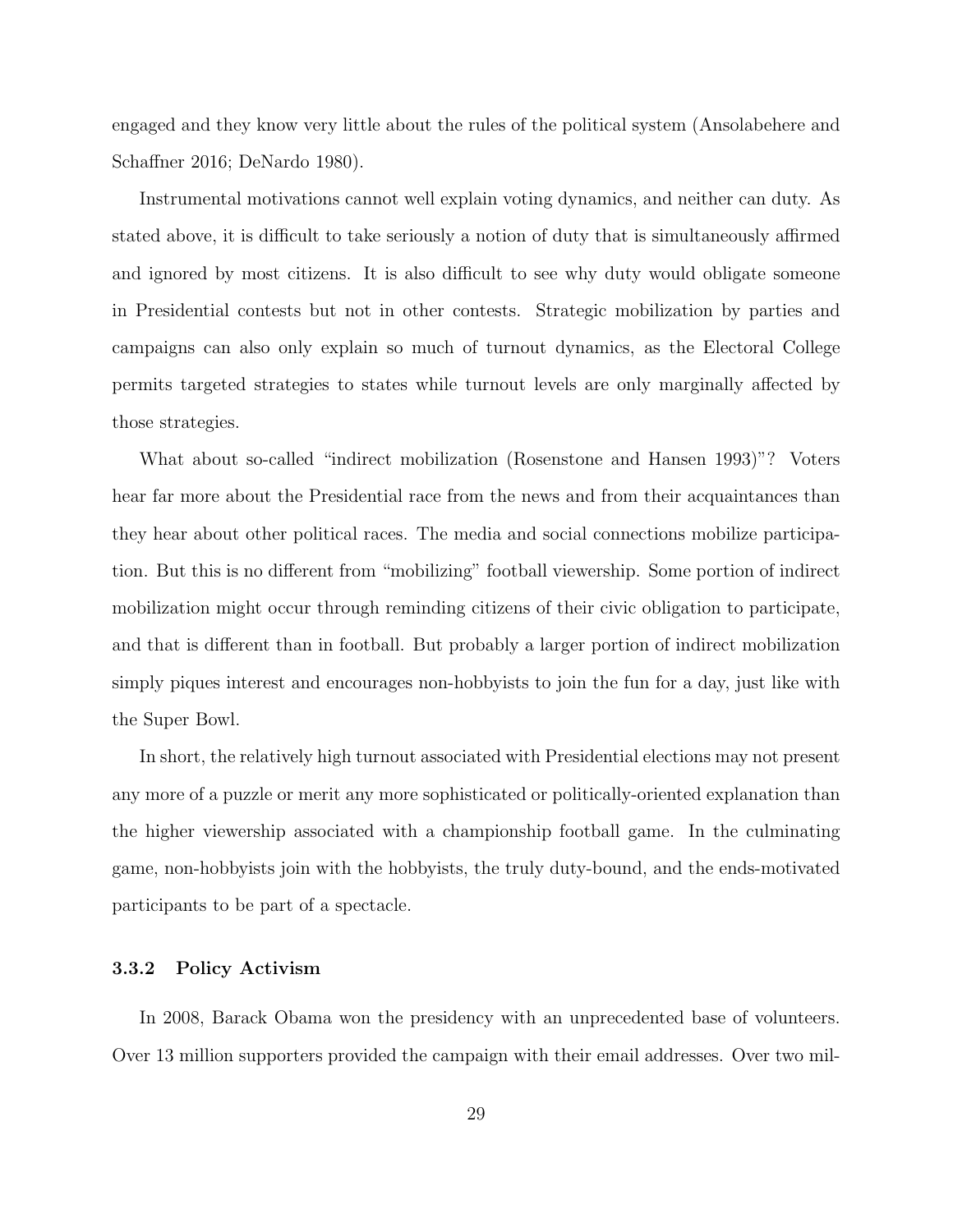engaged and they know very little about the rules of the political system (Ansolabehere and Schaffner 2016; DeNardo 1980).

Instrumental motivations cannot well explain voting dynamics, and neither can duty. As stated above, it is difficult to take seriously a notion of duty that is simultaneously affirmed and ignored by most citizens. It is also difficult to see why duty would obligate someone in Presidential contests but not in other contests. Strategic mobilization by parties and campaigns can also only explain so much of turnout dynamics, as the Electoral College permits targeted strategies to states while turnout levels are only marginally affected by those strategies.

What about so-called "indirect mobilization (Rosenstone and Hansen 1993)"? Voters hear far more about the Presidential race from the news and from their acquaintances than they hear about other political races. The media and social connections mobilize participation. But this is no different from "mobilizing" football viewership. Some portion of indirect mobilization might occur through reminding citizens of their civic obligation to participate, and that is different than in football. But probably a larger portion of indirect mobilization simply piques interest and encourages non-hobbyists to join the fun for a day, just like with the Super Bowl.

In short, the relatively high turnout associated with Presidential elections may not present any more of a puzzle or merit any more sophisticated or politically-oriented explanation than the higher viewership associated with a championship football game. In the culminating game, non-hobbyists join with the hobbyists, the truly duty-bound, and the ends-motivated participants to be part of a spectacle.

### 3.3.2 Policy Activism

In 2008, Barack Obama won the presidency with an unprecedented base of volunteers. Over 13 million supporters provided the campaign with their email addresses. Over two mil-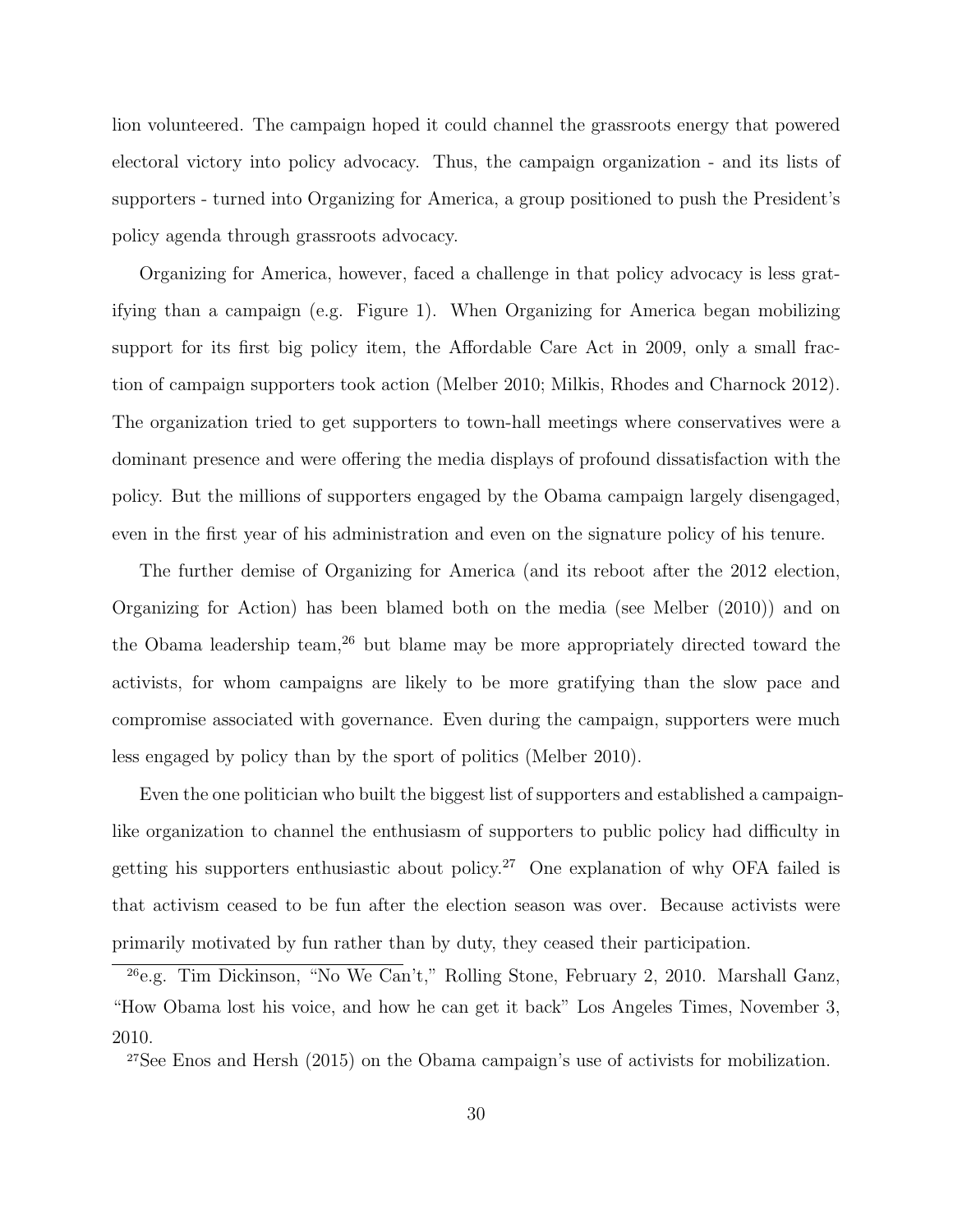lion volunteered. The campaign hoped it could channel the grassroots energy that powered electoral victory into policy advocacy. Thus, the campaign organization - and its lists of supporters - turned into Organizing for America, a group positioned to push the President's policy agenda through grassroots advocacy.

Organizing for America, however, faced a challenge in that policy advocacy is less gratifying than a campaign (e.g. Figure 1). When Organizing for America began mobilizing support for its first big policy item, the Affordable Care Act in 2009, only a small fraction of campaign supporters took action (Melber 2010; Milkis, Rhodes and Charnock 2012). The organization tried to get supporters to town-hall meetings where conservatives were a dominant presence and were offering the media displays of profound dissatisfaction with the policy. But the millions of supporters engaged by the Obama campaign largely disengaged, even in the first year of his administration and even on the signature policy of his tenure.

The further demise of Organizing for America (and its reboot after the 2012 election, Organizing for Action) has been blamed both on the media (see Melber (2010)) and on the Obama leadership team,[26] but blame may be more appropriately directed toward the activists, for whom campaigns are likely to be more gratifying than the slow pace and compromise associated with governance. Even during the campaign, supporters were much less engaged by policy than by the sport of politics (Melber 2010).

Even the one politician who built the biggest list of supporters and established a campaign-like organization to channel the enthusiasm of supporters to public policy had difficulty in getting his supporters enthusiastic about policy.[27] One explanation of why OFA failed is that activism ceased to be fun after the election season was over. Because activists were primarily motivated by fun rather than by duty, they ceased their participation.

[26] e.g. Tim Dickinson, "No We Can't," Rolling Stone, February 2, 2010. Marshall Ganz, "How Obama lost his voice, and how he can get it back" Los Angeles Times, November 3, 2010.

[27] See Enos and Hersh (2015) on the Obama campaign's use of activists for mobilization.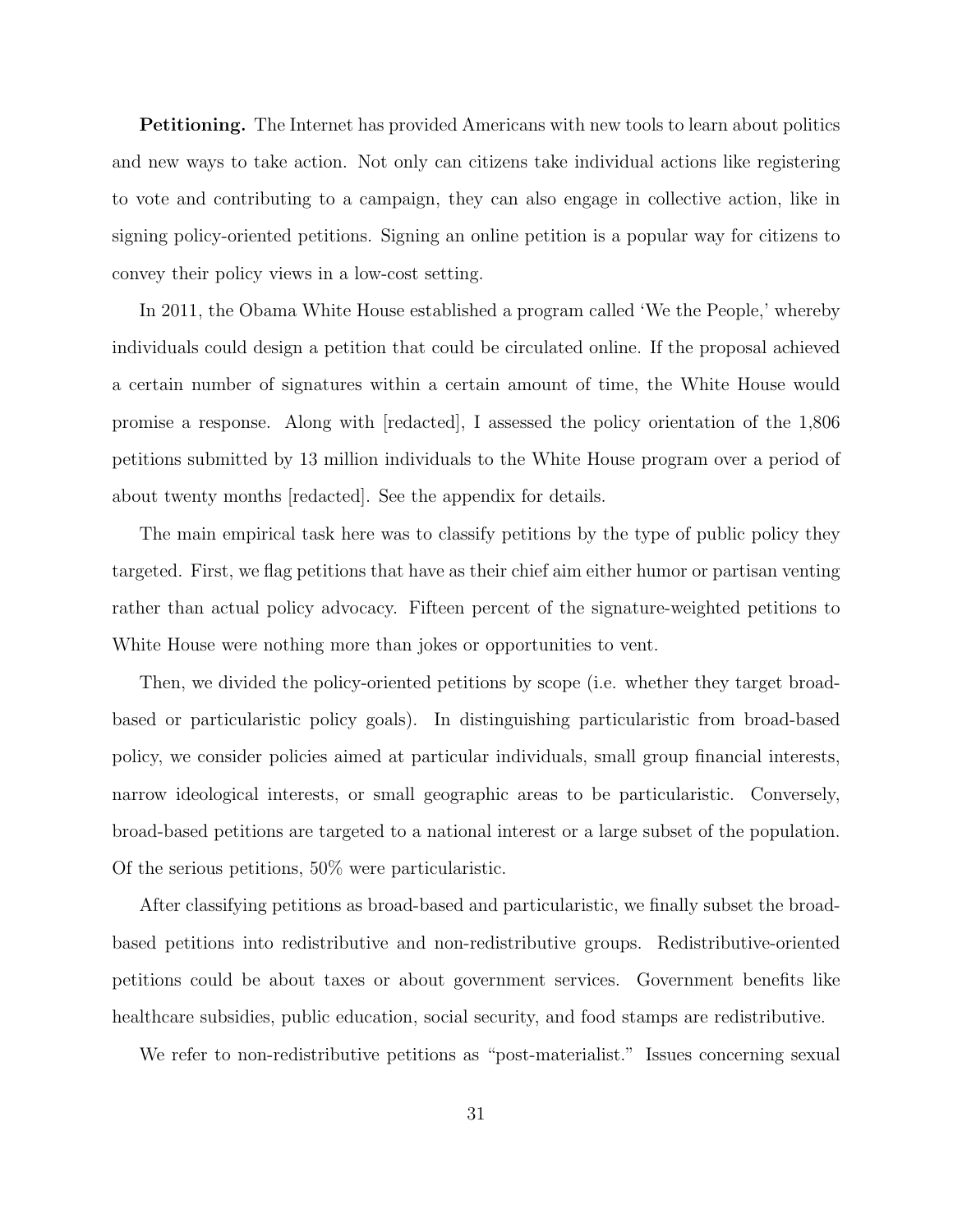**Petitioning.** The Internet has provided Americans with new tools to learn about politics and new ways to take action. Not only can citizens take individual actions like registering to vote and contributing to a campaign, they can also engage in collective action, like in signing policy-oriented petitions. Signing an online petition is a popular way for citizens to convey their policy views in a low-cost setting.

In 2011, the Obama White House established a program called 'We the People,' whereby individuals could design a petition that could be circulated online. If the proposal achieved a certain number of signatures within a certain amount of time, the White House would promise a response. Along with [redacted], I assessed the policy orientation of the 1,806 petitions submitted by 13 million individuals to the White House program over a period of about twenty months [redacted]. See the appendix for details.

The main empirical task here was to classify petitions by the type of public policy they targeted. First, we flag petitions that have as their chief aim either humor or partisan venting rather than actual policy advocacy. Fifteen percent of the signature-weighted petitions to White House were nothing more than jokes or opportunities to vent.

Then, we divided the policy-oriented petitions by scope (i.e. whether they target broad-based or particularistic policy goals). In distinguishing particularistic from broad-based policy, we consider policies aimed at particular individuals, small group financial interests, narrow ideological interests, or small geographic areas to be particularistic. Conversely, broad-based petitions are targeted to a national interest or a large subset of the population. Of the serious petitions, 50% were particularistic.

After classifying petitions as broad-based and particularistic, we finally subset the broad-based petitions into redistributive and non-redistributive groups. Redistributive-oriented petitions could be about taxes or about government services. Government benefits like healthcare subsidies, public education, social security, and food stamps are redistributive.

We refer to non-redistributive petitions as "post-materialist." Issues concerning sexual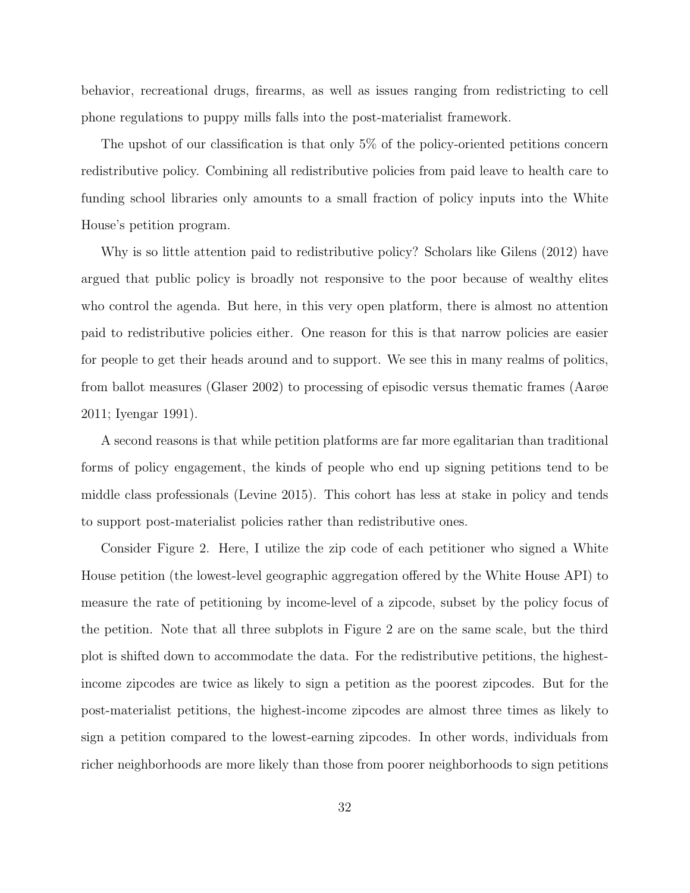behavior, recreational drugs, firearms, as well as issues ranging from redistricting to cell phone regulations to puppy mills falls into the post-materialist framework.

The upshot of our classification is that only 5% of the policy-oriented petitions concern redistributive policy. Combining all redistributive policies from paid leave to health care to funding school libraries only amounts to a small fraction of policy inputs into the White House's petition program.

Why is so little attention paid to redistributive policy? Scholars like Gilens (2012) have argued that public policy is broadly not responsive to the poor because of wealthy elites who control the agenda. But here, in this very open platform, there is almost no attention paid to redistributive policies either. One reason for this is that narrow policies are easier for people to get their heads around and to support. We see this in many realms of politics, from ballot measures (Glaser 2002) to processing of episodic versus thematic frames (Aarøe 2011; Iyengar 1991).

A second reasons is that while petition platforms are far more egalitarian than traditional forms of policy engagement, the kinds of people who end up signing petitions tend to be middle class professionals (Levine 2015). This cohort has less at stake in policy and tends to support post-materialist policies rather than redistributive ones.

Consider Figure 2. Here, I utilize the zip code of each petitioner who signed a White House petition (the lowest-level geographic aggregation offered by the White House API) to measure the rate of petitioning by income-level of a zipcode, subset by the policy focus of the petition. Note that all three subplots in Figure 2 are on the same scale, but the third plot is shifted down to accommodate the data. For the redistributive petitions, the highest-income zipcodes are twice as likely to sign a petition as the poorest zipcodes. But for the post-materialist petitions, the highest-income zipcodes are almost three times as likely to sign a petition compared to the lowest-earning zipcodes. In other words, individuals from richer neighborhoods are more likely than those from poorer neighborhoods to sign petitions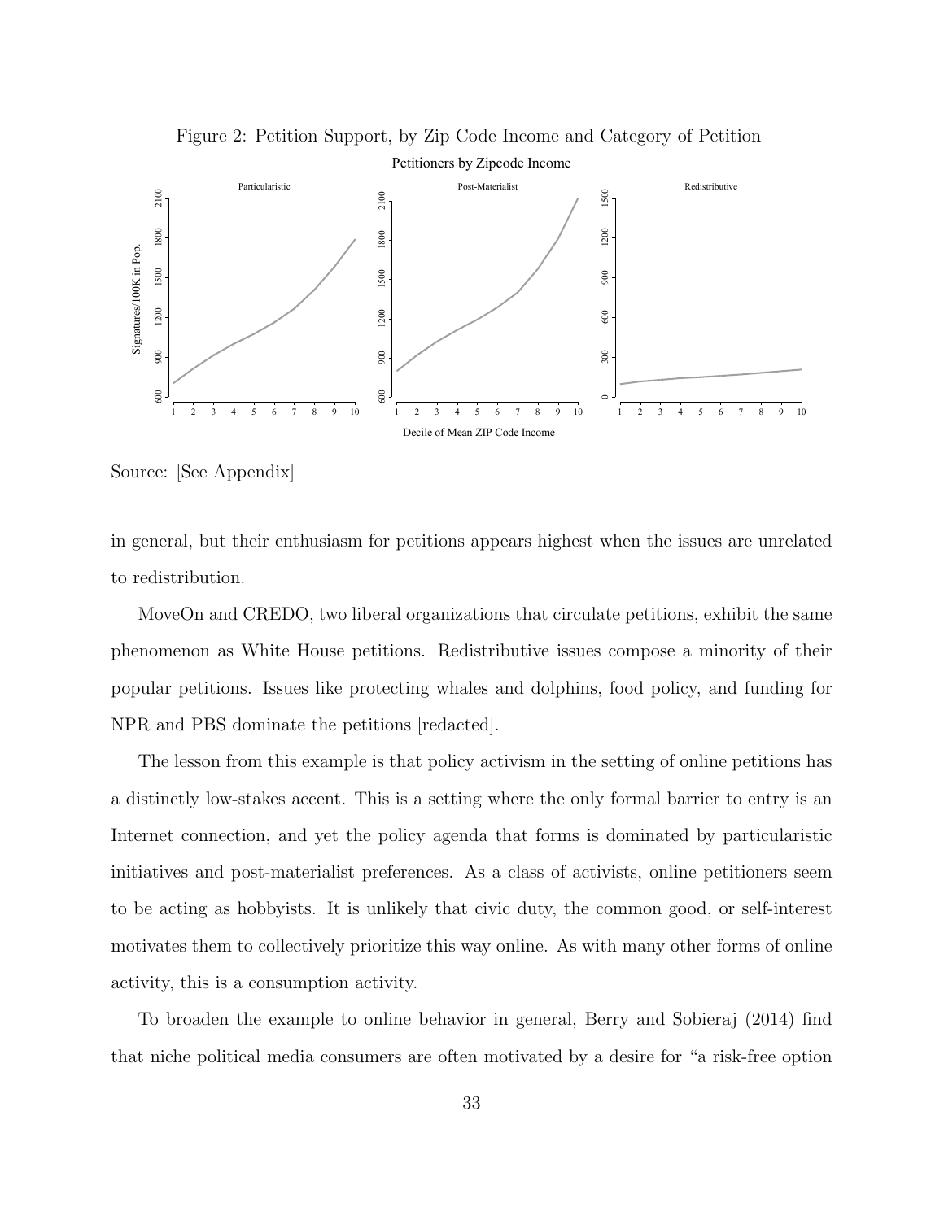Figure 2: Petition Support, by Zip Code Income and Category of Petition

Source: [See Appendix]

in general, but their enthusiasm for petitions appears highest when the issues are unrelated to redistribution.

MoveOn and CREDO, two liberal organizations that circulate petitions, exhibit the same phenomenon as White House petitions. Redistributive issues compose a minority of their popular petitions. Issues like protecting whales and dolphins, food policy, and funding for NPR and PBS dominate the petitions [redacted].

The lesson from this example is that policy activism in the setting of online petitions has a distinctly low-stakes accent. This is a setting where the only formal barrier to entry is an Internet connection, and yet the policy agenda that forms is dominated by particularistic initiatives and post-materialist preferences. As a class of activists, online petitioners seem to be acting as hobbyists. It is unlikely that civic duty, the common good, or self-interest motivates them to collectively prioritize this way online. As with many other forms of online activity, this is a consumption activity.

To broaden the example to online behavior in general, Berry and Sobieraj (2014) find that niche political media consumers are often motivated by a desire for "a risk-free option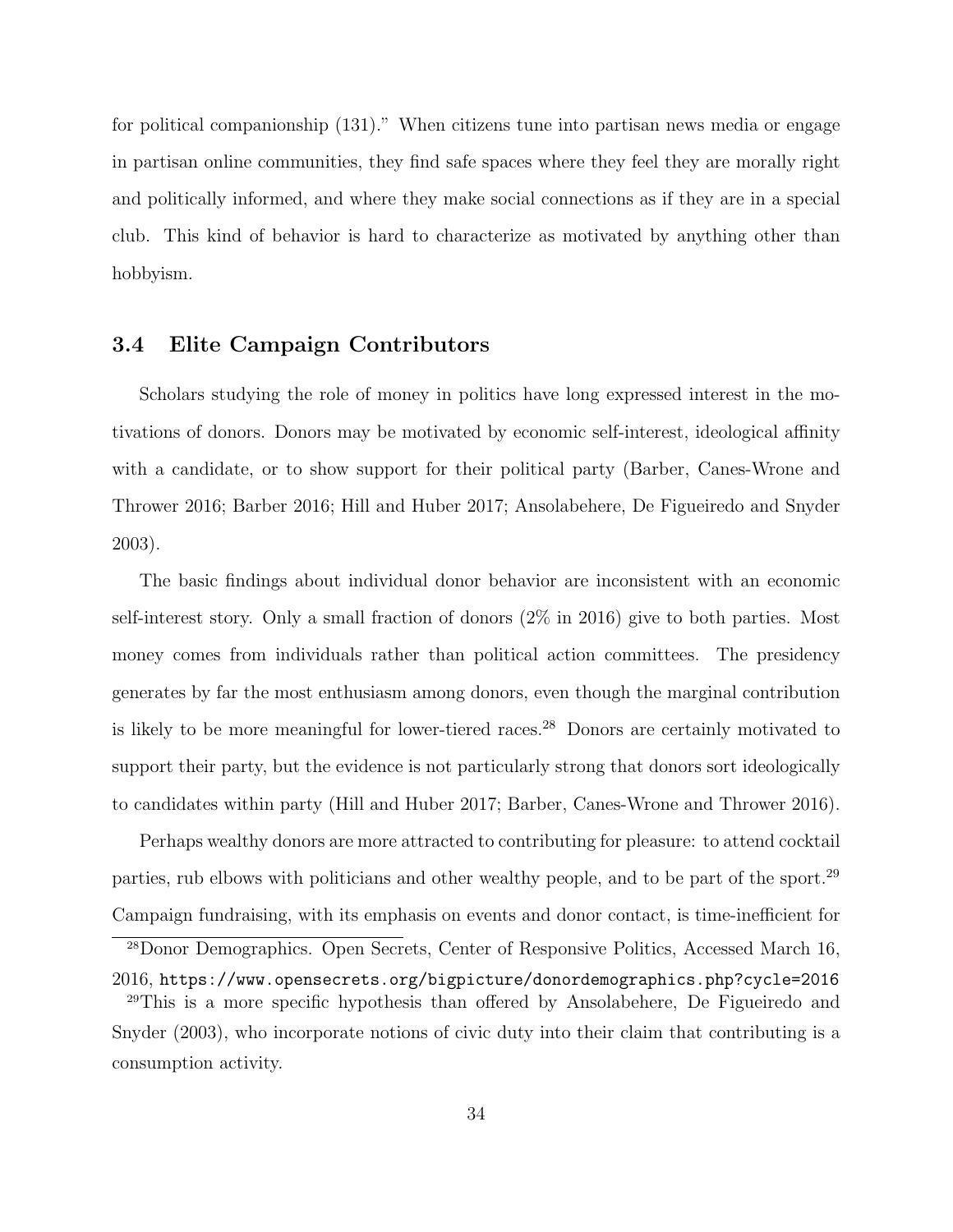for political companionship (131)." When citizens tune into partisan news media or engage in partisan online communities, they find safe spaces where they feel they are morally right and politically informed, and where they make social connections as if they are in a special club. This kind of behavior is hard to characterize as motivated by anything other than hobbyism.

### 3.4 Elite Campaign Contributors

Scholars studying the role of money in politics have long expressed interest in the motivations of donors. Donors may be motivated by economic self-interest, ideological affinity with a candidate, or to show support for their political party (Barber, Canes-Wrone and Thrower 2016; Barber 2016; Hill and Huber 2017; Ansolabehere, De Figueiredo and Snyder 2003).

The basic findings about individual donor behavior are inconsistent with an economic self-interest story. Only a small fraction of donors (2% in 2016) give to both parties. Most money comes from individuals rather than political action committees. The presidency generates by far the most enthusiasm among donors, even though the marginal contribution is likely to be more meaningful for lower-tiered races.[28] Donors are certainly motivated to support their party, but the evidence is not particularly strong that donors sort ideologically to candidates within party (Hill and Huber 2017; Barber, Canes-Wrone and Thrower 2016).

Perhaps wealthy donors are more attracted to contributing for pleasure: to attend cocktail parties, rub elbows with politicians and other wealthy people, and to be part of the sport.[29] Campaign fundraising, with its emphasis on events and donor contact, is time-inefficient for

[28] Donor Demographics. Open Secrets, Center of Responsive Politics, Accessed March 16, 2016, `https://www.opensecrets.org/bigpicture/donordemographics.php?cycle=2016`

[29] This is a more specific hypothesis than offered by Ansolabehere, De Figueiredo and Snyder (2003), who incorporate notions of civic duty into their claim that contributing is a consumption activity.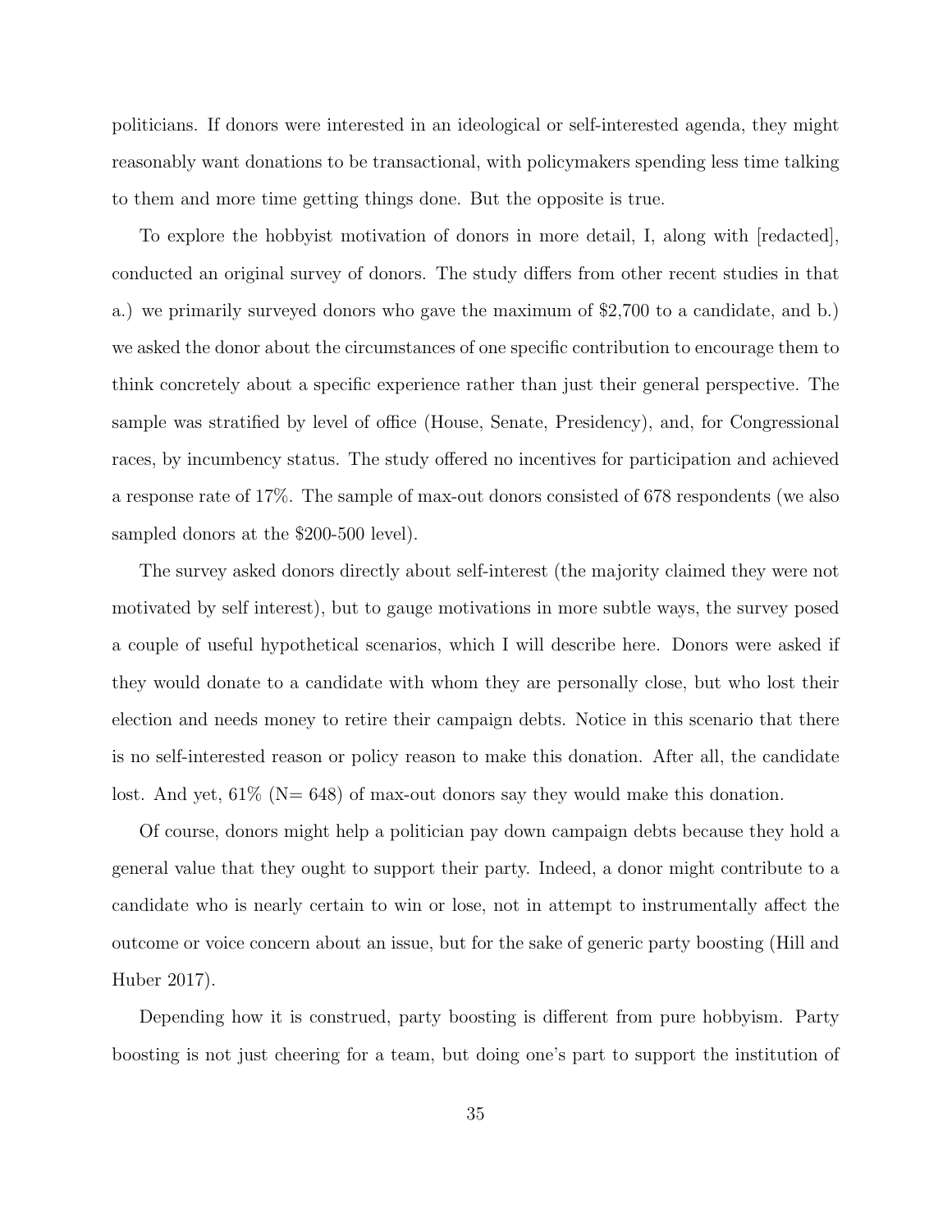politicians. If donors were interested in an ideological or self-interested agenda, they might reasonably want donations to be transactional, with policymakers spending less time talking to them and more time getting things done. But the opposite is true.

To explore the hobbyist motivation of donors in more detail, I, along with [redacted], conducted an original survey of donors. The study differs from other recent studies in that a.) we primarily surveyed donors who gave the maximum of $2,700 to a candidate, and b.) we asked the donor about the circumstances of one specific contribution to encourage them to think concretely about a specific experience rather than just their general perspective. The sample was stratified by level of office (House, Senate, Presidency), and, for Congressional races, by incumbency status. The study offered no incentives for participation and achieved a response rate of 17%. The sample of max-out donors consisted of 678 respondents (we also sampled donors at the $200-500 level).

The survey asked donors directly about self-interest (the majority claimed they were not motivated by self interest), but to gauge motivations in more subtle ways, the survey posed a couple of useful hypothetical scenarios, which I will describe here. Donors were asked if they would donate to a candidate with whom they are personally close, but who lost their election and needs money to retire their campaign debts. Notice in this scenario that there is no self-interested reason or policy reason to make this donation. After all, the candidate lost. And yet, 61% (N= 648) of max-out donors say they would make this donation.

Of course, donors might help a politician pay down campaign debts because they hold a general value that they ought to support their party. Indeed, a donor might contribute to a candidate who is nearly certain to win or lose, not in attempt to instrumentally affect the outcome or voice concern about an issue, but for the sake of generic party boosting (Hill and Huber 2017).

Depending how it is construed, party boosting is different from pure hobbyism. Party boosting is not just cheering for a team, but doing one's part to support the institution of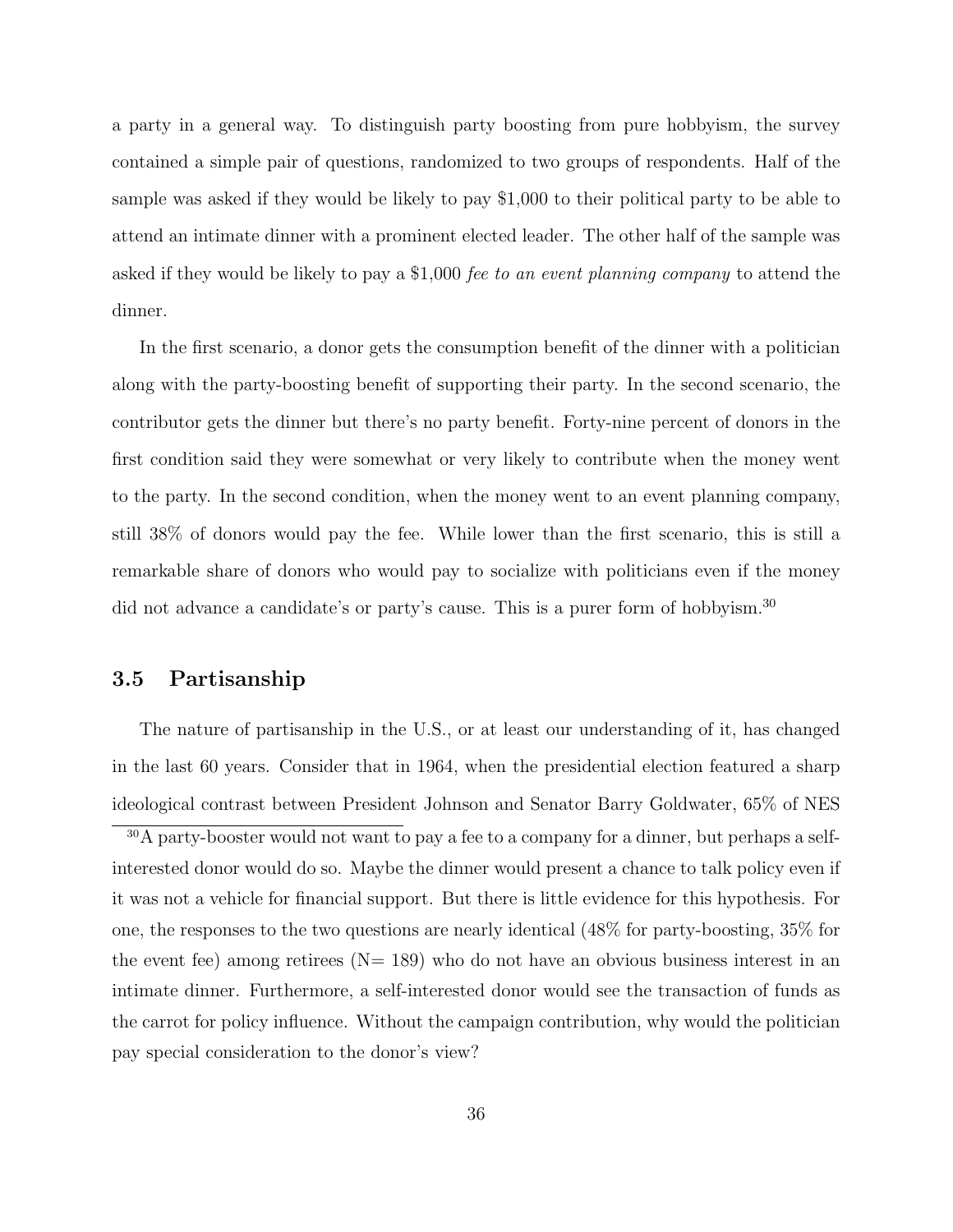a party in a general way. To distinguish party boosting from pure hobbyism, the survey contained a simple pair of questions, randomized to two groups of respondents. Half of the sample was asked if they would be likely to pay $1,000 to their political party to be able to attend an intimate dinner with a prominent elected leader. The other half of the sample was asked if they would be likely to pay a $1,000 *fee to an event planning company* to attend the dinner.

In the first scenario, a donor gets the consumption benefit of the dinner with a politician along with the party-boosting benefit of supporting their party. In the second scenario, the contributor gets the dinner but there's no party benefit. Forty-nine percent of donors in the first condition said they were somewhat or very likely to contribute when the money went to the party. In the second condition, when the money went to an event planning company, still 38% of donors would pay the fee. While lower than the first scenario, this is still a remarkable share of donors who would pay to socialize with politicians even if the money did not advance a candidate's or party's cause. This is a purer form of hobbyism.[30]

## 3.5 Partisanship

The nature of partisanship in the U.S., or at least our understanding of it, has changed in the last 60 years. Consider that in 1964, when the presidential election featured a sharp ideological contrast between President Johnson and Senator Barry Goldwater, 65% of NES

[30] A party-booster would not want to pay a fee to a company for a dinner, but perhaps a self-interested donor would do so. Maybe the dinner would present a chance to talk policy even if it was not a vehicle for financial support. But there is little evidence for this hypothesis. For one, the responses to the two questions are nearly identical (48% for party-boosting, 35% for the event fee) among retirees (N= 189) who do not have an obvious business interest in an intimate dinner. Furthermore, a self-interested donor would see the transaction of funds as the carrot for policy influence. Without the campaign contribution, why would the politician pay special consideration to the donor's view?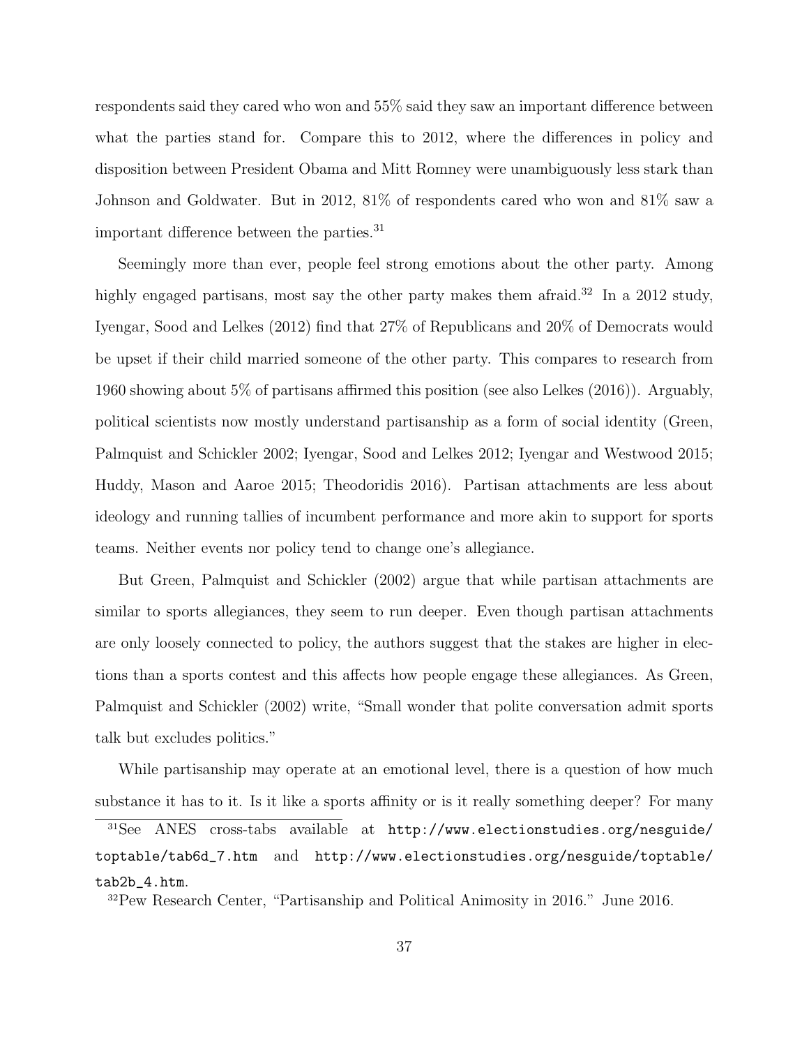respondents said they cared who won and 55% said they saw an important difference between what the parties stand for. Compare this to 2012, where the differences in policy and disposition between President Obama and Mitt Romney were unambiguously less stark than Johnson and Goldwater. But in 2012, 81% of respondents cared who won and 81% saw a important difference between the parties.[31]

Seemingly more than ever, people feel strong emotions about the other party. Among highly engaged partisans, most say the other party makes them afraid.[32] In a 2012 study, Iyengar, Sood and Lelkes (2012) find that 27% of Republicans and 20% of Democrats would be upset if their child married someone of the other party. This compares to research from 1960 showing about 5% of partisans affirmed this position (see also Lelkes (2016)). Arguably, political scientists now mostly understand partisanship as a form of social identity (Green, Palmquist and Schickler 2002; Iyengar, Sood and Lelkes 2012; Iyengar and Westwood 2015; Huddy, Mason and Aaroe 2015; Theodoridis 2016). Partisan attachments are less about ideology and running tallies of incumbent performance and more akin to support for sports teams. Neither events nor policy tend to change one's allegiance.

But Green, Palmquist and Schickler (2002) argue that while partisan attachments are similar to sports allegiances, they seem to run deeper. Even though partisan attachments are only loosely connected to policy, the authors suggest that the stakes are higher in elections than a sports contest and this affects how people engage these allegiances. As Green, Palmquist and Schickler (2002) write, "Small wonder that polite conversation admit sports talk but excludes politics."

While partisanship may operate at an emotional level, there is a question of how much substance it has to it. Is it like a sports affinity or is it really something deeper? For many

[31]See ANES cross-tabs available at http://www.electionstudies.org/nesguide/toptable/tab6d_7.htm and http://www.electionstudies.org/nesguide/toptable/tab2b_4.htm.

[32]Pew Research Center, "Partisanship and Political Animosity in 2016." June 2016.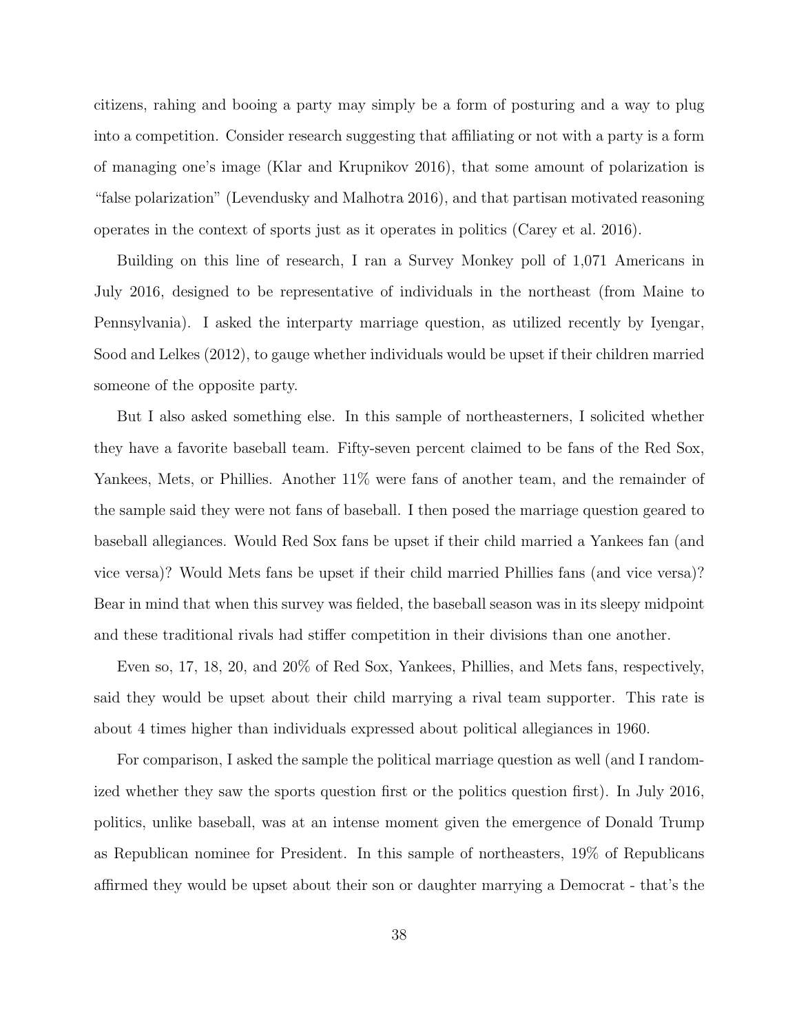citizens, rahing and booing a party may simply be a form of posturing and a way to plug into a competition. Consider research suggesting that affiliating or not with a party is a form of managing one's image (Klar and Krupnikov 2016), that some amount of polarization is "false polarization" (Levendusky and Malhotra 2016), and that partisan motivated reasoning operates in the context of sports just as it operates in politics (Carey et al. 2016).

Building on this line of research, I ran a Survey Monkey poll of 1,071 Americans in July 2016, designed to be representative of individuals in the northeast (from Maine to Pennsylvania). I asked the interparty marriage question, as utilized recently by Iyengar, Sood and Lelkes (2012), to gauge whether individuals would be upset if their children married someone of the opposite party.

But I also asked something else. In this sample of northeasterners, I solicited whether they have a favorite baseball team. Fifty-seven percent claimed to be fans of the Red Sox, Yankees, Mets, or Phillies. Another 11% were fans of another team, and the remainder of the sample said they were not fans of baseball. I then posed the marriage question geared to baseball allegiances. Would Red Sox fans be upset if their child married a Yankees fan (and vice versa)? Would Mets fans be upset if their child married Phillies fans (and vice versa)? Bear in mind that when this survey was fielded, the baseball season was in its sleepy midpoint and these traditional rivals had stiffer competition in their divisions than one another.

Even so, 17, 18, 20, and 20% of Red Sox, Yankees, Phillies, and Mets fans, respectively, said they would be upset about their child marrying a rival team supporter. This rate is about 4 times higher than individuals expressed about political allegiances in 1960.

For comparison, I asked the sample the political marriage question as well (and I randomized whether they saw the sports question first or the politics question first). In July 2016, politics, unlike baseball, was at an intense moment given the emergence of Donald Trump as Republican nominee for President. In this sample of northeasters, 19% of Republicans affirmed they would be upset about their son or daughter marrying a Democrat - that's the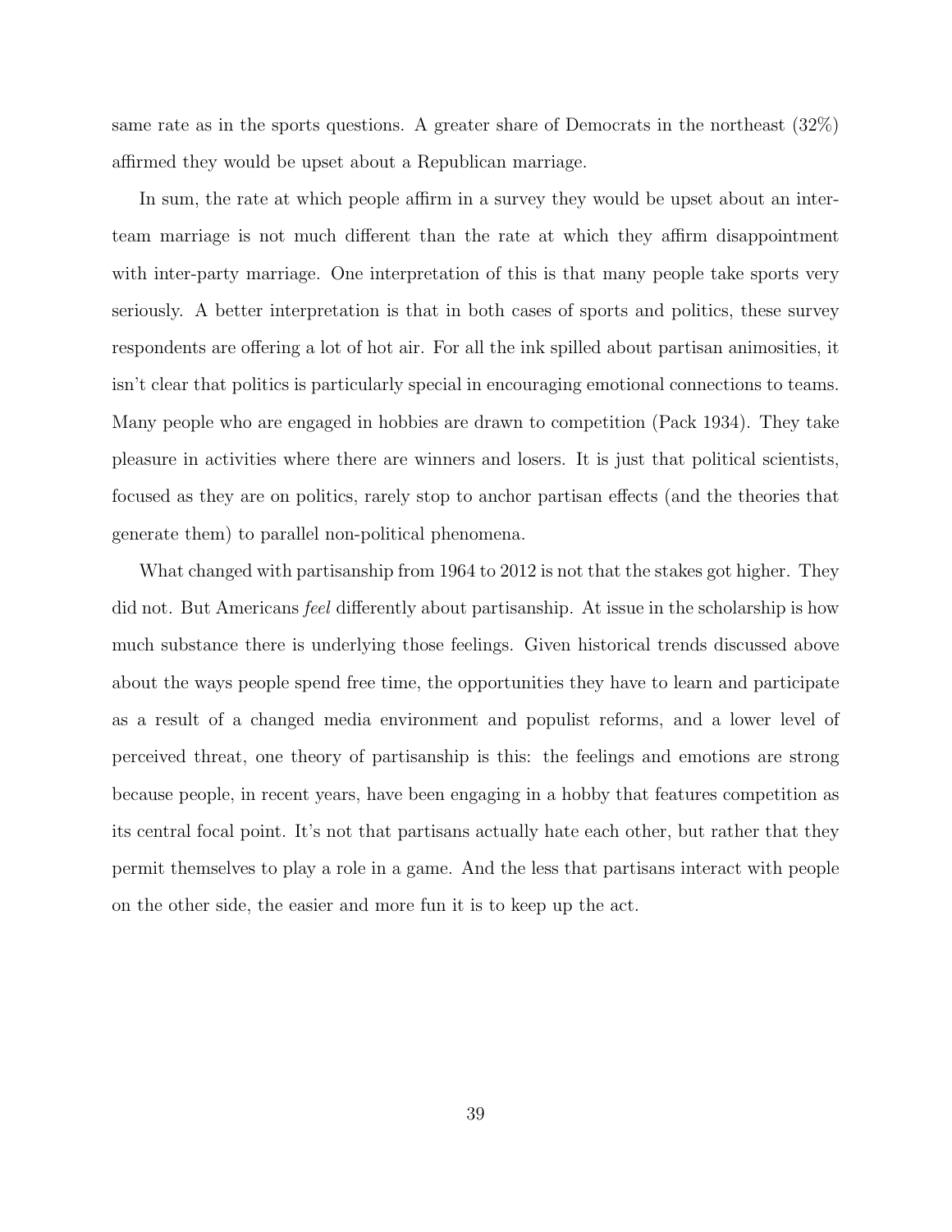same rate as in the sports questions. A greater share of Democrats in the northeast (32%) affirmed they would be upset about a Republican marriage.

In sum, the rate at which people affirm in a survey they would be upset about an inter-team marriage is not much different than the rate at which they affirm disappointment with inter-party marriage. One interpretation of this is that many people take sports very seriously. A better interpretation is that in both cases of sports and politics, these survey respondents are offering a lot of hot air. For all the ink spilled about partisan animosities, it isn't clear that politics is particularly special in encouraging emotional connections to teams. Many people who are engaged in hobbies are drawn to competition (Pack 1934). They take pleasure in activities where there are winners and losers. It is just that political scientists, focused as they are on politics, rarely stop to anchor partisan effects (and the theories that generate them) to parallel non-political phenomena.

What changed with partisanship from 1964 to 2012 is not that the stakes got higher. They did not. But Americans *feel* differently about partisanship. At issue in the scholarship is how much substance there is underlying those feelings. Given historical trends discussed above about the ways people spend free time, the opportunities they have to learn and participate as a result of a changed media environment and populist reforms, and a lower level of perceived threat, one theory of partisanship is this: the feelings and emotions are strong because people, in recent years, have been engaging in a hobby that features competition as its central focal point. It's not that partisans actually hate each other, but rather that they permit themselves to play a role in a game. And the less that partisans interact with people on the other side, the easier and more fun it is to keep up the act.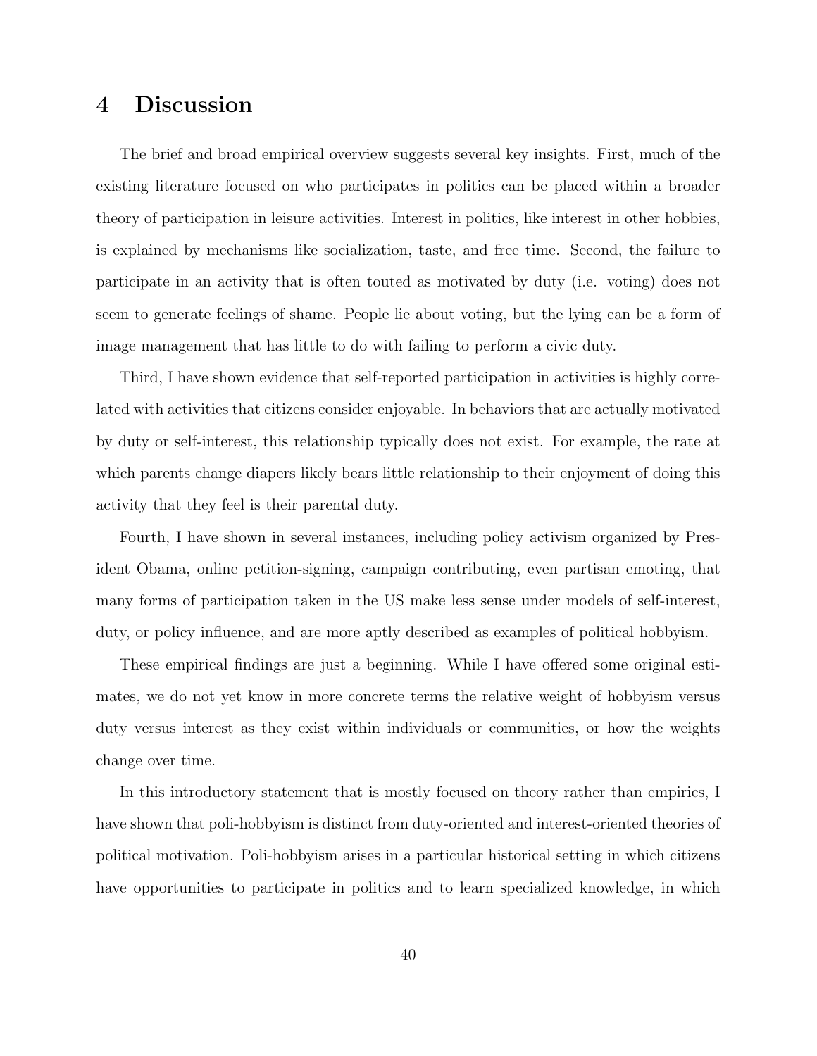## 4 Discussion

The brief and broad empirical overview suggests several key insights. First, much of the existing literature focused on who participates in politics can be placed within a broader theory of participation in leisure activities. Interest in politics, like interest in other hobbies, is explained by mechanisms like socialization, taste, and free time. Second, the failure to participate in an activity that is often touted as motivated by duty (i.e. voting) does not seem to generate feelings of shame. People lie about voting, but the lying can be a form of image management that has little to do with failing to perform a civic duty.

Third, I have shown evidence that self-reported participation in activities is highly correlated with activities that citizens consider enjoyable. In behaviors that are actually motivated by duty or self-interest, this relationship typically does not exist. For example, the rate at which parents change diapers likely bears little relationship to their enjoyment of doing this activity that they feel is their parental duty.

Fourth, I have shown in several instances, including policy activism organized by President Obama, online petition-signing, campaign contributing, even partisan emoting, that many forms of participation taken in the US make less sense under models of self-interest, duty, or policy influence, and are more aptly described as examples of political hobbyism.

These empirical findings are just a beginning. While I have offered some original estimates, we do not yet know in more concrete terms the relative weight of hobbyism versus duty versus interest as they exist within individuals or communities, or how the weights change over time.

In this introductory statement that is mostly focused on theory rather than empirics, I have shown that poli-hobbyism is distinct from duty-oriented and interest-oriented theories of political motivation. Poli-hobbyism arises in a particular historical setting in which citizens have opportunities to participate in politics and to learn specialized knowledge, in which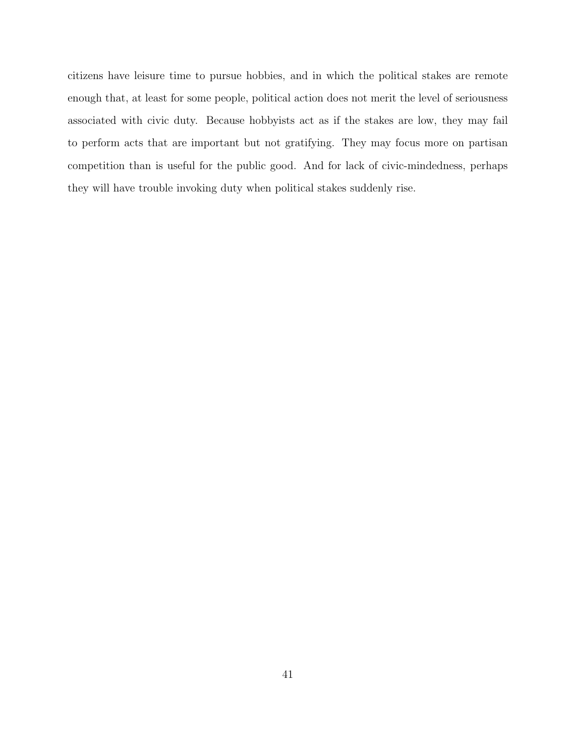citizens have leisure time to pursue hobbies, and in which the political stakes are remote enough that, at least for some people, political action does not merit the level of seriousness associated with civic duty. Because hobbyists act as if the stakes are low, they may fail to perform acts that are important but not gratifying. They may focus more on partisan competition than is useful for the public good. And for lack of civic-mindedness, perhaps they will have trouble invoking duty when political stakes suddenly rise.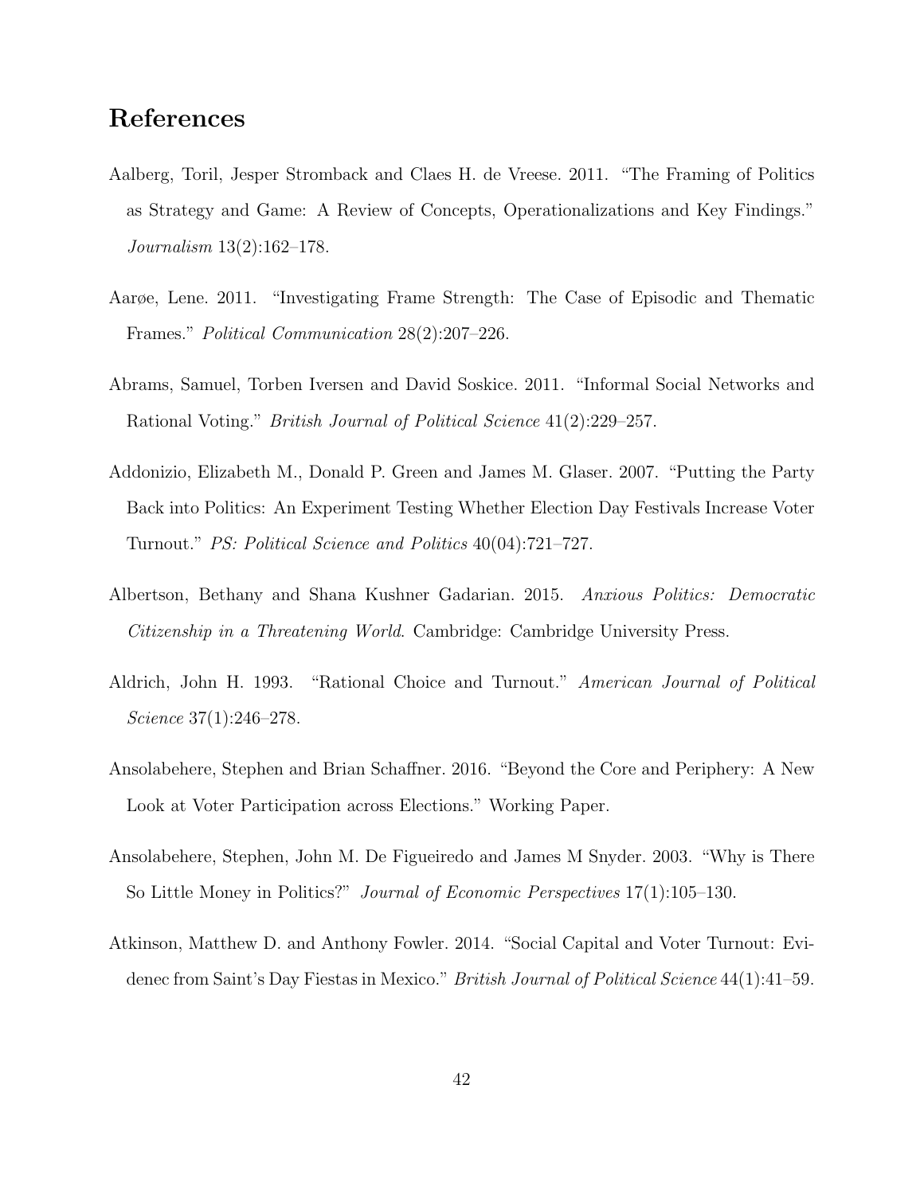# References

Aalberg, Toril, Jesper Stromback and Claes H. de Vreese. 2011. "The Framing of Politics as Strategy and Game: A Review of Concepts, Operationalizations and Key Findings." *Journalism* 13(2):162–178.

Aarøe, Lene. 2011. "Investigating Frame Strength: The Case of Episodic and Thematic Frames." *Political Communication* 28(2):207–226.

Abrams, Samuel, Torben Iversen and David Soskice. 2011. "Informal Social Networks and Rational Voting." *British Journal of Political Science* 41(2):229–257.

Addonizio, Elizabeth M., Donald P. Green and James M. Glaser. 2007. "Putting the Party Back into Politics: An Experiment Testing Whether Election Day Festivals Increase Voter Turnout." *PS: Political Science and Politics* 40(04):721–727.

Albertson, Bethany and Shana Kushner Gadarian. 2015. *Anxious Politics: Democratic Citizenship in a Threatening World*. Cambridge: Cambridge University Press.

Aldrich, John H. 1993. "Rational Choice and Turnout." *American Journal of Political Science* 37(1):246–278.

Ansolabehere, Stephen and Brian Schaffner. 2016. "Beyond the Core and Periphery: A New Look at Voter Participation across Elections." Working Paper.

Ansolabehere, Stephen, John M. De Figueiredo and James M Snyder. 2003. "Why is There So Little Money in Politics?" *Journal of Economic Perspectives* 17(1):105–130.

Atkinson, Matthew D. and Anthony Fowler. 2014. "Social Capital and Voter Turnout: Evidenec from Saint's Day Fiestas in Mexico." *British Journal of Political Science* 44(1):41–59.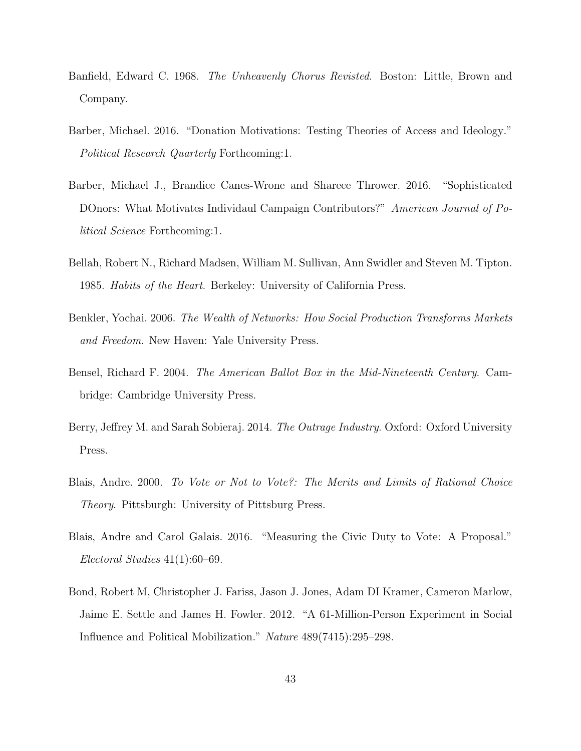Banfield, Edward C. 1968. *The Unheavenly Chorus Revisted*. Boston: Little, Brown and Company.

Barber, Michael. 2016. "Donation Motivations: Testing Theories of Access and Ideology." *Political Research Quarterly* Forthcoming:1.

Barber, Michael J., Brandice Canes-Wrone and Sharece Thrower. 2016. "Sophisticated DOnors: What Motivates Individaul Campaign Contributors?" *American Journal of Political Science* Forthcoming:1.

Bellah, Robert N., Richard Madsen, William M. Sullivan, Ann Swidler and Steven M. Tipton. 1985. *Habits of the Heart*. Berkeley: University of California Press.

Benkler, Yochai. 2006. *The Wealth of Networks: How Social Production Transforms Markets and Freedom*. New Haven: Yale University Press.

Bensel, Richard F. 2004. *The American Ballot Box in the Mid-Nineteenth Century*. Cambridge: Cambridge University Press.

Berry, Jeffrey M. and Sarah Sobieraj. 2014. *The Outrage Industry*. Oxford: Oxford University Press.

Blais, Andre. 2000. *To Vote or Not to Vote?: The Merits and Limits of Rational Choice Theory*. Pittsburgh: University of Pittsburg Press.

Blais, Andre and Carol Galais. 2016. "Measuring the Civic Duty to Vote: A Proposal." *Electoral Studies* 41(1):60–69.

Bond, Robert M, Christopher J. Fariss, Jason J. Jones, Adam DI Kramer, Cameron Marlow, Jaime E. Settle and James H. Fowler. 2012. "A 61-Million-Person Experiment in Social Influence and Political Mobilization." *Nature* 489(7415):295–298.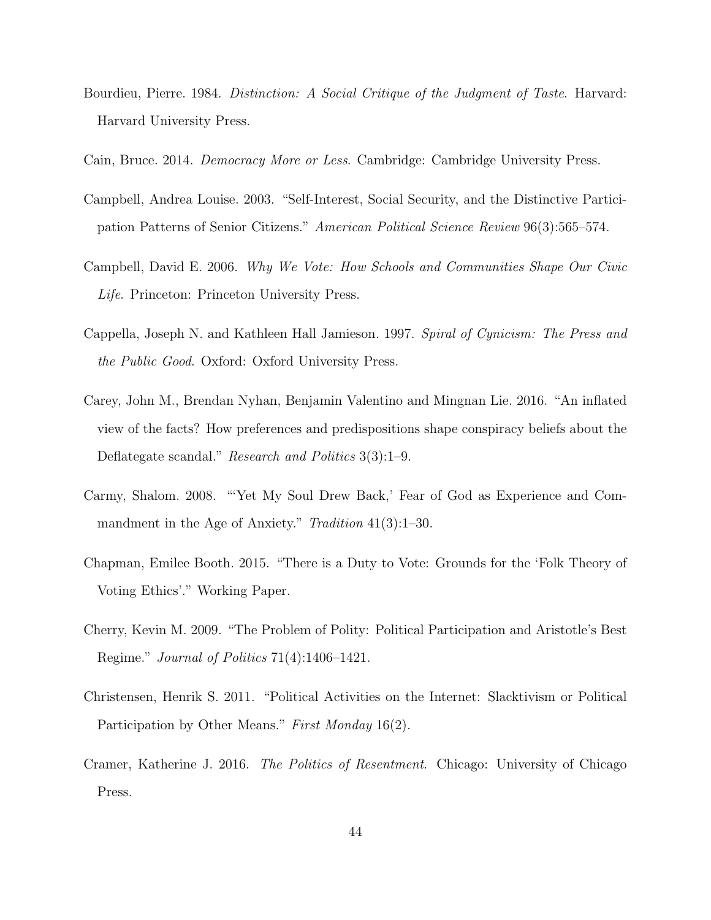Bourdieu, Pierre. 1984. *Distinction: A Social Critique of the Judgment of Taste*. Harvard: Harvard University Press.

Cain, Bruce. 2014. *Democracy More or Less*. Cambridge: Cambridge University Press.

Campbell, Andrea Louise. 2003. "Self-Interest, Social Security, and the Distinctive Participation Patterns of Senior Citizens." *American Political Science Review* 96(3):565–574.

Campbell, David E. 2006. *Why We Vote: How Schools and Communities Shape Our Civic Life*. Princeton: Princeton University Press.

Cappella, Joseph N. and Kathleen Hall Jamieson. 1997. *Spiral of Cynicism: The Press and the Public Good*. Oxford: Oxford University Press.

Carey, John M., Brendan Nyhan, Benjamin Valentino and Mingnan Lie. 2016. "An inflated view of the facts? How preferences and predispositions shape conspiracy beliefs about the Deflategate scandal." *Research and Politics* 3(3):1–9.

Carmy, Shalom. 2008. "'Yet My Soul Drew Back,' Fear of God as Experience and Commandment in the Age of Anxiety." *Tradition* 41(3):1–30.

Chapman, Emilee Booth. 2015. "There is a Duty to Vote: Grounds for the 'Folk Theory of Voting Ethics'." Working Paper.

Cherry, Kevin M. 2009. "The Problem of Polity: Political Participation and Aristotle's Best Regime." *Journal of Politics* 71(4):1406–1421.

Christensen, Henrik S. 2011. "Political Activities on the Internet: Slacktivism or Political Participation by Other Means." *First Monday* 16(2).

Cramer, Katherine J. 2016. *The Politics of Resentment*. Chicago: University of Chicago Press.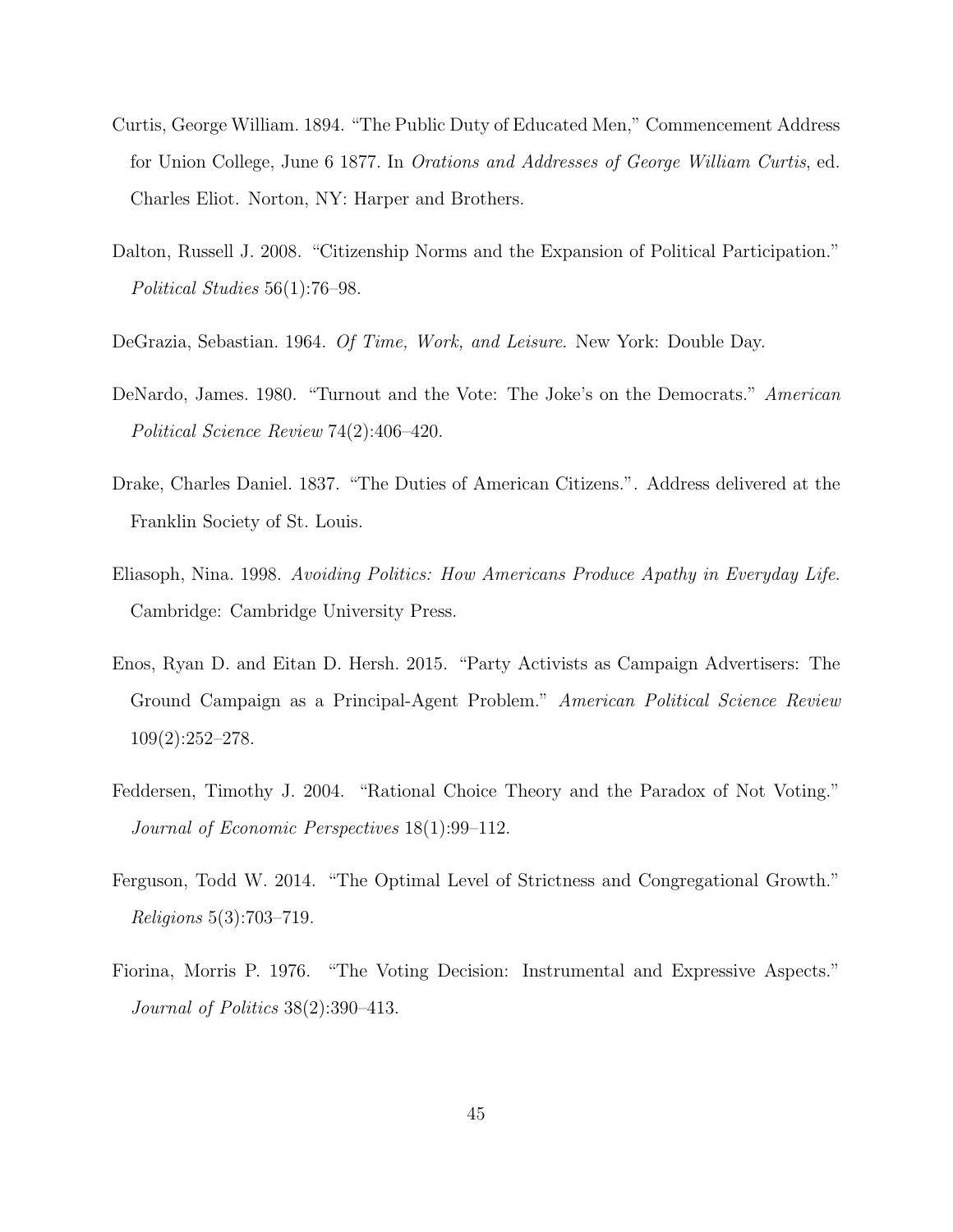Curtis, George William. 1894. "The Public Duty of Educated Men," Commencement Address for Union College, June 6 1877. In *Orations and Addresses of George William Curtis*, ed. Charles Eliot. Norton, NY: Harper and Brothers.

Dalton, Russell J. 2008. "Citizenship Norms and the Expansion of Political Participation." *Political Studies* 56(1):76–98.

DeGrazia, Sebastian. 1964. *Of Time, Work, and Leisure*. New York: Double Day.

DeNardo, James. 1980. "Turnout and the Vote: The Joke's on the Democrats." *American Political Science Review* 74(2):406–420.

Drake, Charles Daniel. 1837. "The Duties of American Citizens.". Address delivered at the Franklin Society of St. Louis.

Eliasoph, Nina. 1998. *Avoiding Politics: How Americans Produce Apathy in Everyday Life*. Cambridge: Cambridge University Press.

Enos, Ryan D. and Eitan D. Hersh. 2015. "Party Activists as Campaign Advertisers: The Ground Campaign as a Principal-Agent Problem." *American Political Science Review* 109(2):252–278.

Feddersen, Timothy J. 2004. "Rational Choice Theory and the Paradox of Not Voting." *Journal of Economic Perspectives* 18(1):99–112.

Ferguson, Todd W. 2014. "The Optimal Level of Strictness and Congregational Growth." *Religions* 5(3):703–719.

Fiorina, Morris P. 1976. "The Voting Decision: Instrumental and Expressive Aspects." *Journal of Politics* 38(2):390–413.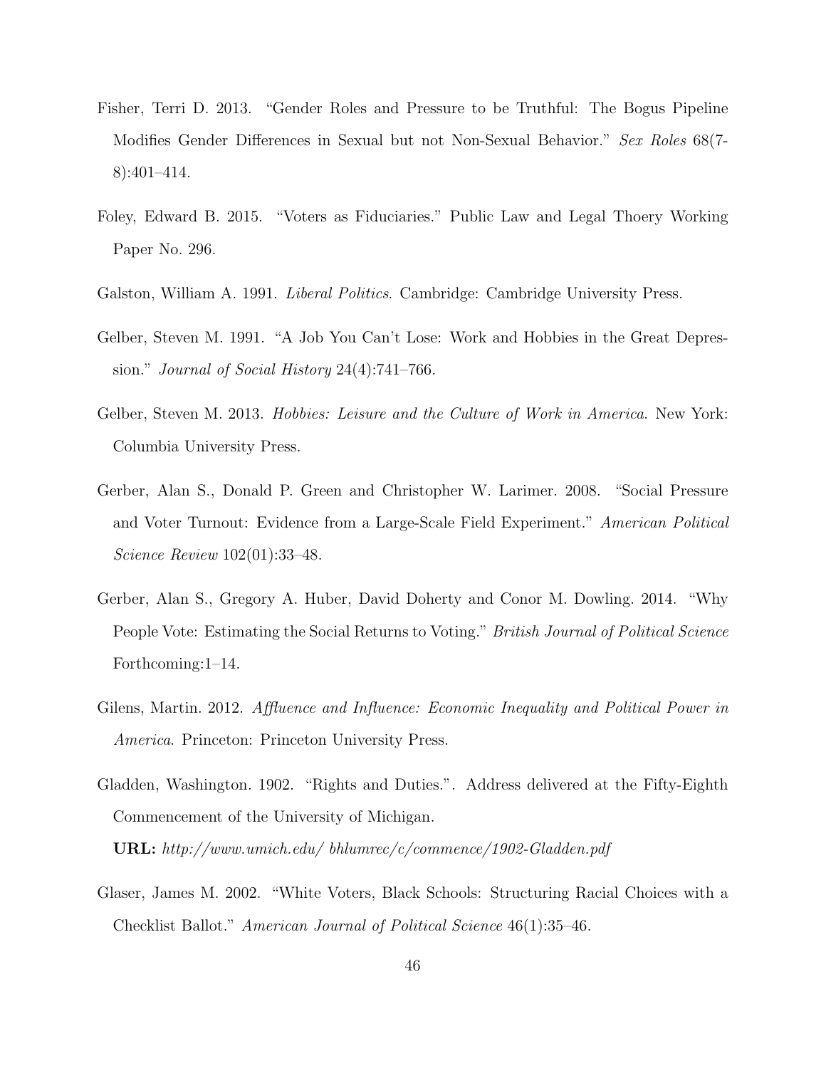Fisher, Terri D. 2013. "Gender Roles and Pressure to be Truthful: The Bogus Pipeline Modifies Gender Differences in Sexual but not Non-Sexual Behavior." *Sex Roles* 68(7-8):401–414.

Foley, Edward B. 2015. "Voters as Fiduciaries." Public Law and Legal Thoery Working Paper No. 296.

Galston, William A. 1991. *Liberal Politics*. Cambridge: Cambridge University Press.

Gelber, Steven M. 1991. "A Job You Can't Lose: Work and Hobbies in the Great Depression." *Journal of Social History* 24(4):741–766.

Gelber, Steven M. 2013. *Hobbies: Leisure and the Culture of Work in America*. New York: Columbia University Press.

Gerber, Alan S., Donald P. Green and Christopher W. Larimer. 2008. "Social Pressure and Voter Turnout: Evidence from a Large-Scale Field Experiment." *American Political Science Review* 102(01):33–48.

Gerber, Alan S., Gregory A. Huber, David Doherty and Conor M. Dowling. 2014. "Why People Vote: Estimating the Social Returns to Voting." *British Journal of Political Science* Forthcoming:1–14.

Gilens, Martin. 2012. *Affluence and Influence: Economic Inequality and Political Power in America*. Princeton: Princeton University Press.

Gladden, Washington. 1902. "Rights and Duties.". Address delivered at the Fifty-Eighth Commencement of the University of Michigan.
**URL:** *http://www.umich.edu/ bhlumrec/c/commence/1902-Gladden.pdf*

Glaser, James M. 2002. "White Voters, Black Schools: Structuring Racial Choices with a Checklist Ballot." *American Journal of Political Science* 46(1):35–46.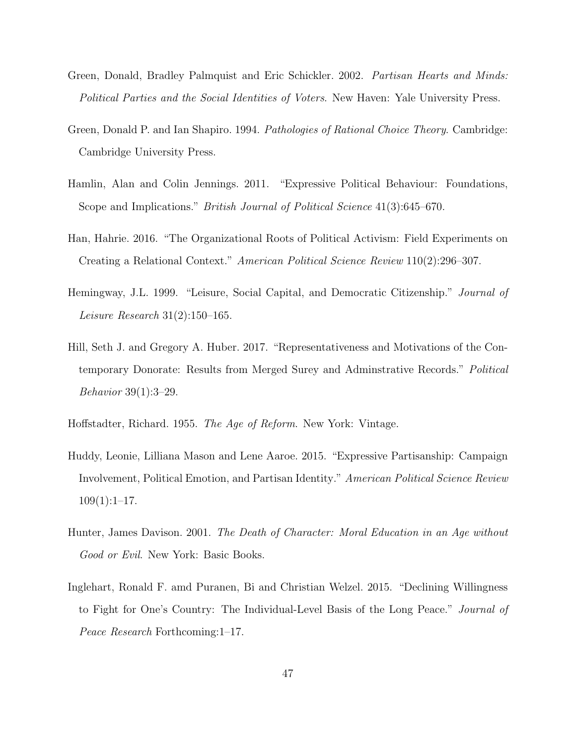Green, Donald, Bradley Palmquist and Eric Schickler. 2002. *Partisan Hearts and Minds: Political Parties and the Social Identities of Voters*. New Haven: Yale University Press.

Green, Donald P. and Ian Shapiro. 1994. *Pathologies of Rational Choice Theory*. Cambridge: Cambridge University Press.

Hamlin, Alan and Colin Jennings. 2011. "Expressive Political Behaviour: Foundations, Scope and Implications." *British Journal of Political Science* 41(3):645–670.

Han, Hahrie. 2016. "The Organizational Roots of Political Activism: Field Experiments on Creating a Relational Context." *American Political Science Review* 110(2):296–307.

Hemingway, J.L. 1999. "Leisure, Social Capital, and Democratic Citizenship." *Journal of Leisure Research* 31(2):150–165.

Hill, Seth J. and Gregory A. Huber. 2017. "Representativeness and Motivations of the Contemporary Donorate: Results from Merged Surey and Adminstrative Records." *Political Behavior* 39(1):3–29.

Hoffstadter, Richard. 1955. *The Age of Reform*. New York: Vintage.

Huddy, Leonie, Lilliana Mason and Lene Aaroe. 2015. "Expressive Partisanship: Campaign Involvement, Political Emotion, and Partisan Identity." *American Political Science Review* 109(1):1–17.

Hunter, James Davison. 2001. *The Death of Character: Moral Education in an Age without Good or Evil*. New York: Basic Books.

Inglehart, Ronald F. amd Puranen, Bi and Christian Welzel. 2015. "Declining Willingness to Fight for One's Country: The Individual-Level Basis of the Long Peace." *Journal of Peace Research* Forthcoming:1–17.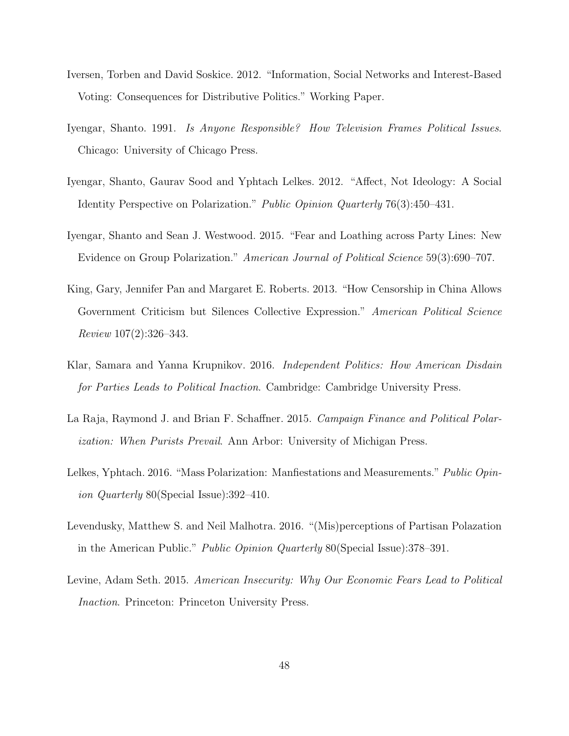Iversen, Torben and David Soskice. 2012. "Information, Social Networks and Interest-Based Voting: Consequences for Distributive Politics." Working Paper.

Iyengar, Shanto. 1991. *Is Anyone Responsible? How Television Frames Political Issues*. Chicago: University of Chicago Press.

Iyengar, Shanto, Gaurav Sood and Yphtach Lelkes. 2012. "Affect, Not Ideology: A Social Identity Perspective on Polarization." *Public Opinion Quarterly* 76(3):450–431.

Iyengar, Shanto and Sean J. Westwood. 2015. "Fear and Loathing across Party Lines: New Evidence on Group Polarization." *American Journal of Political Science* 59(3):690–707.

King, Gary, Jennifer Pan and Margaret E. Roberts. 2013. "How Censorship in China Allows Government Criticism but Silences Collective Expression." *American Political Science Review* 107(2):326–343.

Klar, Samara and Yanna Krupnikov. 2016. *Independent Politics: How American Disdain for Parties Leads to Political Inaction*. Cambridge: Cambridge University Press.

La Raja, Raymond J. and Brian F. Schaffner. 2015. *Campaign Finance and Political Polarization: When Purists Prevail*. Ann Arbor: University of Michigan Press.

Lelkes, Yphtach. 2016. "Mass Polarization: Manfiestations and Measurements." *Public Opinion Quarterly* 80(Special Issue):392–410.

Levendusky, Matthew S. and Neil Malhotra. 2016. "(Mis)perceptions of Partisan Polazation in the American Public." *Public Opinion Quarterly* 80(Special Issue):378–391.

Levine, Adam Seth. 2015. *American Insecurity: Why Our Economic Fears Lead to Political Inaction*. Princeton: Princeton University Press.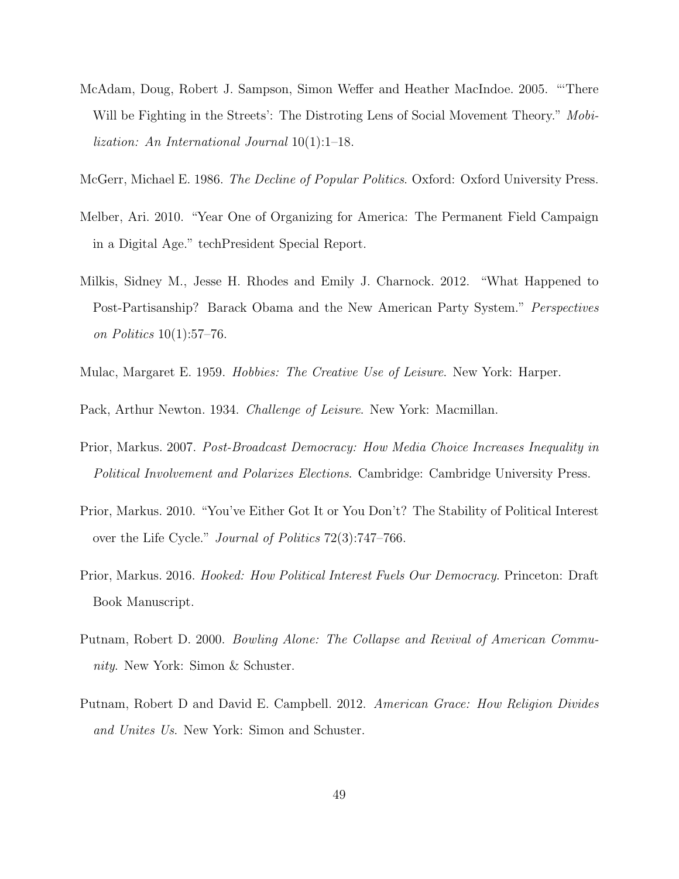McAdam, Doug, Robert J. Sampson, Simon Weffer and Heather MacIndoe. 2005. "'There Will be Fighting in the Streets': The Distroting Lens of Social Movement Theory." *Mobilization: An International Journal* 10(1):1–18.

McGerr, Michael E. 1986. *The Decline of Popular Politics*. Oxford: Oxford University Press.

Melber, Ari. 2010. "Year One of Organizing for America: The Permanent Field Campaign in a Digital Age." techPresident Special Report.

Milkis, Sidney M., Jesse H. Rhodes and Emily J. Charnock. 2012. "What Happened to Post-Partisanship? Barack Obama and the New American Party System." *Perspectives on Politics* 10(1):57–76.

Mulac, Margaret E. 1959. *Hobbies: The Creative Use of Leisure*. New York: Harper.

Pack, Arthur Newton. 1934. *Challenge of Leisure*. New York: Macmillan.

Prior, Markus. 2007. *Post-Broadcast Democracy: How Media Choice Increases Inequality in Political Involvement and Polarizes Elections*. Cambridge: Cambridge University Press.

Prior, Markus. 2010. "You've Either Got It or You Don't? The Stability of Political Interest over the Life Cycle." *Journal of Politics* 72(3):747–766.

Prior, Markus. 2016. *Hooked: How Political Interest Fuels Our Democracy*. Princeton: Draft Book Manuscript.

Putnam, Robert D. 2000. *Bowling Alone: The Collapse and Revival of American Community*. New York: Simon & Schuster.

Putnam, Robert D and David E. Campbell. 2012. *American Grace: How Religion Divides and Unites Us*. New York: Simon and Schuster.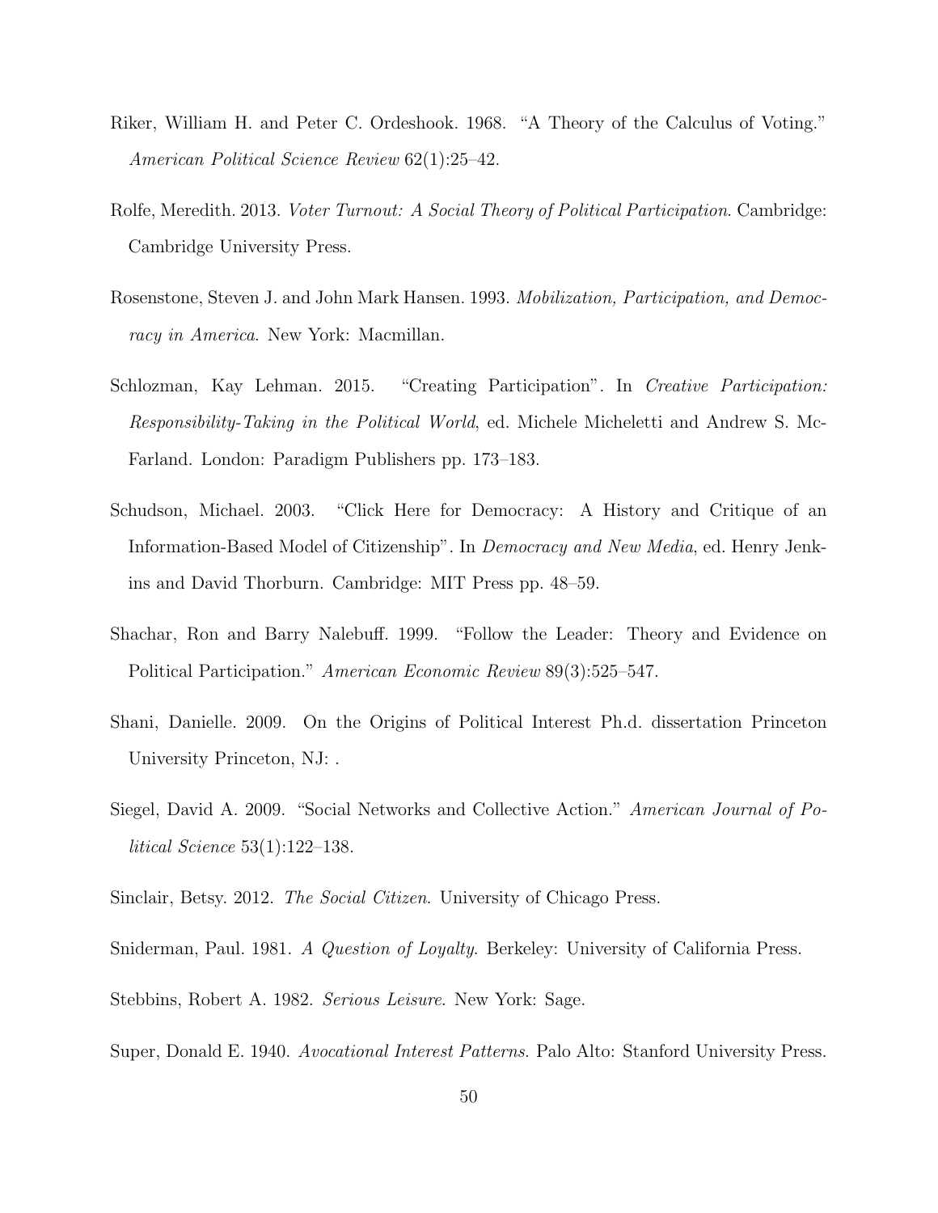Riker, William H. and Peter C. Ordeshook. 1968. "A Theory of the Calculus of Voting." *American Political Science Review* 62(1):25–42.

Rolfe, Meredith. 2013. *Voter Turnout: A Social Theory of Political Participation*. Cambridge: Cambridge University Press.

Rosenstone, Steven J. and John Mark Hansen. 1993. *Mobilization, Participation, and Democracy in America*. New York: Macmillan.

Schlozman, Kay Lehman. 2015. "Creating Participation". In *Creative Participation: Responsibility-Taking in the Political World*, ed. Michele Micheletti and Andrew S. McFarland. London: Paradigm Publishers pp. 173–183.

Schudson, Michael. 2003. "Click Here for Democracy: A History and Critique of an Information-Based Model of Citizenship". In *Democracy and New Media*, ed. Henry Jenkins and David Thorburn. Cambridge: MIT Press pp. 48–59.

Shachar, Ron and Barry Nalebuff. 1999. "Follow the Leader: Theory and Evidence on Political Participation." *American Economic Review* 89(3):525–547.

Shani, Danielle. 2009. On the Origins of Political Interest Ph.d. dissertation Princeton University Princeton, NJ: .

Siegel, David A. 2009. "Social Networks and Collective Action." *American Journal of Political Science* 53(1):122–138.

Sinclair, Betsy. 2012. *The Social Citizen*. University of Chicago Press.

Sniderman, Paul. 1981. *A Question of Loyalty*. Berkeley: University of California Press.

Stebbins, Robert A. 1982. *Serious Leisure*. New York: Sage.

Super, Donald E. 1940. *Avocational Interest Patterns*. Palo Alto: Stanford University Press.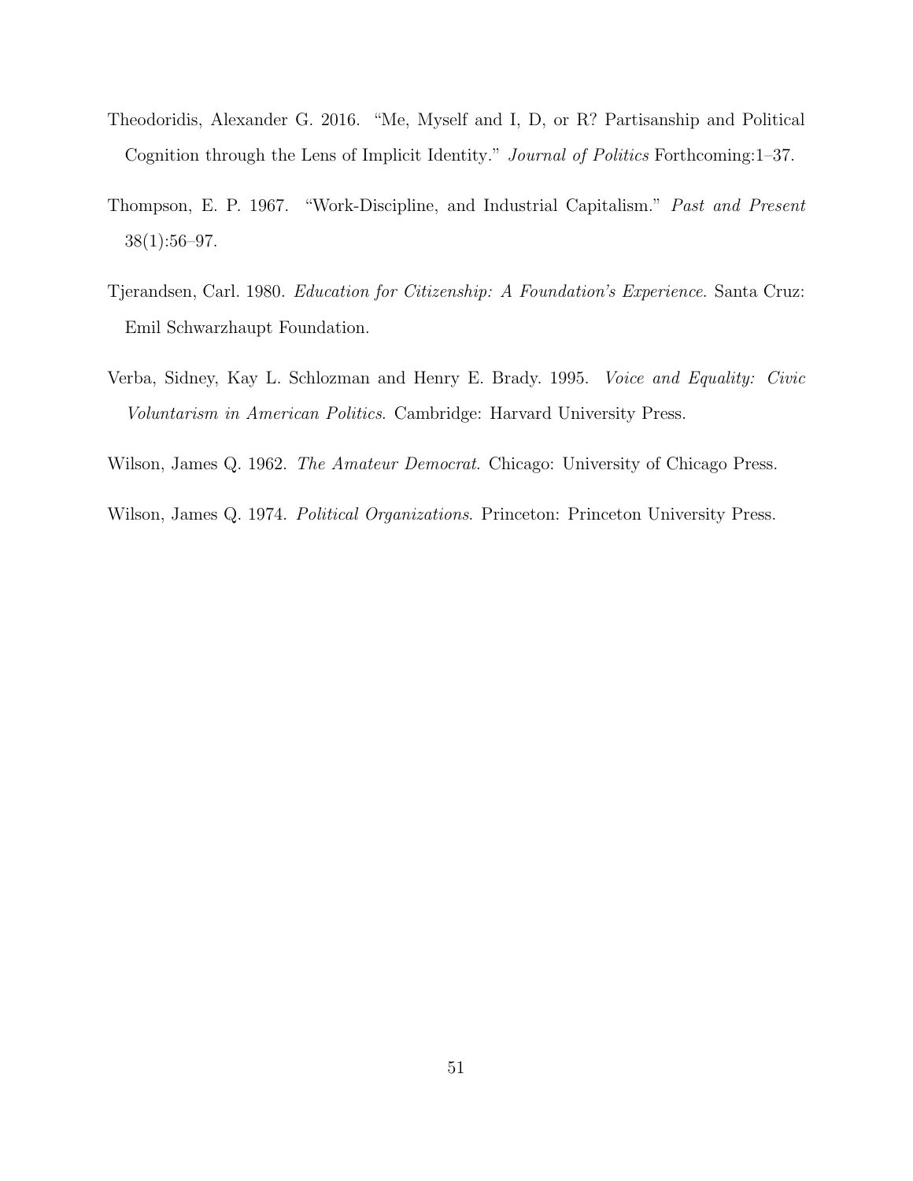Theodoridis, Alexander G. 2016. "Me, Myself and I, D, or R? Partisanship and Political Cognition through the Lens of Implicit Identity." *Journal of Politics* Forthcoming:1–37.

Thompson, E. P. 1967. "Work-Discipline, and Industrial Capitalism." *Past and Present* 38(1):56–97.

Tjerandsen, Carl. 1980. *Education for Citizenship: A Foundation's Experience*. Santa Cruz: Emil Schwarzhaupt Foundation.

Verba, Sidney, Kay L. Schlozman and Henry E. Brady. 1995. *Voice and Equality: Civic Voluntarism in American Politics*. Cambridge: Harvard University Press.

Wilson, James Q. 1962. *The Amateur Democrat*. Chicago: University of Chicago Press.

Wilson, James Q. 1974. *Political Organizations*. Princeton: Princeton University Press.